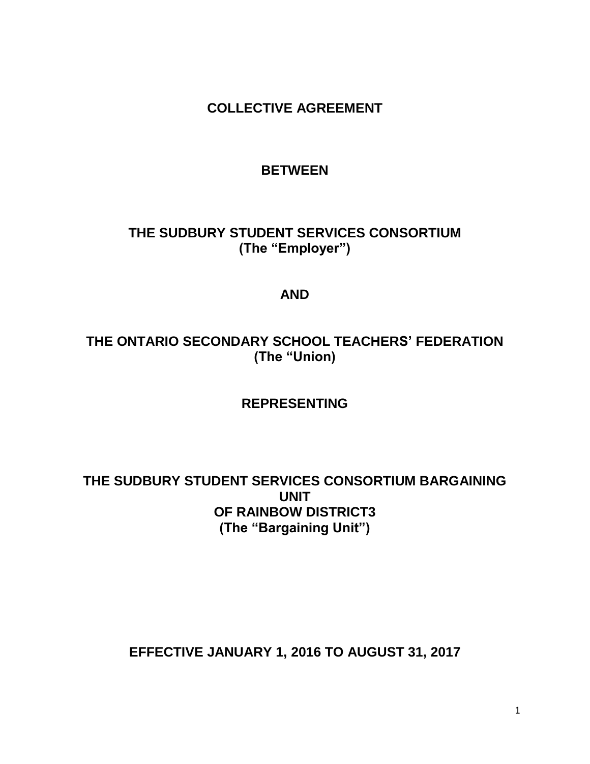# COLLECTIVE AGREEMENT

**BETWEEN**

**THE SUDBURY STUDENT SERVICES CONSORTIUM**
**(The "Employer")**

**AND**

**THE ONTARIO SECONDARY SCHOOL TEACHERS' FEDERATION**
**(The "Union)**

**REPRESENTING**

**THE SUDBURY STUDENT SERVICES CONSORTIUM BARGAINING UNIT**
**OF RAINBOW DISTRICT3**
**(The "Bargaining Unit")**

**EFFECTIVE JANUARY 1, 2016 TO AUGUST 31, 2017**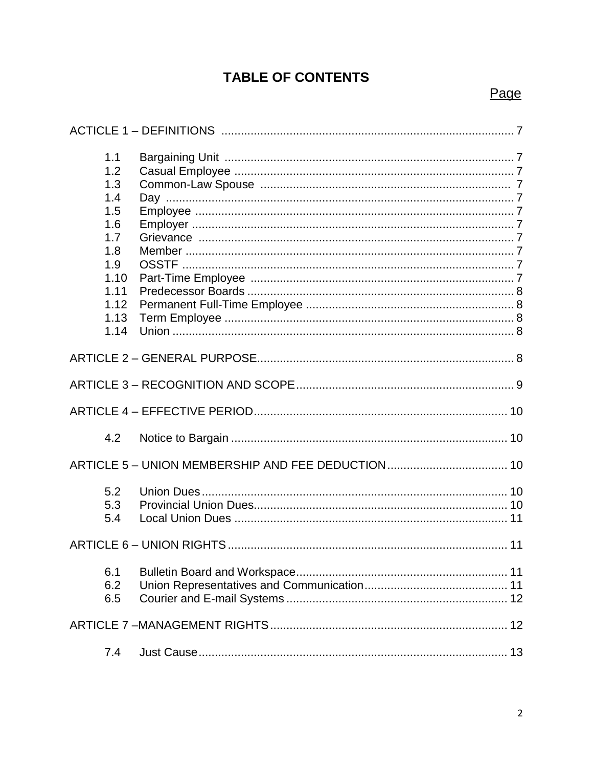# TABLE OF CONTENTS

| | | Page |
|---|---|---|
| ACTICLE 1 – DEFINITIONS | | 7 |
| 1.1 | Bargaining Unit | 7 |
| 1.2 | Casual Employee | 7 |
| 1.3 | Common-Law Spouse | 7 |
| 1.4 | Day | 7 |
| 1.5 | Employee | 7 |
| 1.6 | Employer | 7 |
| 1.7 | Grievance | 7 |
| 1.8 | Member | 7 |
| 1.9 | OSSTF | 7 |
| 1.10 | Part-Time Employee | 7 |
| 1.11 | Predecessor Boards | 8 |
| 1.12 | Permanent Full-Time Employee | 8 |
| 1.13 | Term Employee | 8 |
| 1.14 | Union | 8 |
| ARTICLE 2 – GENERAL PURPOSE | | 8 |
| ARTICLE 3 – RECOGNITION AND SCOPE | | 9 |
| ARTICLE 4 – EFFECTIVE PERIOD | | 10 |
| 4.2 | Notice to Bargain | 10 |
| ARTICLE 5 – UNION MEMBERSHIP AND FEE DEDUCTION | | 10 |
| 5.2 | Union Dues | 10 |
| 5.3 | Provincial Union Dues | 10 |
| 5.4 | Local Union Dues | 11 |
| ARTICLE 6 – UNION RIGHTS | | 11 |
| 6.1 | Bulletin Board and Workspace | 11 |
| 6.2 | Union Representatives and Communication | 11 |
| 6.5 | Courier and E-mail Systems | 12 |
| ARTICLE 7 –MANAGEMENT RIGHTS | | 12 |
| 7.4 | Just Cause | 13 |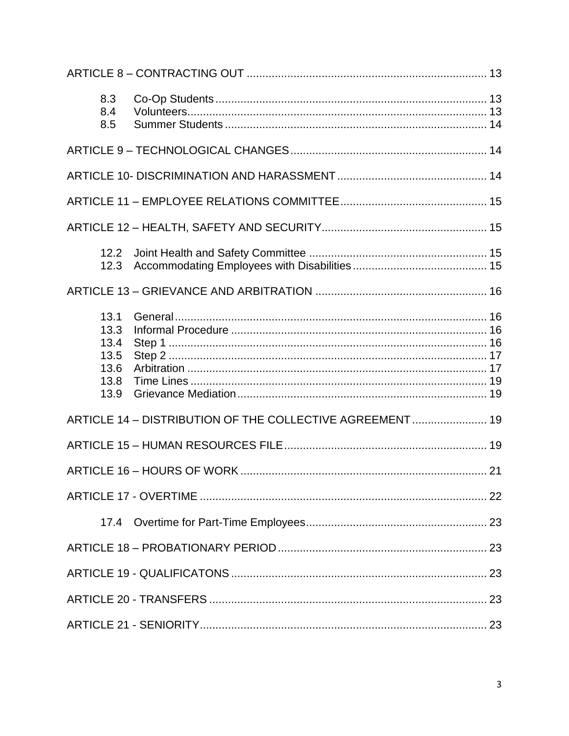ARTICLE 8 – CONTRACTING OUT ............................................................................ 13

- 8.3 Co-Op Students ...................................................................................... 13
- 8.4 Volunteers............................................................................................... 13
- 8.5 Summer Students ................................................................................... 14

ARTICLE 9 – TECHNOLOGICAL CHANGES .............................................................. 14

ARTICLE 10- DISCRIMINATION AND HARASSMENT ................................................ 14

ARTICLE 11 – EMPLOYEE RELATIONS COMMITTEE............................................... 15

ARTICLE 12 – HEALTH, SAFETY AND SECURITY.................................................... 15

- 12.2 Joint Health and Safety Committee ........................................................ 15
- 12.3 Accommodating Employees with Disabilities .......................................... 15

ARTICLE 13 – GRIEVANCE AND ARBITRATION ...................................................... 16

- 13.1 General .................................................................................................. 16
- 13.3 Informal Procedure ................................................................................ 16
- 13.4 Step 1 .................................................................................................... 16
- 13.5 Step 2 .................................................................................................... 17
- 13.6 Arbitration .............................................................................................. 17
- 13.8 Time Lines ............................................................................................. 19
- 13.9 Grievance Mediation .............................................................................. 19

ARTICLE 14 – DISTRIBUTION OF THE COLLECTIVE AGREEMENT ........................ 19

ARTICLE 15 – HUMAN RESOURCES FILE ................................................................ 19

ARTICLE 16 – HOURS OF WORK .............................................................................. 21

ARTICLE 17 - OVERTIME ........................................................................................... 22

- 17.4 Overtime for Part-Time Employees......................................................... 23

ARTICLE 18 – PROBATIONARY PERIOD .................................................................. 23

ARTICLE 19 - QUALIFICATONS ................................................................................. 23

ARTICLE 20 - TRANSFERS ........................................................................................ 23

ARTICLE 21 - SENIORITY........................................................................................... 23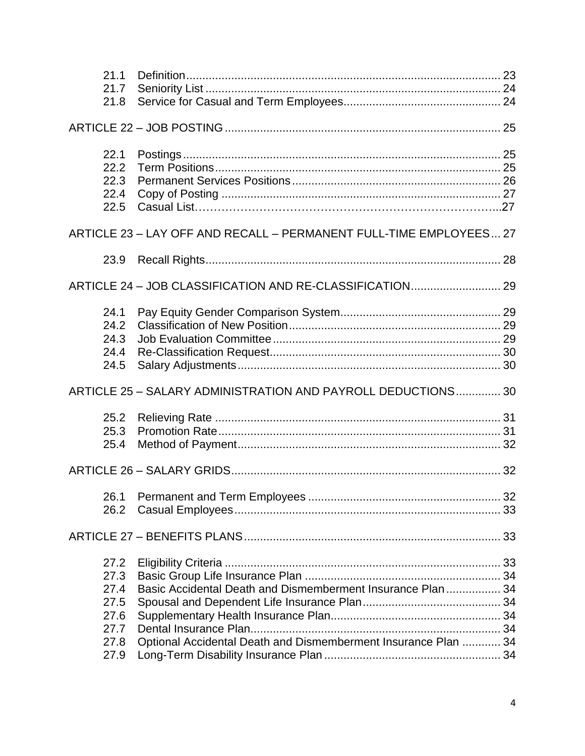21.1 Definition ........................................................................................ 23
21.7 Seniority List ................................................................................... 24
21.8 Service for Casual and Term Employees ........................................ 24

ARTICLE 22 – JOB POSTING ............................................................................ 25

22.1 Postings .......................................................................................... 25
22.2 Term Positions ................................................................................ 25
22.3 Permanent Services Positions ........................................................ 26
22.4 Copy of Posting .............................................................................. 27
22.5 Casual List……………………………………………………………...27

ARTICLE 23 – LAY OFF AND RECALL – PERMANENT FULL-TIME EMPLOYEES ... 27

23.9 Recall Rights ................................................................................... 28

ARTICLE 24 – JOB CLASSIFICATION AND RE-CLASSIFICATION ...................... 29

24.1 Pay Equity Gender Comparison System ......................................... 29
24.2 Classification of New Position ......................................................... 29
24.3 Job Evaluation Committee .............................................................. 29
24.4 Re-Classification Request ............................................................... 30
24.5 Salary Adjustments ......................................................................... 30

ARTICLE 25 – SALARY ADMINISTRATION AND PAYROLL DEDUCTIONS .............. 30

25.2 Relieving Rate ................................................................................ 31
25.3 Promotion Rate ............................................................................... 31
25.4 Method of Payment ......................................................................... 32

ARTICLE 26 – SALARY GRIDS .......................................................................... 32

26.1 Permanent and Term Employees ................................................... 32
26.2 Casual Employees .......................................................................... 33

ARTICLE 27 – BENEFITS PLANS ...................................................................... 33

27.2 Eligibility Criteria ............................................................................. 33
27.3 Basic Group Life Insurance Plan .................................................... 34
27.4 Basic Accidental Death and Dismemberment Insurance Plan ......... 34
27.5 Spousal and Dependent Life Insurance Plan ................................... 34
27.6 Supplementary Health Insurance Plan ............................................ 34
27.7 Dental Insurance Plan ..................................................................... 34
27.8 Optional Accidental Death and Dismemberment Insurance Plan ............ 34
27.9 Long-Term Disability Insurance Plan .............................................. 34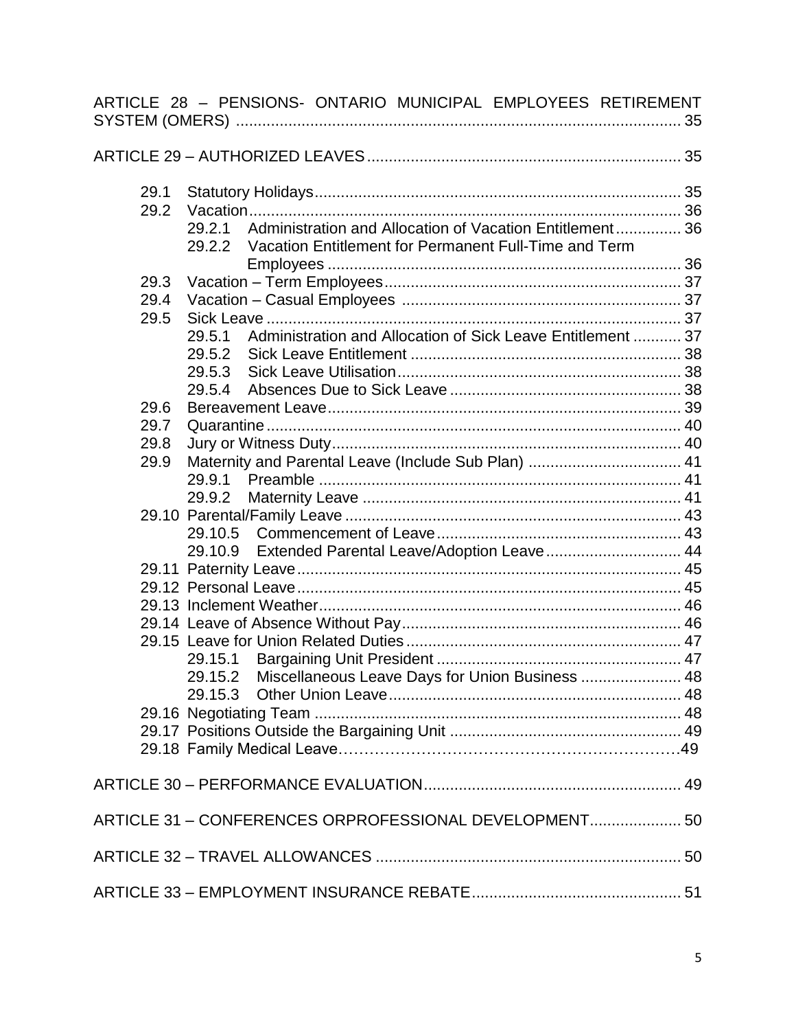ARTICLE 28 – PENSIONS- ONTARIO MUNICIPAL EMPLOYEES RETIREMENT SYSTEM (OMERS) ..................................................................................................... 35

ARTICLE 29 – AUTHORIZED LEAVES ...................................................................... 35

- 29.1 Statutory Holidays ................................................................................... 35
- 29.2 Vacation .................................................................................................. 36
  - 29.2.1 Administration and Allocation of Vacation Entitlement .............. 36
  - 29.2.2 Vacation Entitlement for Permanent Full-Time and Term Employees ............................................................................... 36
- 29.3 Vacation – Term Employees .................................................................... 37
- 29.4 Vacation – Casual Employees ............................................................... 37
- 29.5 Sick Leave .............................................................................................. 37
  - 29.5.1 Administration and Allocation of Sick Leave Entitlement ........... 37
  - 29.5.2 Sick Leave Entitlement ............................................................. 38
  - 29.5.3 Sick Leave Utilisation ................................................................ 38
  - 29.5.4 Absences Due to Sick Leave .................................................... 38
- 29.6 Bereavement Leave ................................................................................ 39
- 29.7 Quarantine .............................................................................................. 40
- 29.8 Jury or Witness Duty ............................................................................... 40
- 29.9 Maternity and Parental Leave (Include Sub Plan) ................................... 41
  - 29.9.1 Preamble .................................................................................. 41
  - 29.9.2 Maternity Leave ........................................................................ 41
- 29.10 Parental/Family Leave ............................................................................ 43
  - 29.10.5 Commencement of Leave ....................................................... 43
  - 29.10.9 Extended Parental Leave/Adoption Leave ............................... 44
- 29.11 Paternity Leave ....................................................................................... 45
- 29.12 Personal Leave ....................................................................................... 45
- 29.13 Inclement Weather .................................................................................. 46
- 29.14 Leave of Absence Without Pay ............................................................... 46
- 29.15 Leave for Union Related Duties .............................................................. 47
  - 29.15.1 Bargaining Unit President ....................................................... 47
  - 29.15.2 Miscellaneous Leave Days for Union Business ....................... 48
  - 29.15.3 Other Union Leave .................................................................. 48
- 29.16 Negotiating Team ................................................................................... 48
- 29.17 Positions Outside the Bargaining Unit .................................................... 49
- 29.18 Family Medical Leave……………………………………………………….49

ARTICLE 30 – PERFORMANCE EVALUATION .......................................................... 49

ARTICLE 31 – CONFERENCES ORPROFESSIONAL DEVELOPMENT ..................... 50

ARTICLE 32 – TRAVEL ALLOWANCES ..................................................................... 50

ARTICLE 33 – EMPLOYMENT INSURANCE REBATE ............................................... 51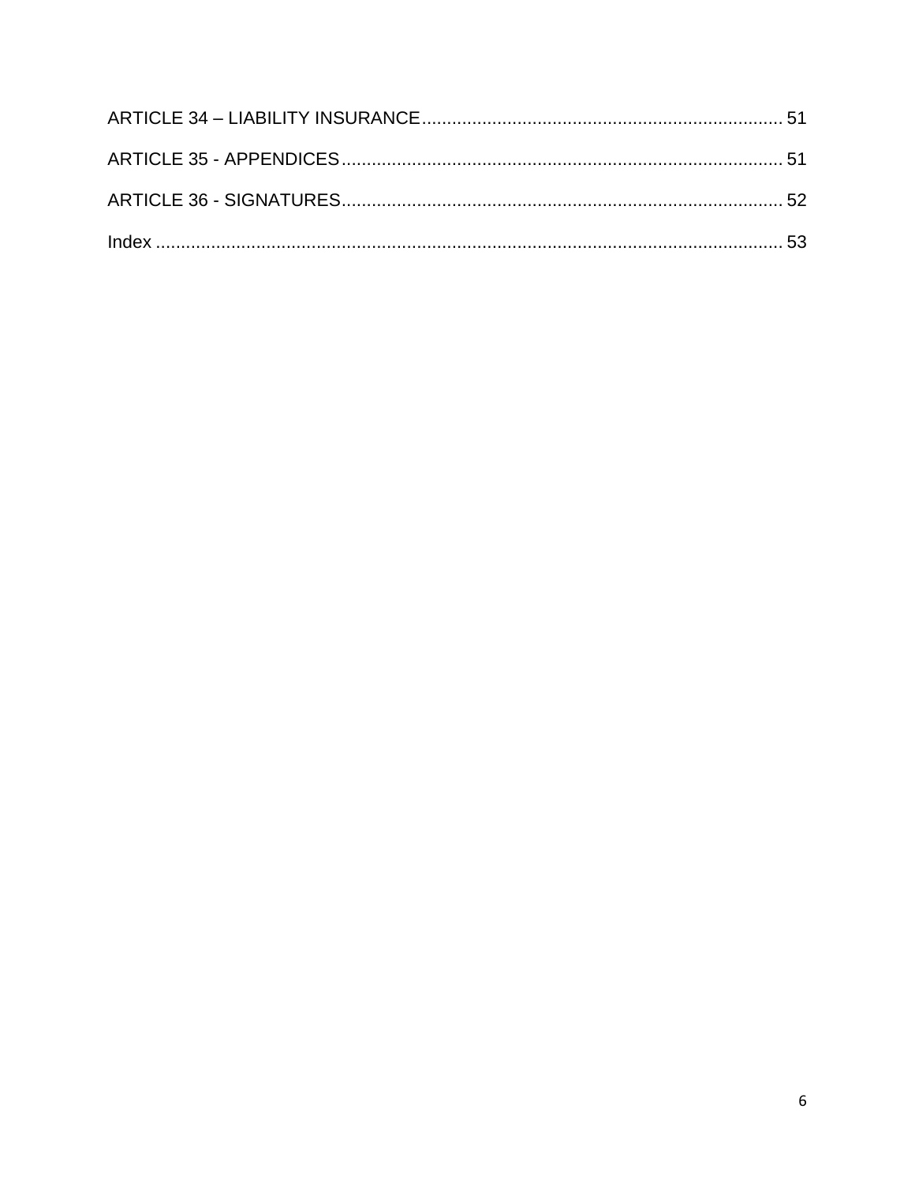ARTICLE 34 – LIABILITY INSURANCE ........................................................................ 51

ARTICLE 35 - APPENDICES ........................................................................................ 51

ARTICLE 36 - SIGNATURES ........................................................................................ 52

Index ............................................................................................................................ 53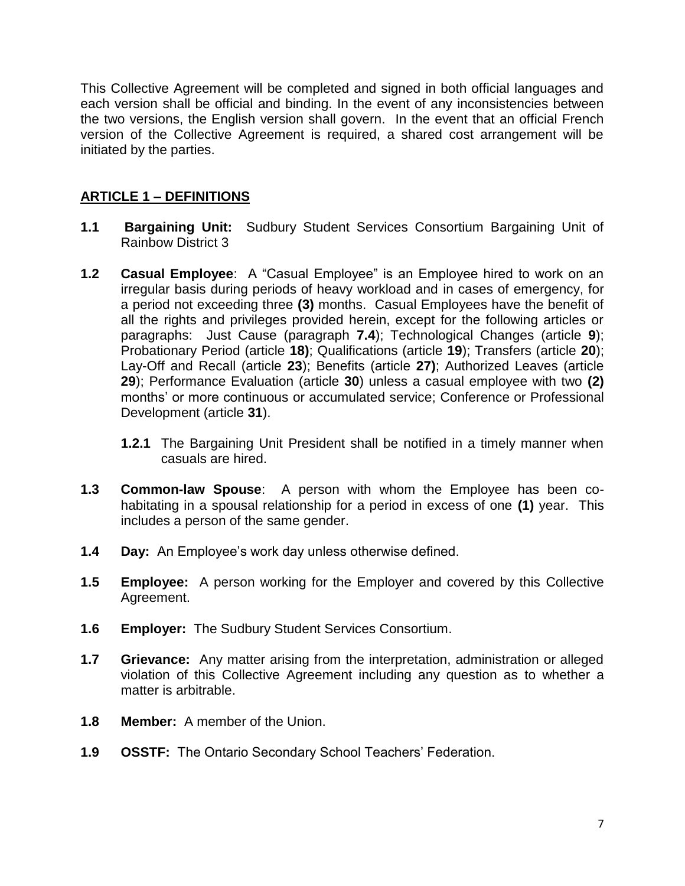This Collective Agreement will be completed and signed in both official languages and each version shall be official and binding. In the event of any inconsistencies between the two versions, the English version shall govern. In the event that an official French version of the Collective Agreement is required, a shared cost arrangement will be initiated by the parties.

## ARTICLE 1 – DEFINITIONS

**1.1** **Bargaining Unit:** Sudbury Student Services Consortium Bargaining Unit of Rainbow District 3

**1.2** **Casual Employee**: A "Casual Employee" is an Employee hired to work on an irregular basis during periods of heavy workload and in cases of emergency, for a period not exceeding three **(3)** months. Casual Employees have the benefit of all the rights and privileges provided herein, except for the following articles or paragraphs: Just Cause (paragraph **7.4**); Technological Changes (article **9**); Probationary Period (article **18)**; Qualifications (article **19**); Transfers (article **20**); Lay-Off and Recall (article **23**); Benefits (article **27)**; Authorized Leaves (article **29**); Performance Evaluation (article **30**) unless a casual employee with two **(2)** months' or more continuous or accumulated service; Conference or Professional Development (article **31**).

> **1.2.1** The Bargaining Unit President shall be notified in a timely manner when casuals are hired.

**1.3** **Common-law Spouse**: A person with whom the Employee has been co-habitating in a spousal relationship for a period in excess of one **(1)** year. This includes a person of the same gender.

**1.4** **Day:** An Employee's work day unless otherwise defined.

**1.5** **Employee:** A person working for the Employer and covered by this Collective Agreement.

**1.6** **Employer:** The Sudbury Student Services Consortium.

**1.7** **Grievance:** Any matter arising from the interpretation, administration or alleged violation of this Collective Agreement including any question as to whether a matter is arbitrable.

**1.8** **Member:** A member of the Union.

**1.9** **OSSTF:** The Ontario Secondary School Teachers' Federation.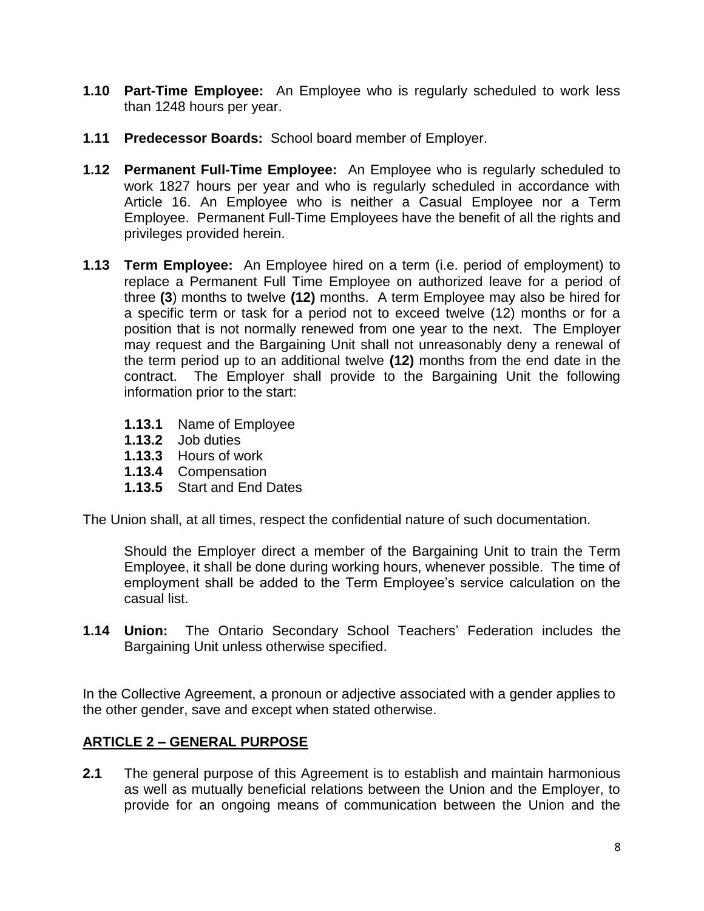**1.10 Part-Time Employee:** An Employee who is regularly scheduled to work less than 1248 hours per year.

**1.11 Predecessor Boards:** School board member of Employer.

**1.12 Permanent Full-Time Employee:** An Employee who is regularly scheduled to work 1827 hours per year and who is regularly scheduled in accordance with Article 16. An Employee who is neither a Casual Employee nor a Term Employee. Permanent Full-Time Employees have the benefit of all the rights and privileges provided herein.

**1.13 Term Employee:** An Employee hired on a term (i.e. period of employment) to replace a Permanent Full Time Employee on authorized leave for a period of three **(3**) months to twelve **(12)** months. A term Employee may also be hired for a specific term or task for a period not to exceed twelve (12) months or for a position that is not normally renewed from one year to the next. The Employer may request and the Bargaining Unit shall not unreasonably deny a renewal of the term period up to an additional twelve **(12)** months from the end date in the contract. The Employer shall provide to the Bargaining Unit the following information prior to the start:

- **1.13.1** Name of Employee
- **1.13.2** Job duties
- **1.13.3** Hours of work
- **1.13.4** Compensation
- **1.13.5** Start and End Dates

The Union shall, at all times, respect the confidential nature of such documentation.

Should the Employer direct a member of the Bargaining Unit to train the Term Employee, it shall be done during working hours, whenever possible. The time of employment shall be added to the Term Employee's service calculation on the casual list.

**1.14 Union:** The Ontario Secondary School Teachers' Federation includes the Bargaining Unit unless otherwise specified.

In the Collective Agreement, a pronoun or adjective associated with a gender applies to the other gender, save and except when stated otherwise.

## ARTICLE 2 – GENERAL PURPOSE

**2.1** The general purpose of this Agreement is to establish and maintain harmonious as well as mutually beneficial relations between the Union and the Employer, to provide for an ongoing means of communication between the Union and the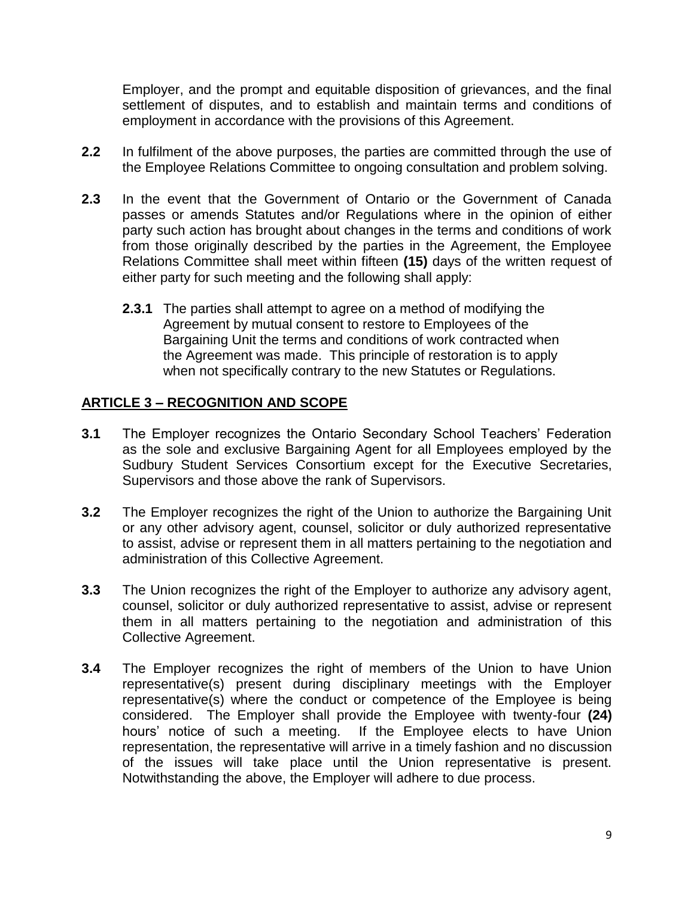Employer, and the prompt and equitable disposition of grievances, and the final settlement of disputes, and to establish and maintain terms and conditions of employment in accordance with the provisions of this Agreement.

**2.2** In fulfilment of the above purposes, the parties are committed through the use of the Employee Relations Committee to ongoing consultation and problem solving.

**2.3** In the event that the Government of Ontario or the Government of Canada passes or amends Statutes and/or Regulations where in the opinion of either party such action has brought about changes in the terms and conditions of work from those originally described by the parties in the Agreement, the Employee Relations Committee shall meet within fifteen **(15)** days of the written request of either party for such meeting and the following shall apply:

> **2.3.1** The parties shall attempt to agree on a method of modifying the Agreement by mutual consent to restore to Employees of the Bargaining Unit the terms and conditions of work contracted when the Agreement was made. This principle of restoration is to apply when not specifically contrary to the new Statutes or Regulations.

## ARTICLE 3 – RECOGNITION AND SCOPE

**3.1** The Employer recognizes the Ontario Secondary School Teachers' Federation as the sole and exclusive Bargaining Agent for all Employees employed by the Sudbury Student Services Consortium except for the Executive Secretaries, Supervisors and those above the rank of Supervisors.

**3.2** The Employer recognizes the right of the Union to authorize the Bargaining Unit or any other advisory agent, counsel, solicitor or duly authorized representative to assist, advise or represent them in all matters pertaining to the negotiation and administration of this Collective Agreement.

**3.3** The Union recognizes the right of the Employer to authorize any advisory agent, counsel, solicitor or duly authorized representative to assist, advise or represent them in all matters pertaining to the negotiation and administration of this Collective Agreement.

**3.4** The Employer recognizes the right of members of the Union to have Union representative(s) present during disciplinary meetings with the Employer representative(s) where the conduct or competence of the Employee is being considered. The Employer shall provide the Employee with twenty-four **(24)** hours' notice of such a meeting. If the Employee elects to have Union representation, the representative will arrive in a timely fashion and no discussion of the issues will take place until the Union representative is present. Notwithstanding the above, the Employer will adhere to due process.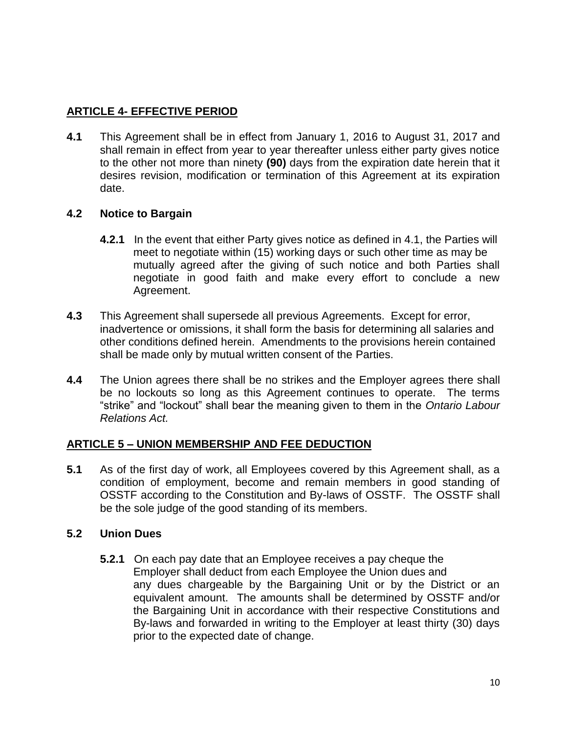## ARTICLE 4- EFFECTIVE PERIOD

**4.1** This Agreement shall be in effect from January 1, 2016 to August 31, 2017 and shall remain in effect from year to year thereafter unless either party gives notice to the other not more than ninety **(90)** days from the expiration date herein that it desires revision, modification or termination of this Agreement at its expiration date.

### 4.2 Notice to Bargain

**4.2.1** In the event that either Party gives notice as defined in 4.1, the Parties will meet to negotiate within (15) working days or such other time as may be mutually agreed after the giving of such notice and both Parties shall negotiate in good faith and make every effort to conclude a new Agreement.

**4.3** This Agreement shall supersede all previous Agreements. Except for error, inadvertence or omissions, it shall form the basis for determining all salaries and other conditions defined herein. Amendments to the provisions herein contained shall be made only by mutual written consent of the Parties.

**4.4** The Union agrees there shall be no strikes and the Employer agrees there shall be no lockouts so long as this Agreement continues to operate. The terms "strike" and "lockout" shall bear the meaning given to them in the *Ontario Labour Relations Act.*

## ARTICLE 5 – UNION MEMBERSHIP AND FEE DEDUCTION

**5.1** As of the first day of work, all Employees covered by this Agreement shall, as a condition of employment, become and remain members in good standing of OSSTF according to the Constitution and By-laws of OSSTF. The OSSTF shall be the sole judge of the good standing of its members.

### 5.2 Union Dues

**5.2.1** On each pay date that an Employee receives a pay cheque the Employer shall deduct from each Employee the Union dues and any dues chargeable by the Bargaining Unit or by the District or an equivalent amount. The amounts shall be determined by OSSTF and/or the Bargaining Unit in accordance with their respective Constitutions and By-laws and forwarded in writing to the Employer at least thirty (30) days prior to the expected date of change.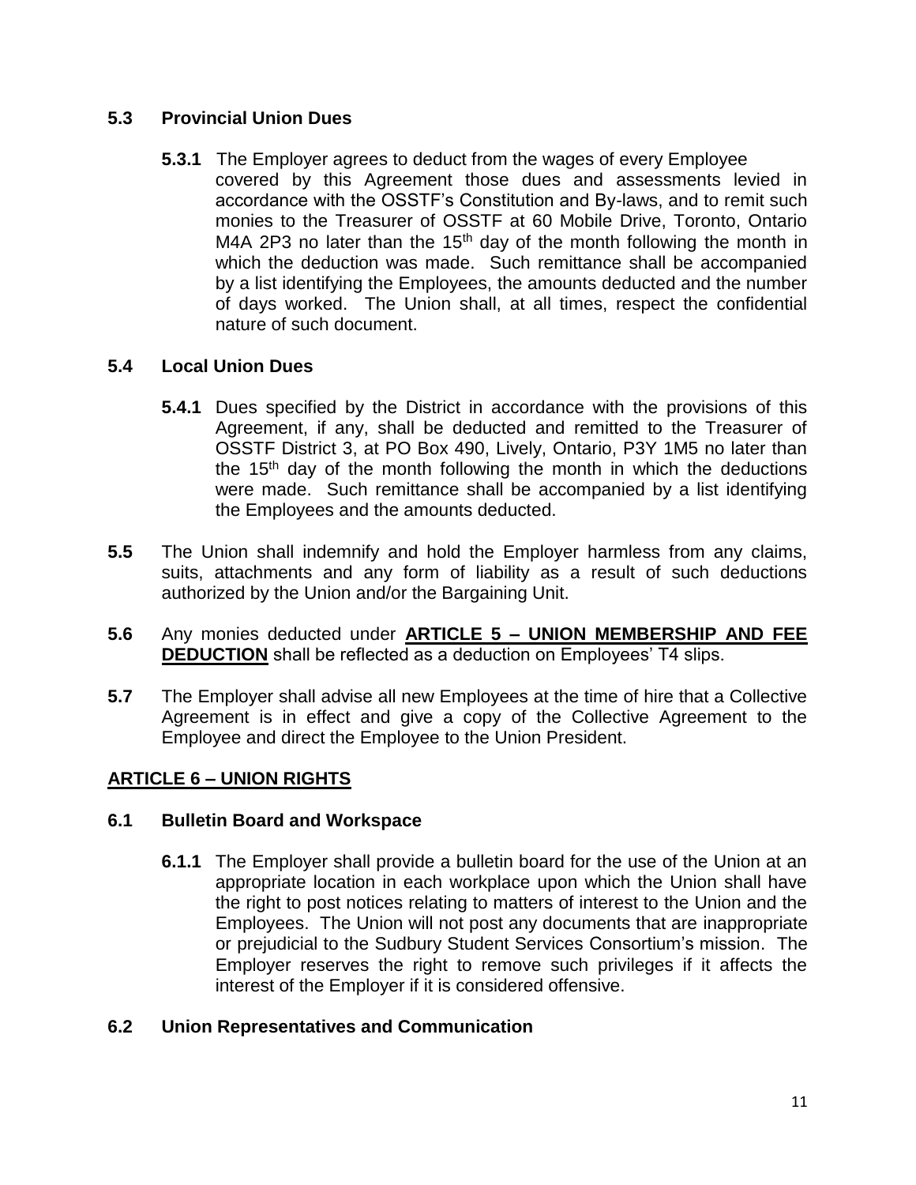### 5.3 Provincial Union Dues

**5.3.1** The Employer agrees to deduct from the wages of every Employee covered by this Agreement those dues and assessments levied in accordance with the OSSTF's Constitution and By-laws, and to remit such monies to the Treasurer of OSSTF at 60 Mobile Drive, Toronto, Ontario M4A 2P3 no later than the 15th day of the month following the month in which the deduction was made. Such remittance shall be accompanied by a list identifying the Employees, the amounts deducted and the number of days worked. The Union shall, at all times, respect the confidential nature of such document.

### 5.4 Local Union Dues

**5.4.1** Dues specified by the District in accordance with the provisions of this Agreement, if any, shall be deducted and remitted to the Treasurer of OSSTF District 3, at PO Box 490, Lively, Ontario, P3Y 1M5 no later than the 15th day of the month following the month in which the deductions were made. Such remittance shall be accompanied by a list identifying the Employees and the amounts deducted.

**5.5** The Union shall indemnify and hold the Employer harmless from any claims, suits, attachments and any form of liability as a result of such deductions authorized by the Union and/or the Bargaining Unit.

**5.6** Any monies deducted under **ARTICLE 5 – UNION MEMBERSHIP AND FEE DEDUCTION** shall be reflected as a deduction on Employees' T4 slips.

**5.7** The Employer shall advise all new Employees at the time of hire that a Collective Agreement is in effect and give a copy of the Collective Agreement to the Employee and direct the Employee to the Union President.

## ARTICLE 6 – UNION RIGHTS

### 6.1 Bulletin Board and Workspace

**6.1.1** The Employer shall provide a bulletin board for the use of the Union at an appropriate location in each workplace upon which the Union shall have the right to post notices relating to matters of interest to the Union and the Employees. The Union will not post any documents that are inappropriate or prejudicial to the Sudbury Student Services Consortium's mission. The Employer reserves the right to remove such privileges if it affects the interest of the Employer if it is considered offensive.

### 6.2 Union Representatives and Communication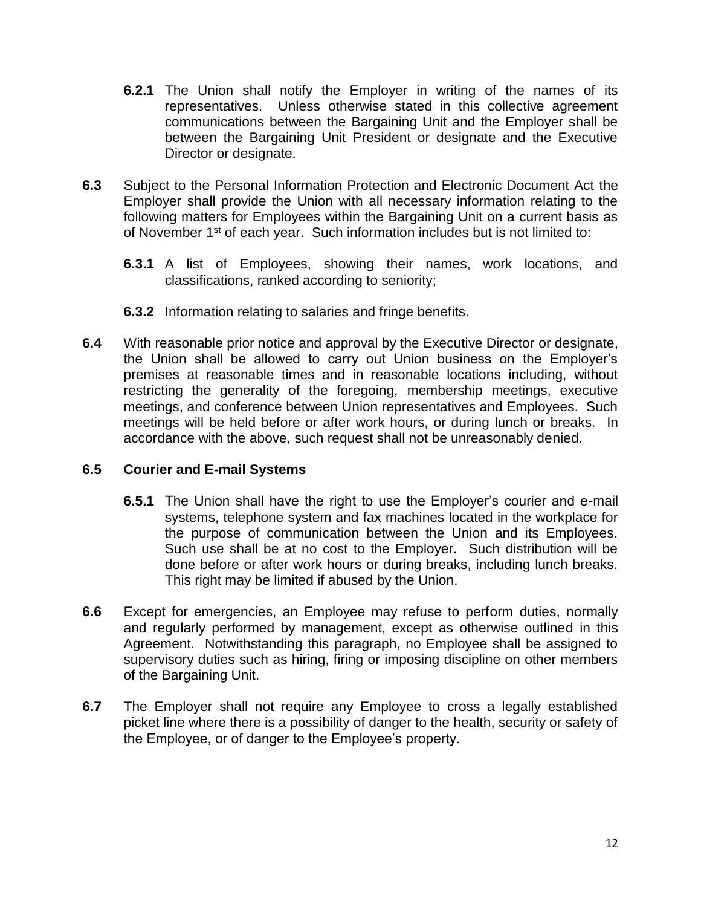**6.2.1** The Union shall notify the Employer in writing of the names of its representatives. Unless otherwise stated in this collective agreement communications between the Bargaining Unit and the Employer shall be between the Bargaining Unit President or designate and the Executive Director or designate.

**6.3** Subject to the Personal Information Protection and Electronic Document Act the Employer shall provide the Union with all necessary information relating to the following matters for Employees within the Bargaining Unit on a current basis as of November 1st of each year. Such information includes but is not limited to:

**6.3.1** A list of Employees, showing their names, work locations, and classifications, ranked according to seniority;

**6.3.2** Information relating to salaries and fringe benefits.

**6.4** With reasonable prior notice and approval by the Executive Director or designate, the Union shall be allowed to carry out Union business on the Employer's premises at reasonable times and in reasonable locations including, without restricting the generality of the foregoing, membership meetings, executive meetings, and conference between Union representatives and Employees. Such meetings will be held before or after work hours, or during lunch or breaks. In accordance with the above, such request shall not be unreasonably denied.

**6.5 Courier and E-mail Systems**

**6.5.1** The Union shall have the right to use the Employer's courier and e-mail systems, telephone system and fax machines located in the workplace for the purpose of communication between the Union and its Employees. Such use shall be at no cost to the Employer. Such distribution will be done before or after work hours or during breaks, including lunch breaks. This right may be limited if abused by the Union.

**6.6** Except for emergencies, an Employee may refuse to perform duties, normally and regularly performed by management, except as otherwise outlined in this Agreement. Notwithstanding this paragraph, no Employee shall be assigned to supervisory duties such as hiring, firing or imposing discipline on other members of the Bargaining Unit.

**6.7** The Employer shall not require any Employee to cross a legally established picket line where there is a possibility of danger to the health, security or safety of the Employee, or of danger to the Employee's property.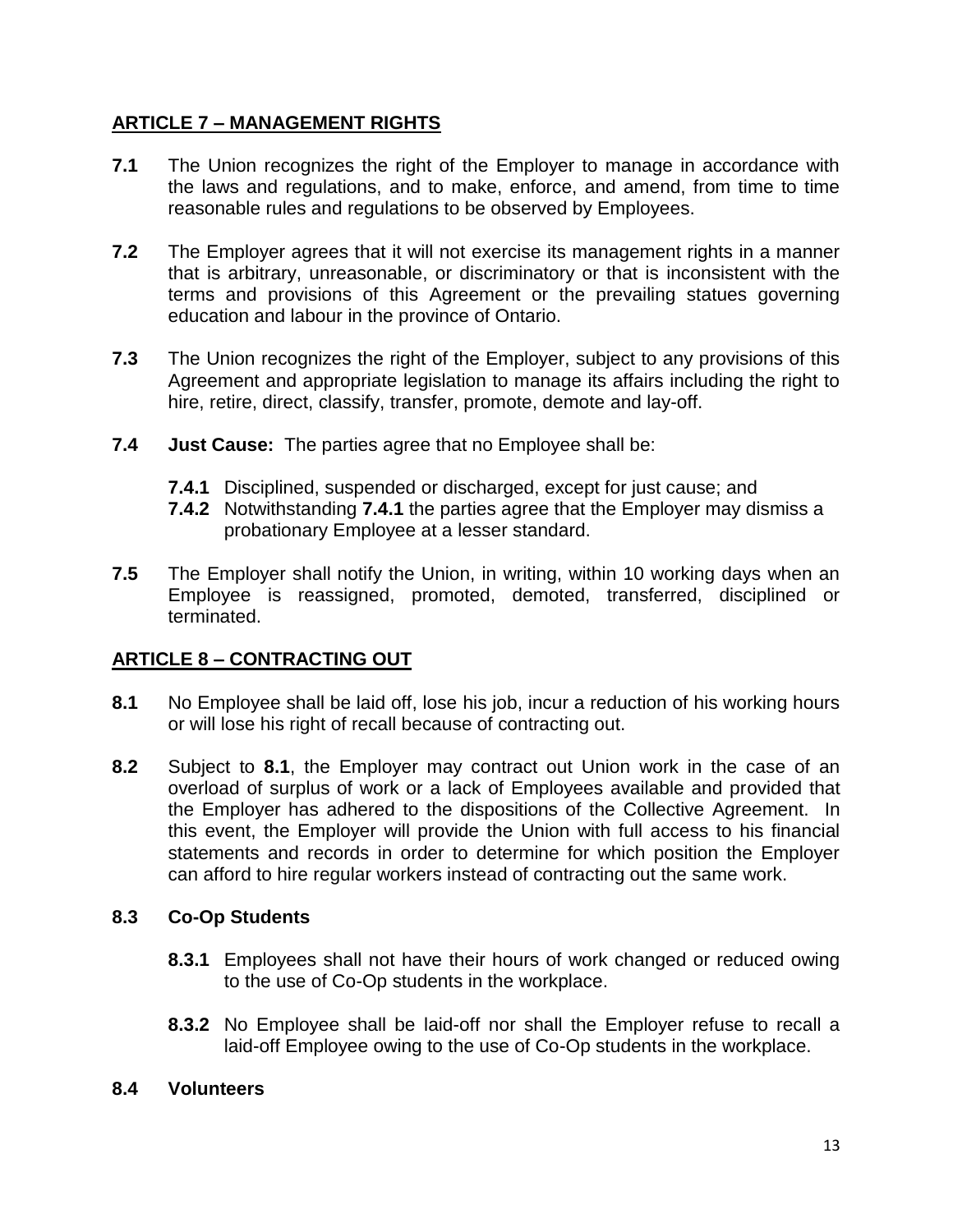## ARTICLE 7 – MANAGEMENT RIGHTS

**7.1** The Union recognizes the right of the Employer to manage in accordance with the laws and regulations, and to make, enforce, and amend, from time to time reasonable rules and regulations to be observed by Employees.

**7.2** The Employer agrees that it will not exercise its management rights in a manner that is arbitrary, unreasonable, or discriminatory or that is inconsistent with the terms and provisions of this Agreement or the prevailing statues governing education and labour in the province of Ontario.

**7.3** The Union recognizes the right of the Employer, subject to any provisions of this Agreement and appropriate legislation to manage its affairs including the right to hire, retire, direct, classify, transfer, promote, demote and lay-off.

**7.4** **Just Cause:** The parties agree that no Employee shall be:

**7.4.1** Disciplined, suspended or discharged, except for just cause; and

**7.4.2** Notwithstanding **7.4.1** the parties agree that the Employer may dismiss a probationary Employee at a lesser standard.

**7.5** The Employer shall notify the Union, in writing, within 10 working days when an Employee is reassigned, promoted, demoted, transferred, disciplined or terminated.

## ARTICLE 8 – CONTRACTING OUT

**8.1** No Employee shall be laid off, lose his job, incur a reduction of his working hours or will lose his right of recall because of contracting out.

**8.2** Subject to **8.1**, the Employer may contract out Union work in the case of an overload of surplus of work or a lack of Employees available and provided that the Employer has adhered to the dispositions of the Collective Agreement. In this event, the Employer will provide the Union with full access to his financial statements and records in order to determine for which position the Employer can afford to hire regular workers instead of contracting out the same work.

### 8.3 Co-Op Students

**8.3.1** Employees shall not have their hours of work changed or reduced owing to the use of Co-Op students in the workplace.

**8.3.2** No Employee shall be laid-off nor shall the Employer refuse to recall a laid-off Employee owing to the use of Co-Op students in the workplace.

### 8.4 Volunteers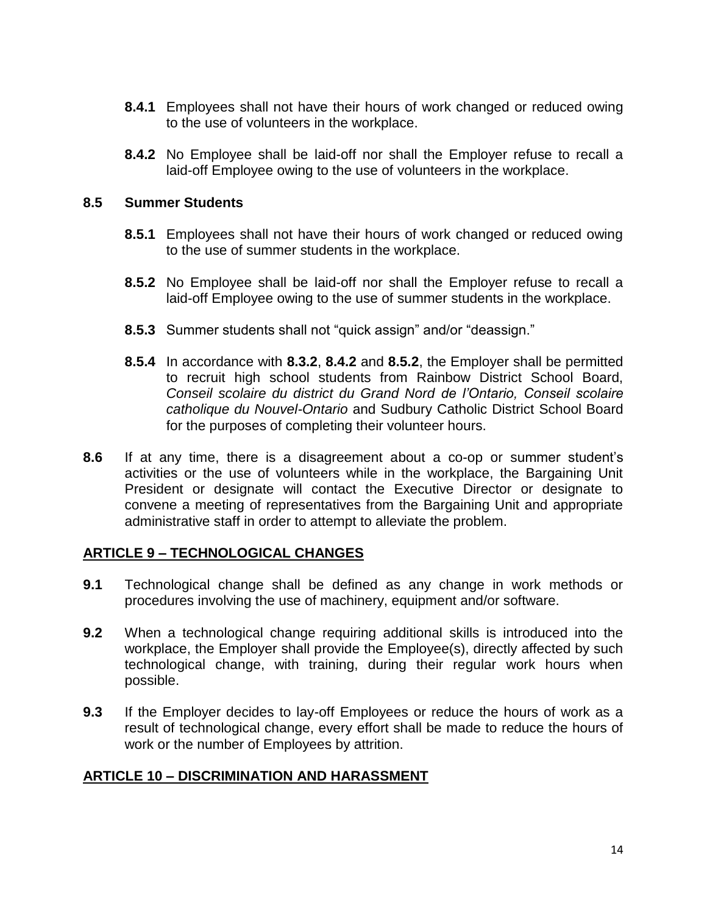**8.4.1** Employees shall not have their hours of work changed or reduced owing to the use of volunteers in the workplace.

**8.4.2** No Employee shall be laid-off nor shall the Employer refuse to recall a laid-off Employee owing to the use of volunteers in the workplace.

### 8.5 Summer Students

**8.5.1** Employees shall not have their hours of work changed or reduced owing to the use of summer students in the workplace.

**8.5.2** No Employee shall be laid-off nor shall the Employer refuse to recall a laid-off Employee owing to the use of summer students in the workplace.

**8.5.3** Summer students shall not "quick assign" and/or "deassign."

**8.5.4** In accordance with **8.3.2**, **8.4.2** and **8.5.2**, the Employer shall be permitted to recruit high school students from Rainbow District School Board, *Conseil scolaire du district du Grand Nord de l'Ontario, Conseil scolaire catholique du Nouvel-Ontario* and Sudbury Catholic District School Board for the purposes of completing their volunteer hours.

**8.6** If at any time, there is a disagreement about a co-op or summer student's activities or the use of volunteers while in the workplace, the Bargaining Unit President or designate will contact the Executive Director or designate to convene a meeting of representatives from the Bargaining Unit and appropriate administrative staff in order to attempt to alleviate the problem.

## ARTICLE 9 – TECHNOLOGICAL CHANGES

**9.1** Technological change shall be defined as any change in work methods or procedures involving the use of machinery, equipment and/or software.

**9.2** When a technological change requiring additional skills is introduced into the workplace, the Employer shall provide the Employee(s), directly affected by such technological change, with training, during their regular work hours when possible.

**9.3** If the Employer decides to lay-off Employees or reduce the hours of work as a result of technological change, every effort shall be made to reduce the hours of work or the number of Employees by attrition.

## ARTICLE 10 – DISCRIMINATION AND HARASSMENT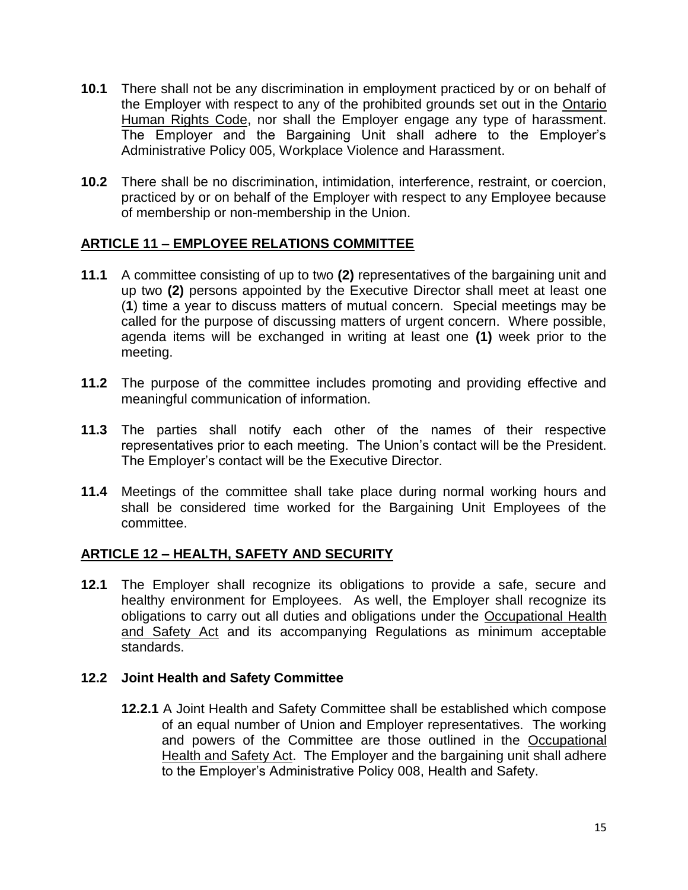**10.1** There shall not be any discrimination in employment practiced by or on behalf of the Employer with respect to any of the prohibited grounds set out in the Ontario Human Rights Code, nor shall the Employer engage any type of harassment. The Employer and the Bargaining Unit shall adhere to the Employer's Administrative Policy 005, Workplace Violence and Harassment.

**10.2** There shall be no discrimination, intimidation, interference, restraint, or coercion, practiced by or on behalf of the Employer with respect to any Employee because of membership or non-membership in the Union.

## ARTICLE 11 – EMPLOYEE RELATIONS COMMITTEE

**11.1** A committee consisting of up to two **(2)** representatives of the bargaining unit and up two **(2)** persons appointed by the Executive Director shall meet at least one (**1**) time a year to discuss matters of mutual concern. Special meetings may be called for the purpose of discussing matters of urgent concern. Where possible, agenda items will be exchanged in writing at least one **(1)** week prior to the meeting.

**11.2** The purpose of the committee includes promoting and providing effective and meaningful communication of information.

**11.3** The parties shall notify each other of the names of their respective representatives prior to each meeting. The Union's contact will be the President. The Employer's contact will be the Executive Director.

**11.4** Meetings of the committee shall take place during normal working hours and shall be considered time worked for the Bargaining Unit Employees of the committee.

## ARTICLE 12 – HEALTH, SAFETY AND SECURITY

**12.1** The Employer shall recognize its obligations to provide a safe, secure and healthy environment for Employees. As well, the Employer shall recognize its obligations to carry out all duties and obligations under the Occupational Health and Safety Act and its accompanying Regulations as minimum acceptable standards.

### 12.2 Joint Health and Safety Committee

**12.2.1** A Joint Health and Safety Committee shall be established which compose of an equal number of Union and Employer representatives. The working and powers of the Committee are those outlined in the Occupational Health and Safety Act. The Employer and the bargaining unit shall adhere to the Employer's Administrative Policy 008, Health and Safety.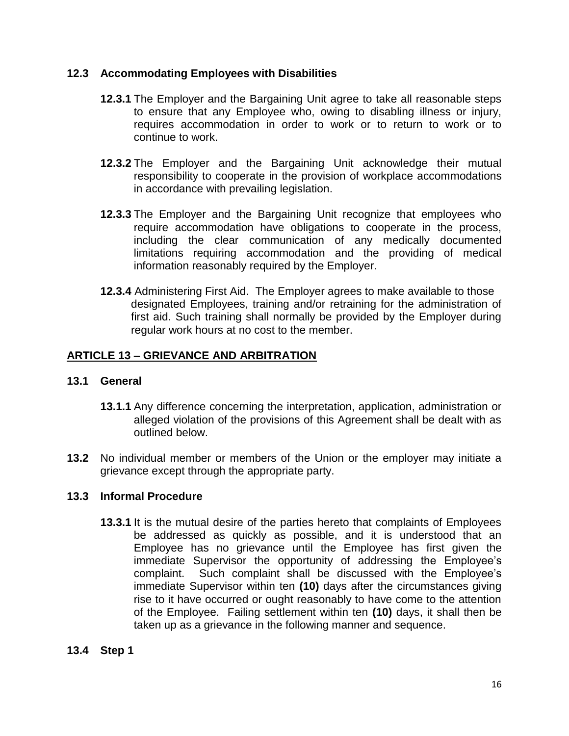### 12.3 Accommodating Employees with Disabilities

**12.3.1** The Employer and the Bargaining Unit agree to take all reasonable steps to ensure that any Employee who, owing to disabling illness or injury, requires accommodation in order to work or to return to work or to continue to work.

**12.3.2** The Employer and the Bargaining Unit acknowledge their mutual responsibility to cooperate in the provision of workplace accommodations in accordance with prevailing legislation.

**12.3.3** The Employer and the Bargaining Unit recognize that employees who require accommodation have obligations to cooperate in the process, including the clear communication of any medically documented limitations requiring accommodation and the providing of medical information reasonably required by the Employer.

**12.3.4** Administering First Aid. The Employer agrees to make available to those designated Employees, training and/or retraining for the administration of first aid. Such training shall normally be provided by the Employer during regular work hours at no cost to the member.

## ARTICLE 13 – GRIEVANCE AND ARBITRATION

### 13.1 General

**13.1.1** Any difference concerning the interpretation, application, administration or alleged violation of the provisions of this Agreement shall be dealt with as outlined below.

**13.2** No individual member or members of the Union or the employer may initiate a grievance except through the appropriate party.

### 13.3 Informal Procedure

**13.3.1** It is the mutual desire of the parties hereto that complaints of Employees be addressed as quickly as possible, and it is understood that an Employee has no grievance until the Employee has first given the immediate Supervisor the opportunity of addressing the Employee's complaint. Such complaint shall be discussed with the Employee's immediate Supervisor within ten **(10)** days after the circumstances giving rise to it have occurred or ought reasonably to have come to the attention of the Employee. Failing settlement within ten **(10)** days, it shall then be taken up as a grievance in the following manner and sequence.

### 13.4 Step 1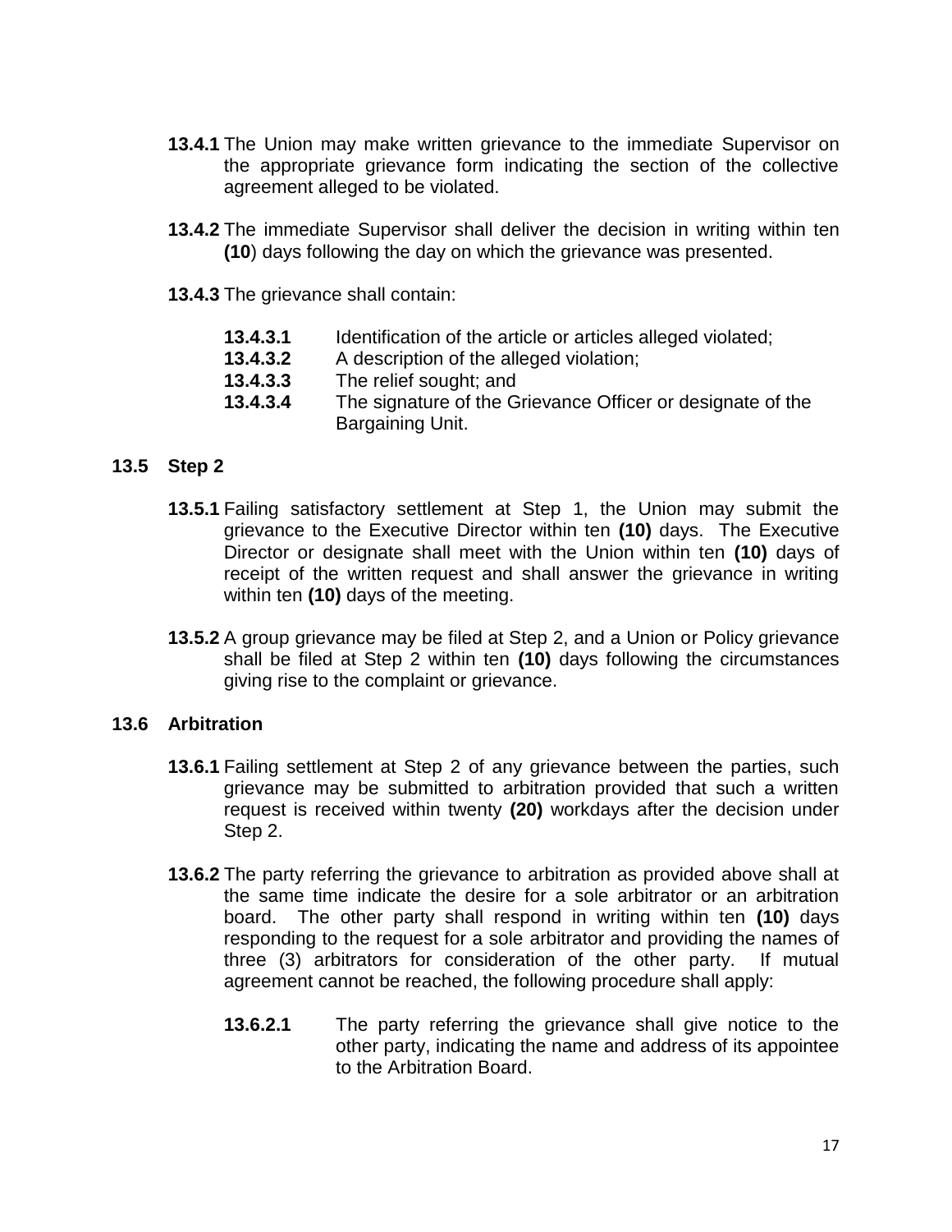**13.4.1** The Union may make written grievance to the immediate Supervisor on the appropriate grievance form indicating the section of the collective agreement alleged to be violated.

**13.4.2** The immediate Supervisor shall deliver the decision in writing within ten **(10**) days following the day on which the grievance was presented.

**13.4.3** The grievance shall contain:

**13.4.3.1** Identification of the article or articles alleged violated;
**13.4.3.2** A description of the alleged violation;
**13.4.3.3** The relief sought; and
**13.4.3.4** The signature of the Grievance Officer or designate of the Bargaining Unit.

## 13.5 Step 2

**13.5.1** Failing satisfactory settlement at Step 1, the Union may submit the grievance to the Executive Director within ten **(10)** days. The Executive Director or designate shall meet with the Union within ten **(10)** days of receipt of the written request and shall answer the grievance in writing within ten **(10)** days of the meeting.

**13.5.2** A group grievance may be filed at Step 2, and a Union or Policy grievance shall be filed at Step 2 within ten **(10)** days following the circumstances giving rise to the complaint or grievance.

## 13.6 Arbitration

**13.6.1** Failing settlement at Step 2 of any grievance between the parties, such grievance may be submitted to arbitration provided that such a written request is received within twenty **(20)** workdays after the decision under Step 2.

**13.6.2** The party referring the grievance to arbitration as provided above shall at the same time indicate the desire for a sole arbitrator or an arbitration board. The other party shall respond in writing within ten **(10)** days responding to the request for a sole arbitrator and providing the names of three (3) arbitrators for consideration of the other party. If mutual agreement cannot be reached, the following procedure shall apply:

**13.6.2.1** The party referring the grievance shall give notice to the other party, indicating the name and address of its appointee to the Arbitration Board.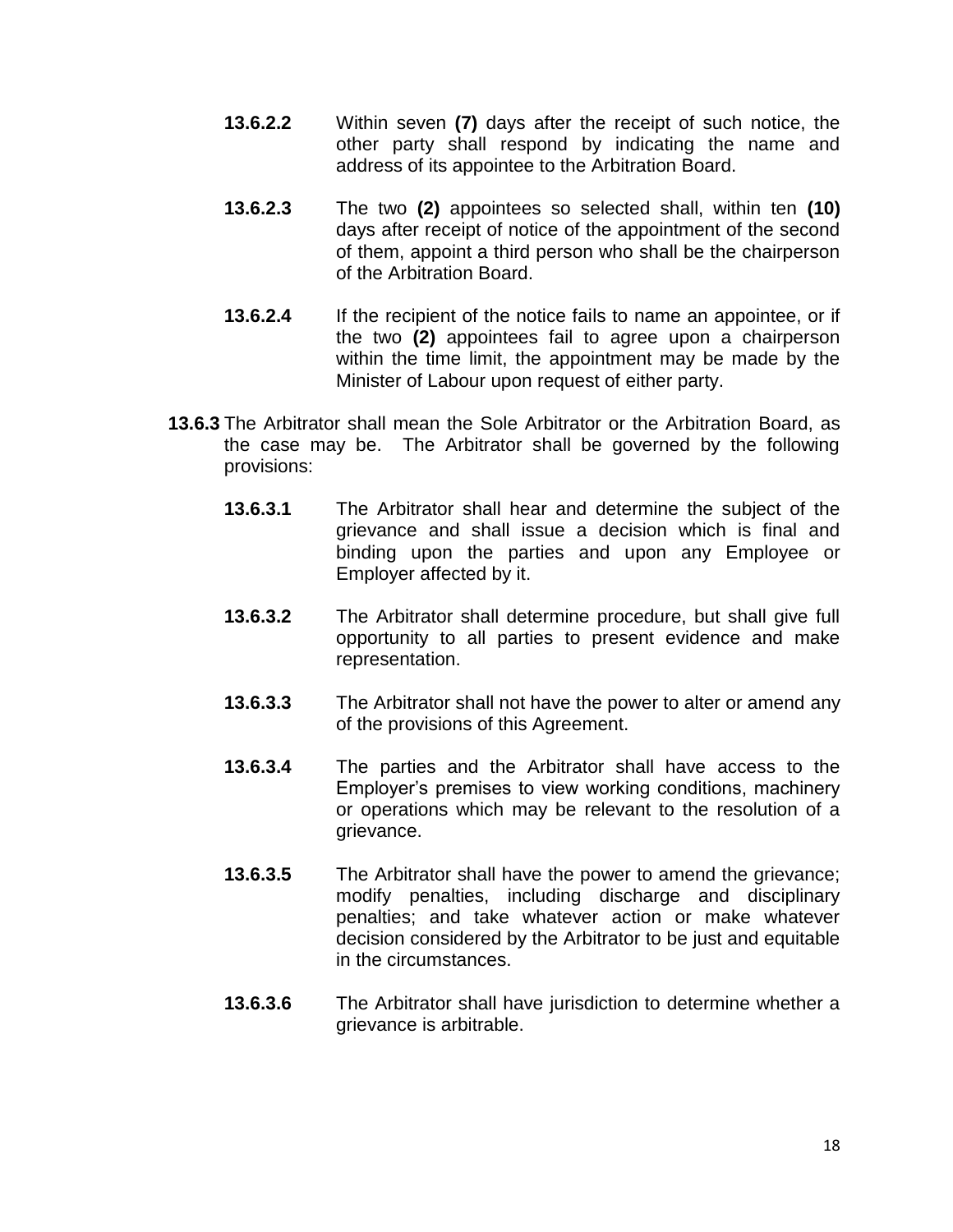**13.6.2.2** Within seven **(7)** days after the receipt of such notice, the other party shall respond by indicating the name and address of its appointee to the Arbitration Board.

**13.6.2.3** The two **(2)** appointees so selected shall, within ten **(10)** days after receipt of notice of the appointment of the second of them, appoint a third person who shall be the chairperson of the Arbitration Board.

**13.6.2.4** If the recipient of the notice fails to name an appointee, or if the two **(2)** appointees fail to agree upon a chairperson within the time limit, the appointment may be made by the Minister of Labour upon request of either party.

**13.6.3** The Arbitrator shall mean the Sole Arbitrator or the Arbitration Board, as the case may be. The Arbitrator shall be governed by the following provisions:

**13.6.3.1** The Arbitrator shall hear and determine the subject of the grievance and shall issue a decision which is final and binding upon the parties and upon any Employee or Employer affected by it.

**13.6.3.2** The Arbitrator shall determine procedure, but shall give full opportunity to all parties to present evidence and make representation.

**13.6.3.3** The Arbitrator shall not have the power to alter or amend any of the provisions of this Agreement.

**13.6.3.4** The parties and the Arbitrator shall have access to the Employer's premises to view working conditions, machinery or operations which may be relevant to the resolution of a grievance.

**13.6.3.5** The Arbitrator shall have the power to amend the grievance; modify penalties, including discharge and disciplinary penalties; and take whatever action or make whatever decision considered by the Arbitrator to be just and equitable in the circumstances.

**13.6.3.6** The Arbitrator shall have jurisdiction to determine whether a grievance is arbitrable.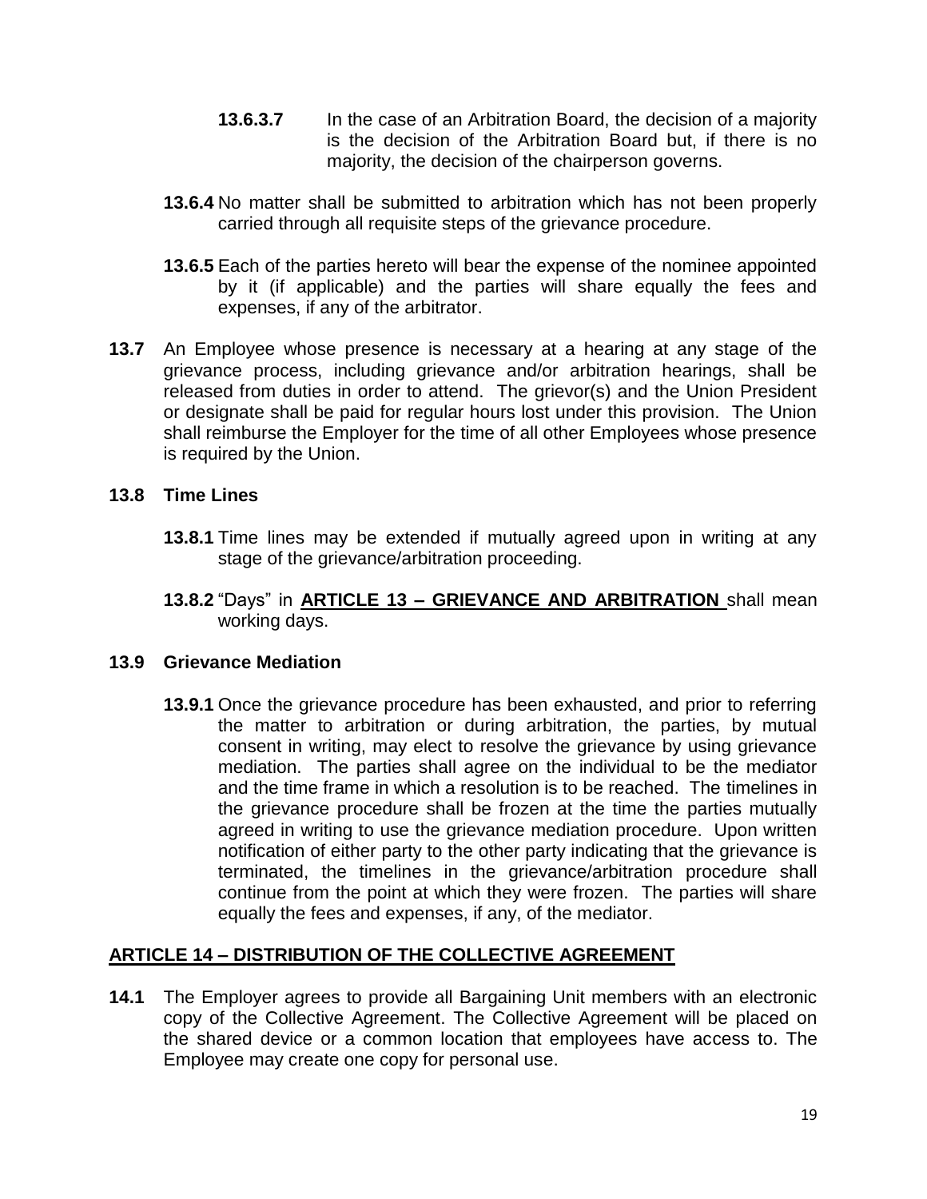**13.6.3.7** In the case of an Arbitration Board, the decision of a majority is the decision of the Arbitration Board but, if there is no majority, the decision of the chairperson governs.

**13.6.4** No matter shall be submitted to arbitration which has not been properly carried through all requisite steps of the grievance procedure.

**13.6.5** Each of the parties hereto will bear the expense of the nominee appointed by it (if applicable) and the parties will share equally the fees and expenses, if any of the arbitrator.

**13.7** An Employee whose presence is necessary at a hearing at any stage of the grievance process, including grievance and/or arbitration hearings, shall be released from duties in order to attend. The grievor(s) and the Union President or designate shall be paid for regular hours lost under this provision. The Union shall reimburse the Employer for the time of all other Employees whose presence is required by the Union.

**13.8 Time Lines**

**13.8.1** Time lines may be extended if mutually agreed upon in writing at any stage of the grievance/arbitration proceeding.

**13.8.2** "Days" in **ARTICLE 13 – GRIEVANCE AND ARBITRATION** shall mean working days.

**13.9 Grievance Mediation**

**13.9.1** Once the grievance procedure has been exhausted, and prior to referring the matter to arbitration or during arbitration, the parties, by mutual consent in writing, may elect to resolve the grievance by using grievance mediation. The parties shall agree on the individual to be the mediator and the time frame in which a resolution is to be reached. The timelines in the grievance procedure shall be frozen at the time the parties mutually agreed in writing to use the grievance mediation procedure. Upon written notification of either party to the other party indicating that the grievance is terminated, the timelines in the grievance/arbitration procedure shall continue from the point at which they were frozen. The parties will share equally the fees and expenses, if any, of the mediator.

## ARTICLE 14 – DISTRIBUTION OF THE COLLECTIVE AGREEMENT

**14.1** The Employer agrees to provide all Bargaining Unit members with an electronic copy of the Collective Agreement. The Collective Agreement will be placed on the shared device or a common location that employees have access to. The Employee may create one copy for personal use.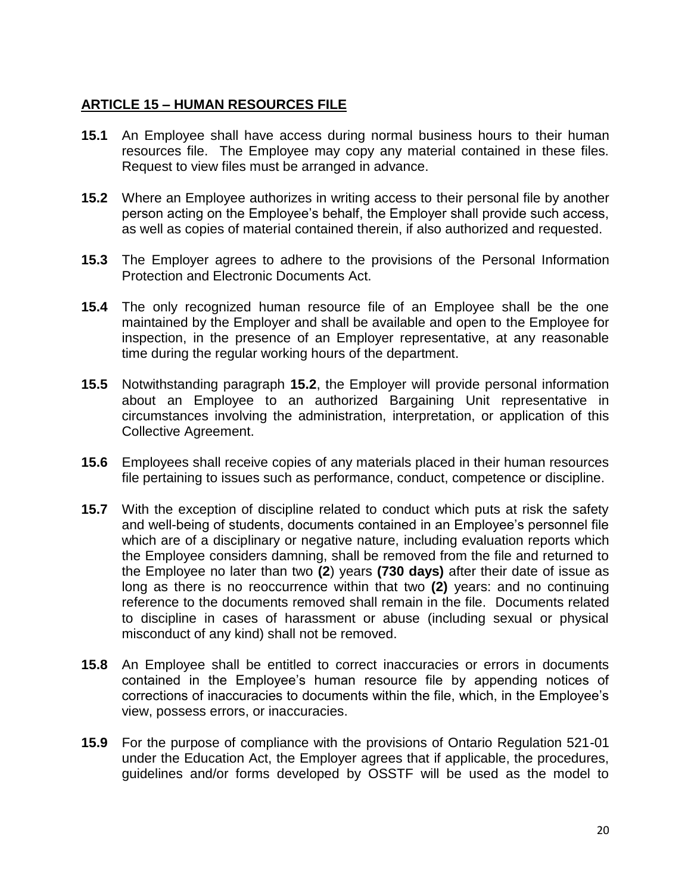## ARTICLE 15 – HUMAN RESOURCES FILE

**15.1** An Employee shall have access during normal business hours to their human resources file. The Employee may copy any material contained in these files. Request to view files must be arranged in advance.

**15.2** Where an Employee authorizes in writing access to their personal file by another person acting on the Employee's behalf, the Employer shall provide such access, as well as copies of material contained therein, if also authorized and requested.

**15.3** The Employer agrees to adhere to the provisions of the Personal Information Protection and Electronic Documents Act.

**15.4** The only recognized human resource file of an Employee shall be the one maintained by the Employer and shall be available and open to the Employee for inspection, in the presence of an Employer representative, at any reasonable time during the regular working hours of the department.

**15.5** Notwithstanding paragraph **15.2**, the Employer will provide personal information about an Employee to an authorized Bargaining Unit representative in circumstances involving the administration, interpretation, or application of this Collective Agreement.

**15.6** Employees shall receive copies of any materials placed in their human resources file pertaining to issues such as performance, conduct, competence or discipline.

**15.7** With the exception of discipline related to conduct which puts at risk the safety and well-being of students, documents contained in an Employee's personnel file which are of a disciplinary or negative nature, including evaluation reports which the Employee considers damning, shall be removed from the file and returned to the Employee no later than two **(2**) years **(730 days)** after their date of issue as long as there is no reoccurrence within that two **(2)** years: and no continuing reference to the documents removed shall remain in the file. Documents related to discipline in cases of harassment or abuse (including sexual or physical misconduct of any kind) shall not be removed.

**15.8** An Employee shall be entitled to correct inaccuracies or errors in documents contained in the Employee's human resource file by appending notices of corrections of inaccuracies to documents within the file, which, in the Employee's view, possess errors, or inaccuracies.

**15.9** For the purpose of compliance with the provisions of Ontario Regulation 521-01 under the Education Act, the Employer agrees that if applicable, the procedures, guidelines and/or forms developed by OSSTF will be used as the model to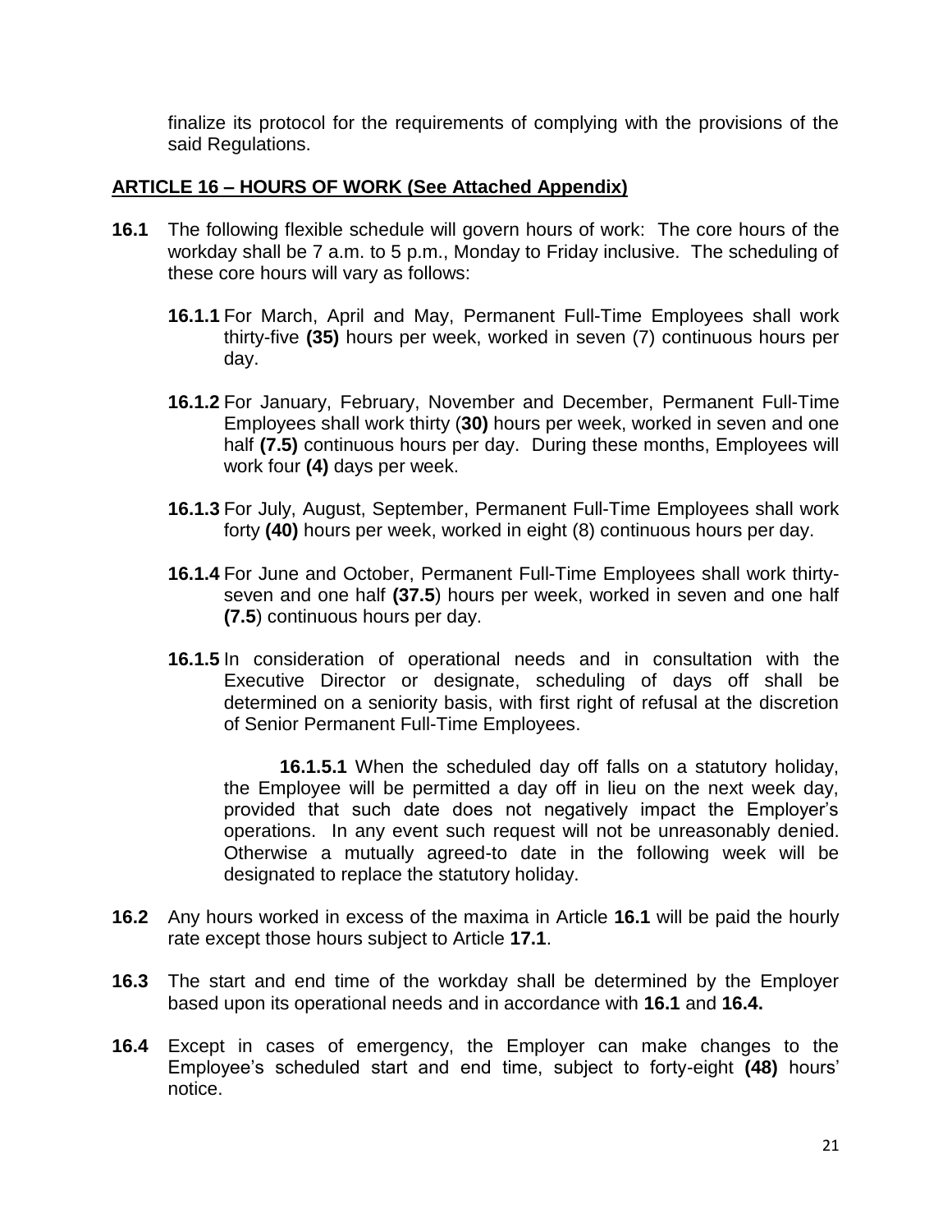finalize its protocol for the requirements of complying with the provisions of the said Regulations.

## ARTICLE 16 – HOURS OF WORK (See Attached Appendix)

**16.1** The following flexible schedule will govern hours of work: The core hours of the workday shall be 7 a.m. to 5 p.m., Monday to Friday inclusive. The scheduling of these core hours will vary as follows:

**16.1.1** For March, April and May, Permanent Full-Time Employees shall work thirty-five **(35)** hours per week, worked in seven (7) continuous hours per day.

**16.1.2** For January, February, November and December, Permanent Full-Time Employees shall work thirty (**30)** hours per week, worked in seven and one half **(7.5)** continuous hours per day. During these months, Employees will work four **(4)** days per week.

**16.1.3** For July, August, September, Permanent Full-Time Employees shall work forty **(40)** hours per week, worked in eight (8) continuous hours per day.

**16.1.4** For June and October, Permanent Full-Time Employees shall work thirty-seven and one half **(37.5**) hours per week, worked in seven and one half **(7.5**) continuous hours per day.

**16.1.5** In consideration of operational needs and in consultation with the Executive Director or designate, scheduling of days off shall be determined on a seniority basis, with first right of refusal at the discretion of Senior Permanent Full-Time Employees.

**16.1.5.1** When the scheduled day off falls on a statutory holiday, the Employee will be permitted a day off in lieu on the next week day, provided that such date does not negatively impact the Employer's operations. In any event such request will not be unreasonably denied. Otherwise a mutually agreed-to date in the following week will be designated to replace the statutory holiday.

**16.2** Any hours worked in excess of the maxima in Article **16.1** will be paid the hourly rate except those hours subject to Article **17.1**.

**16.3** The start and end time of the workday shall be determined by the Employer based upon its operational needs and in accordance with **16.1** and **16.4.**

**16.4** Except in cases of emergency, the Employer can make changes to the Employee's scheduled start and end time, subject to forty-eight **(48)** hours' notice.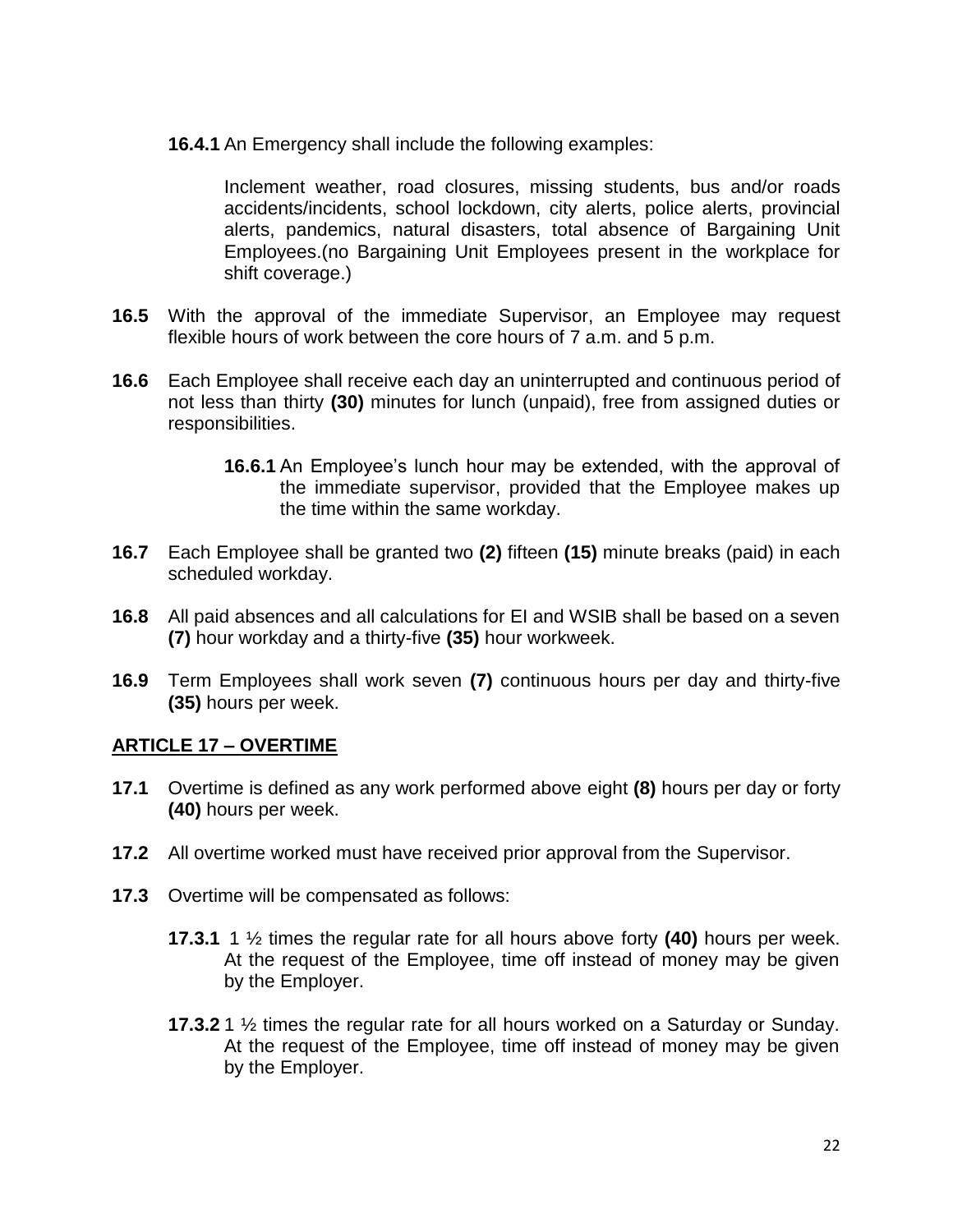**16.4.1** An Emergency shall include the following examples:

Inclement weather, road closures, missing students, bus and/or roads accidents/incidents, school lockdown, city alerts, police alerts, provincial alerts, pandemics, natural disasters, total absence of Bargaining Unit Employees.(no Bargaining Unit Employees present in the workplace for shift coverage.)

**16.5** With the approval of the immediate Supervisor, an Employee may request flexible hours of work between the core hours of 7 a.m. and 5 p.m.

**16.6** Each Employee shall receive each day an uninterrupted and continuous period of not less than thirty **(30)** minutes for lunch (unpaid), free from assigned duties or responsibilities.

**16.6.1** An Employee's lunch hour may be extended, with the approval of the immediate supervisor, provided that the Employee makes up the time within the same workday.

**16.7** Each Employee shall be granted two **(2)** fifteen **(15)** minute breaks (paid) in each scheduled workday.

**16.8** All paid absences and all calculations for EI and WSIB shall be based on a seven **(7)** hour workday and a thirty-five **(35)** hour workweek.

**16.9** Term Employees shall work seven **(7)** continuous hours per day and thirty-five **(35)** hours per week.

## ARTICLE 17 – OVERTIME

**17.1** Overtime is defined as any work performed above eight **(8)** hours per day or forty **(40)** hours per week.

**17.2** All overtime worked must have received prior approval from the Supervisor.

**17.3** Overtime will be compensated as follows:

**17.3.1** 1 ½ times the regular rate for all hours above forty **(40)** hours per week. At the request of the Employee, time off instead of money may be given by the Employer.

**17.3.2** 1 ½ times the regular rate for all hours worked on a Saturday or Sunday. At the request of the Employee, time off instead of money may be given by the Employer.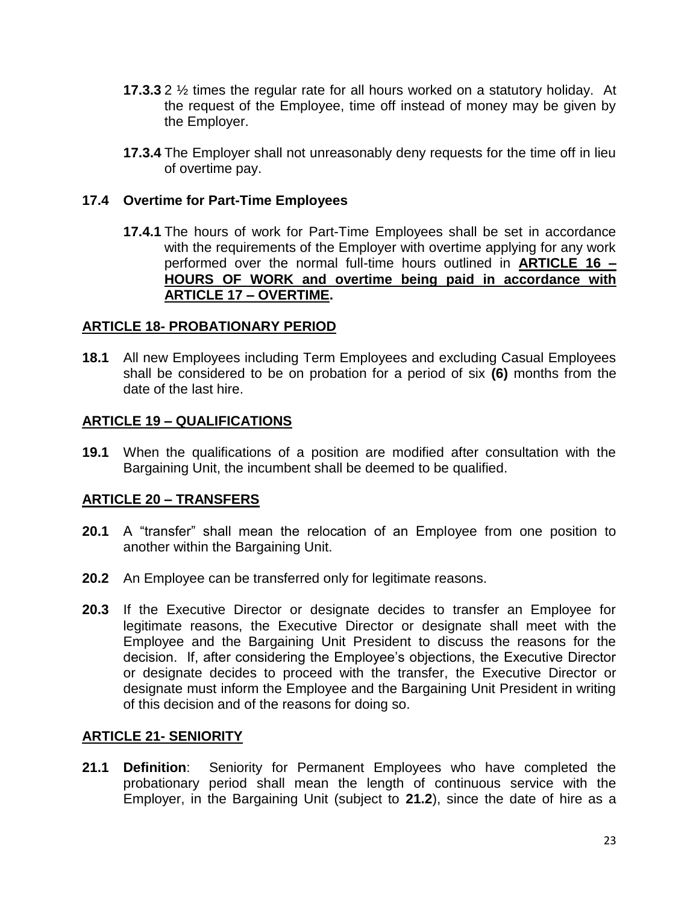**17.3.3** 2 ½ times the regular rate for all hours worked on a statutory holiday. At the request of the Employee, time off instead of money may be given by the Employer.

**17.3.4** The Employer shall not unreasonably deny requests for the time off in lieu of overtime pay.

### 17.4 Overtime for Part-Time Employees

**17.4.1** The hours of work for Part-Time Employees shall be set in accordance with the requirements of the Employer with overtime applying for any work performed over the normal full-time hours outlined in **ARTICLE 16 – HOURS OF WORK and overtime being paid in accordance with ARTICLE 17 – OVERTIME.**

## ARTICLE 18- PROBATIONARY PERIOD

**18.1** All new Employees including Term Employees and excluding Casual Employees shall be considered to be on probation for a period of six **(6)** months from the date of the last hire.

## ARTICLE 19 – QUALIFICATIONS

**19.1** When the qualifications of a position are modified after consultation with the Bargaining Unit, the incumbent shall be deemed to be qualified.

## ARTICLE 20 – TRANSFERS

**20.1** A "transfer" shall mean the relocation of an Employee from one position to another within the Bargaining Unit.

**20.2** An Employee can be transferred only for legitimate reasons.

**20.3** If the Executive Director or designate decides to transfer an Employee for legitimate reasons, the Executive Director or designate shall meet with the Employee and the Bargaining Unit President to discuss the reasons for the decision. If, after considering the Employee's objections, the Executive Director or designate decides to proceed with the transfer, the Executive Director or designate must inform the Employee and the Bargaining Unit President in writing of this decision and of the reasons for doing so.

## ARTICLE 21- SENIORITY

**21.1 Definition**: Seniority for Permanent Employees who have completed the probationary period shall mean the length of continuous service with the Employer, in the Bargaining Unit (subject to **21.2**), since the date of hire as a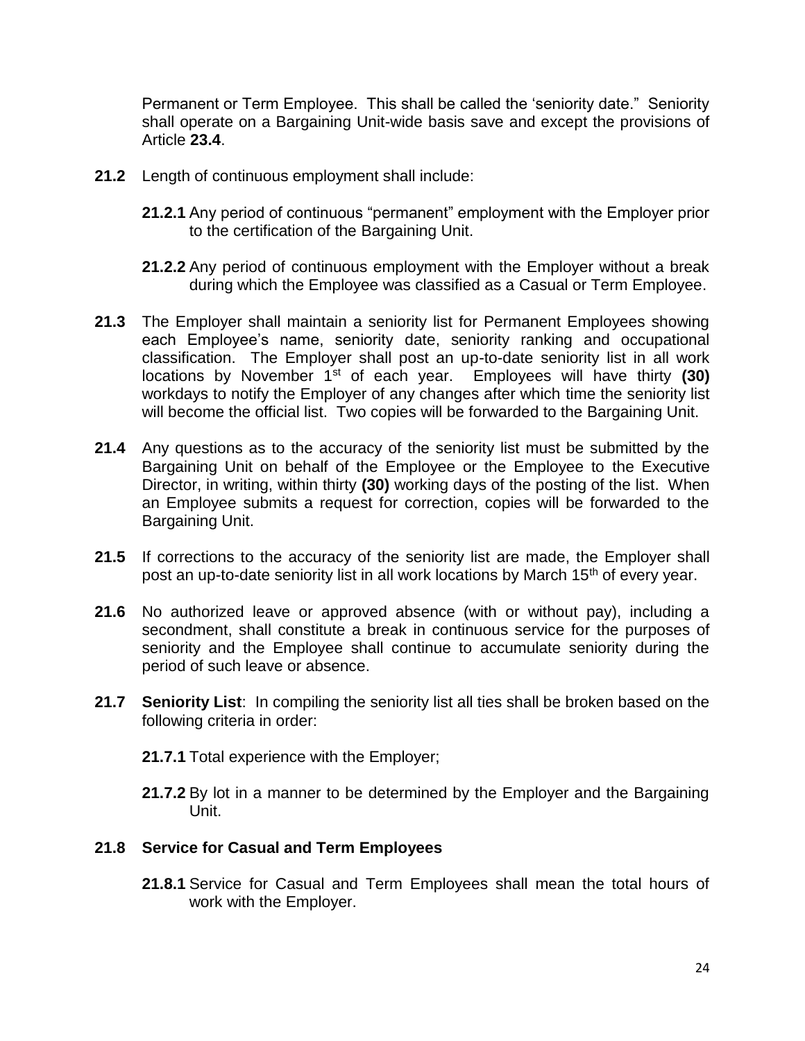Permanent or Term Employee. This shall be called the 'seniority date." Seniority shall operate on a Bargaining Unit-wide basis save and except the provisions of Article **23.4**.

**21.2** Length of continuous employment shall include:

**21.2.1** Any period of continuous "permanent" employment with the Employer prior to the certification of the Bargaining Unit.

**21.2.2** Any period of continuous employment with the Employer without a break during which the Employee was classified as a Casual or Term Employee.

**21.3** The Employer shall maintain a seniority list for Permanent Employees showing each Employee's name, seniority date, seniority ranking and occupational classification. The Employer shall post an up-to-date seniority list in all work locations by November 1st of each year. Employees will have thirty **(30)** workdays to notify the Employer of any changes after which time the seniority list will become the official list. Two copies will be forwarded to the Bargaining Unit.

**21.4** Any questions as to the accuracy of the seniority list must be submitted by the Bargaining Unit on behalf of the Employee or the Employee to the Executive Director, in writing, within thirty **(30)** working days of the posting of the list. When an Employee submits a request for correction, copies will be forwarded to the Bargaining Unit.

**21.5** If corrections to the accuracy of the seniority list are made, the Employer shall post an up-to-date seniority list in all work locations by March 15th of every year.

**21.6** No authorized leave or approved absence (with or without pay), including a secondment, shall constitute a break in continuous service for the purposes of seniority and the Employee shall continue to accumulate seniority during the period of such leave or absence.

**21.7** **Seniority List**: In compiling the seniority list all ties shall be broken based on the following criteria in order:

**21.7.1** Total experience with the Employer;

**21.7.2** By lot in a manner to be determined by the Employer and the Bargaining Unit.

**21.8 Service for Casual and Term Employees**

**21.8.1** Service for Casual and Term Employees shall mean the total hours of work with the Employer.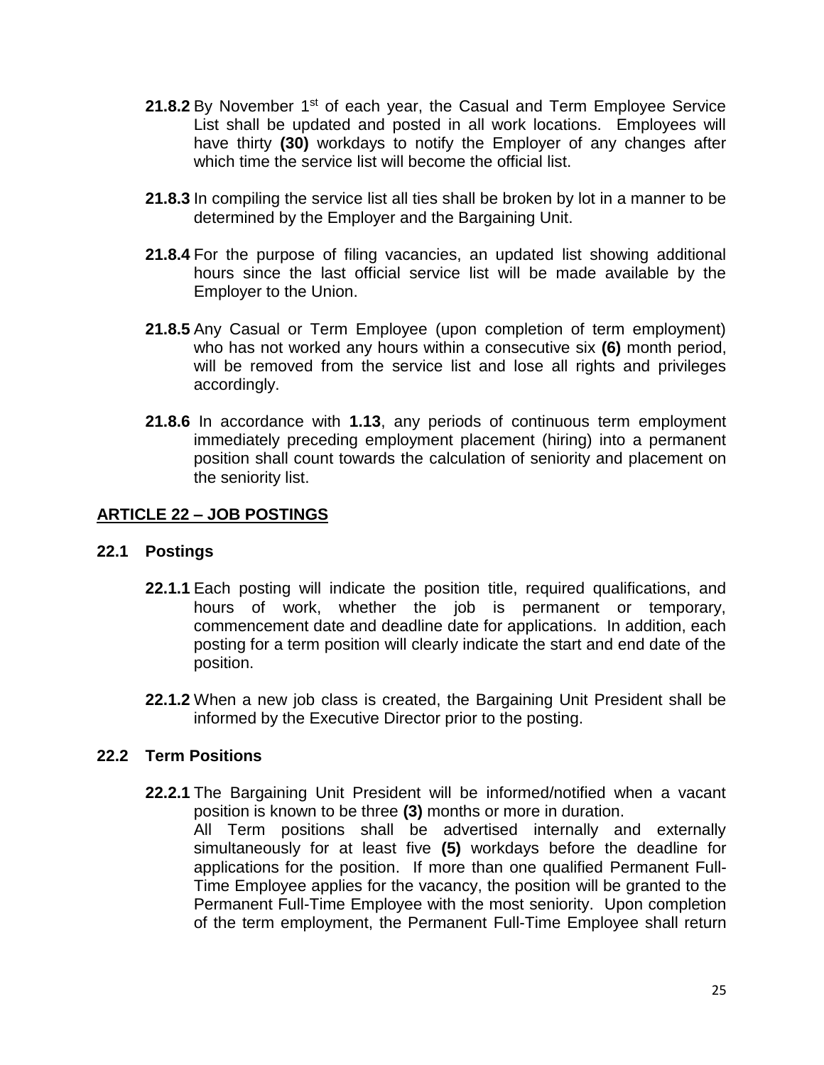**21.8.2** By November 1st of each year, the Casual and Term Employee Service List shall be updated and posted in all work locations. Employees will have thirty **(30)** workdays to notify the Employer of any changes after which time the service list will become the official list.

**21.8.3** In compiling the service list all ties shall be broken by lot in a manner to be determined by the Employer and the Bargaining Unit.

**21.8.4** For the purpose of filing vacancies, an updated list showing additional hours since the last official service list will be made available by the Employer to the Union.

**21.8.5** Any Casual or Term Employee (upon completion of term employment) who has not worked any hours within a consecutive six **(6)** month period, will be removed from the service list and lose all rights and privileges accordingly.

**21.8.6** In accordance with **1.13**, any periods of continuous term employment immediately preceding employment placement (hiring) into a permanent position shall count towards the calculation of seniority and placement on the seniority list.

## ARTICLE 22 – JOB POSTINGS

### 22.1 Postings

**22.1.1** Each posting will indicate the position title, required qualifications, and hours of work, whether the job is permanent or temporary, commencement date and deadline date for applications. In addition, each posting for a term position will clearly indicate the start and end date of the position.

**22.1.2** When a new job class is created, the Bargaining Unit President shall be informed by the Executive Director prior to the posting.

### 22.2 Term Positions

**22.2.1** The Bargaining Unit President will be informed/notified when a vacant position is known to be three **(3)** months or more in duration.
All Term positions shall be advertised internally and externally simultaneously for at least five **(5)** workdays before the deadline for applications for the position. If more than one qualified Permanent Full-Time Employee applies for the vacancy, the position will be granted to the Permanent Full-Time Employee with the most seniority. Upon completion of the term employment, the Permanent Full-Time Employee shall return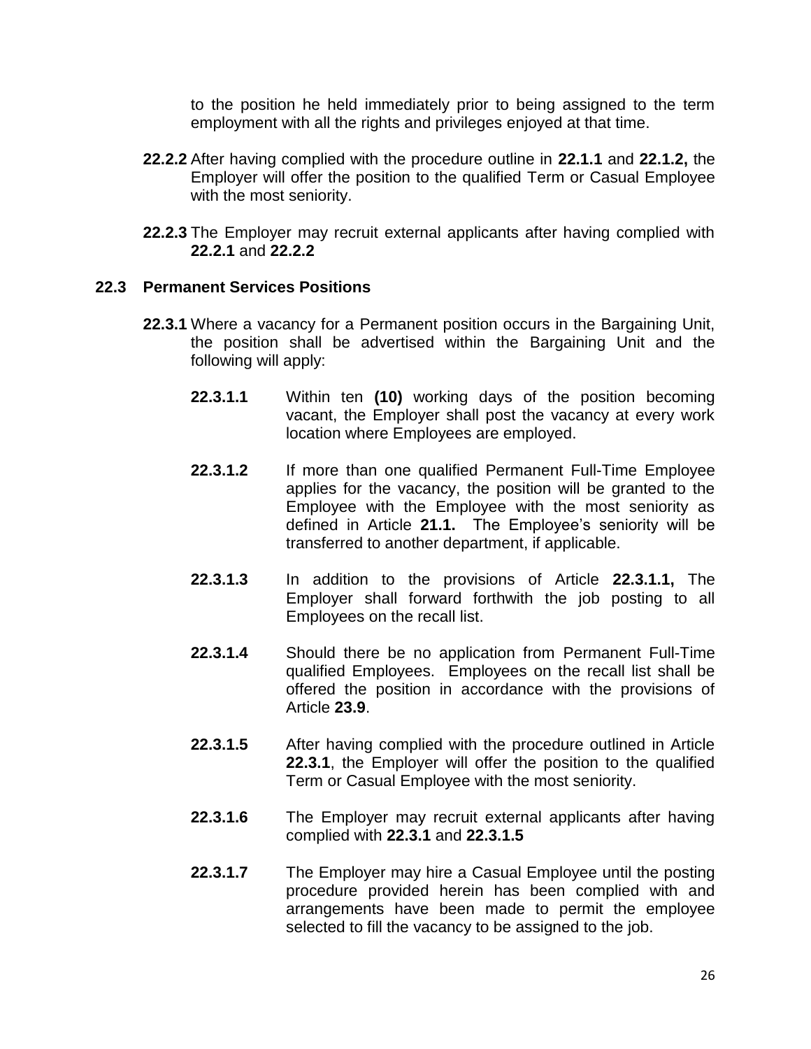to the position he held immediately prior to being assigned to the term employment with all the rights and privileges enjoyed at that time.

**22.2.2** After having complied with the procedure outline in **22.1.1** and **22.1.2,** the Employer will offer the position to the qualified Term or Casual Employee with the most seniority.

**22.2.3** The Employer may recruit external applicants after having complied with **22.2.1** and **22.2.2**

## 22.3 Permanent Services Positions

**22.3.1** Where a vacancy for a Permanent position occurs in the Bargaining Unit, the position shall be advertised within the Bargaining Unit and the following will apply:

**22.3.1.1** Within ten **(10)** working days of the position becoming vacant, the Employer shall post the vacancy at every work location where Employees are employed.

**22.3.1.2** If more than one qualified Permanent Full-Time Employee applies for the vacancy, the position will be granted to the Employee with the Employee with the most seniority as defined in Article **21.1.** The Employee's seniority will be transferred to another department, if applicable.

**22.3.1.3** In addition to the provisions of Article **22.3.1.1,** The Employer shall forward forthwith the job posting to all Employees on the recall list.

**22.3.1.4** Should there be no application from Permanent Full-Time qualified Employees. Employees on the recall list shall be offered the position in accordance with the provisions of Article **23.9**.

**22.3.1.5** After having complied with the procedure outlined in Article **22.3.1**, the Employer will offer the position to the qualified Term or Casual Employee with the most seniority.

**22.3.1.6** The Employer may recruit external applicants after having complied with **22.3.1** and **22.3.1.5**

**22.3.1.7** The Employer may hire a Casual Employee until the posting procedure provided herein has been complied with and arrangements have been made to permit the employee selected to fill the vacancy to be assigned to the job.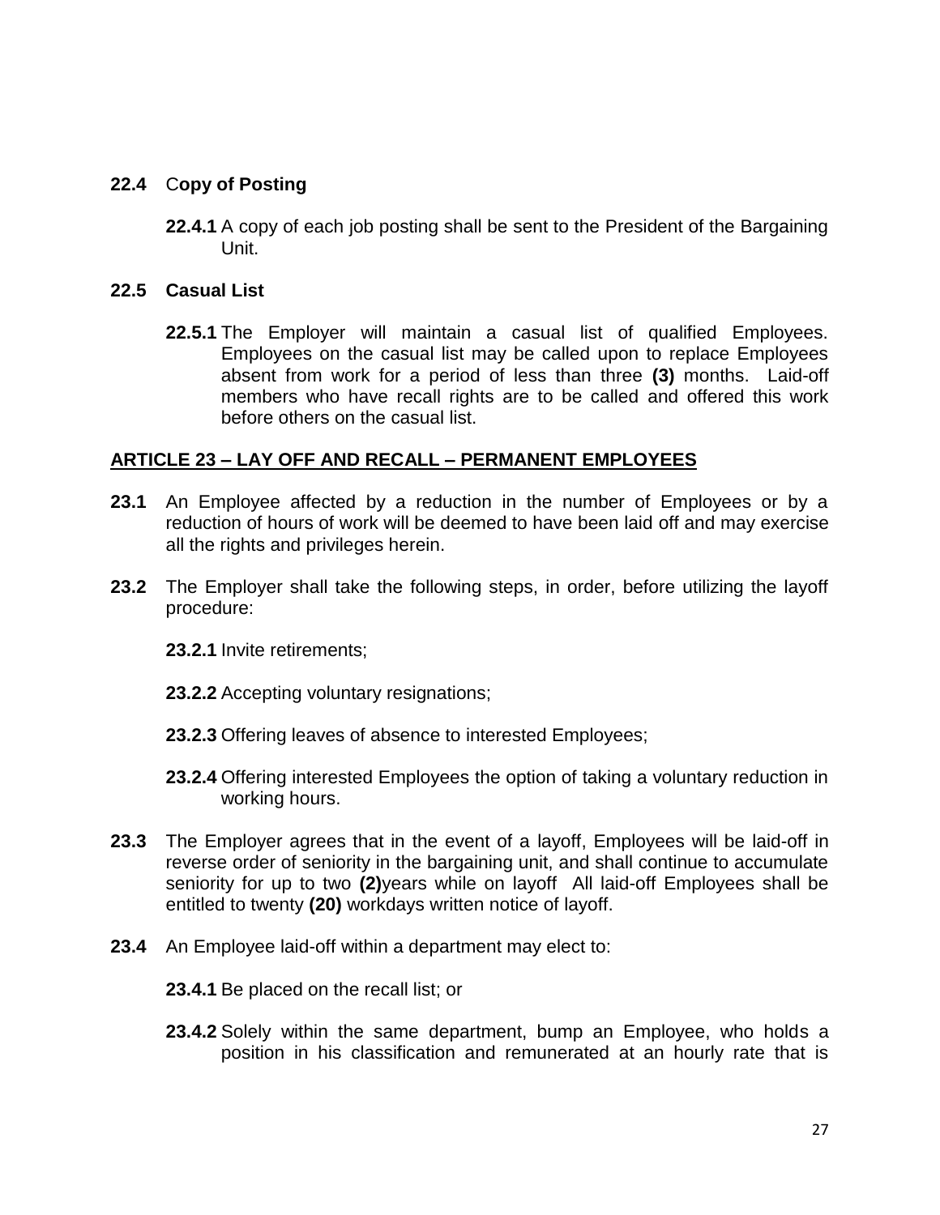**22.4 Copy of Posting**

**22.4.1** A copy of each job posting shall be sent to the President of the Bargaining Unit.

**22.5 Casual List**

**22.5.1** The Employer will maintain a casual list of qualified Employees. Employees on the casual list may be called upon to replace Employees absent from work for a period of less than three **(3)** months. Laid-off members who have recall rights are to be called and offered this work before others on the casual list.

## ARTICLE 23 – LAY OFF AND RECALL – PERMANENT EMPLOYEES

**23.1** An Employee affected by a reduction in the number of Employees or by a reduction of hours of work will be deemed to have been laid off and may exercise all the rights and privileges herein.

**23.2** The Employer shall take the following steps, in order, before utilizing the layoff procedure:

**23.2.1** Invite retirements;

**23.2.2** Accepting voluntary resignations;

**23.2.3** Offering leaves of absence to interested Employees;

**23.2.4** Offering interested Employees the option of taking a voluntary reduction in working hours.

**23.3** The Employer agrees that in the event of a layoff, Employees will be laid-off in reverse order of seniority in the bargaining unit, and shall continue to accumulate seniority for up to two **(2)**years while on layoff All laid-off Employees shall be entitled to twenty **(20)** workdays written notice of layoff.

**23.4** An Employee laid-off within a department may elect to:

**23.4.1** Be placed on the recall list; or

**23.4.2** Solely within the same department, bump an Employee, who holds a position in his classification and remunerated at an hourly rate that is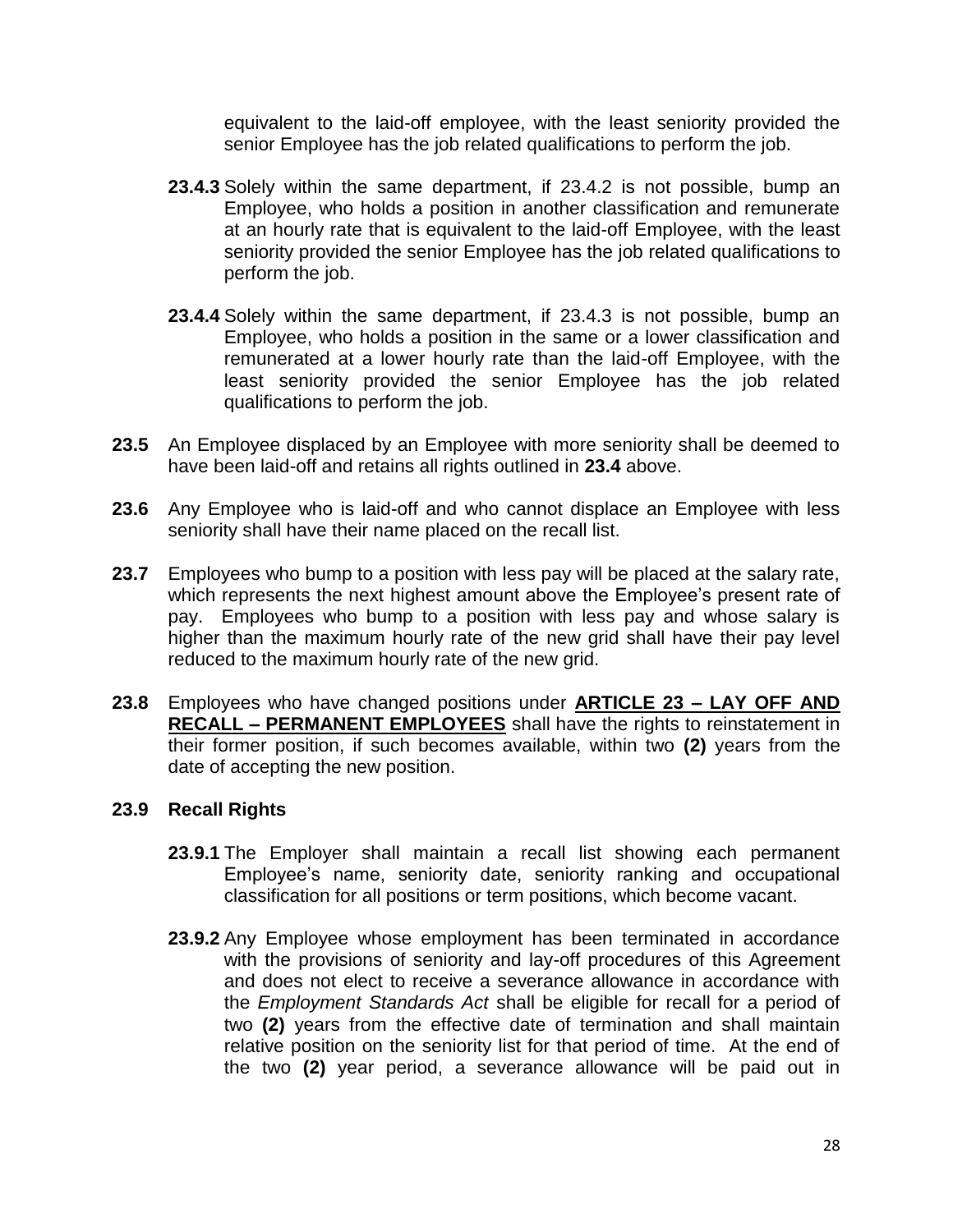equivalent to the laid-off employee, with the least seniority provided the senior Employee has the job related qualifications to perform the job.

**23.4.3** Solely within the same department, if 23.4.2 is not possible, bump an Employee, who holds a position in another classification and remunerate at an hourly rate that is equivalent to the laid-off Employee, with the least seniority provided the senior Employee has the job related qualifications to perform the job.

**23.4.4** Solely within the same department, if 23.4.3 is not possible, bump an Employee, who holds a position in the same or a lower classification and remunerated at a lower hourly rate than the laid-off Employee, with the least seniority provided the senior Employee has the job related qualifications to perform the job.

**23.5** An Employee displaced by an Employee with more seniority shall be deemed to have been laid-off and retains all rights outlined in **23.4** above.

**23.6** Any Employee who is laid-off and who cannot displace an Employee with less seniority shall have their name placed on the recall list.

**23.7** Employees who bump to a position with less pay will be placed at the salary rate, which represents the next highest amount above the Employee's present rate of pay. Employees who bump to a position with less pay and whose salary is higher than the maximum hourly rate of the new grid shall have their pay level reduced to the maximum hourly rate of the new grid.

**23.8** Employees who have changed positions under **ARTICLE 23 – LAY OFF AND RECALL – PERMANENT EMPLOYEES** shall have the rights to reinstatement in their former position, if such becomes available, within two **(2)** years from the date of accepting the new position.

**23.9 Recall Rights**

**23.9.1** The Employer shall maintain a recall list showing each permanent Employee's name, seniority date, seniority ranking and occupational classification for all positions or term positions, which become vacant.

**23.9.2** Any Employee whose employment has been terminated in accordance with the provisions of seniority and lay-off procedures of this Agreement and does not elect to receive a severance allowance in accordance with the *Employment Standards Act* shall be eligible for recall for a period of two **(2)** years from the effective date of termination and shall maintain relative position on the seniority list for that period of time. At the end of the two **(2)** year period, a severance allowance will be paid out in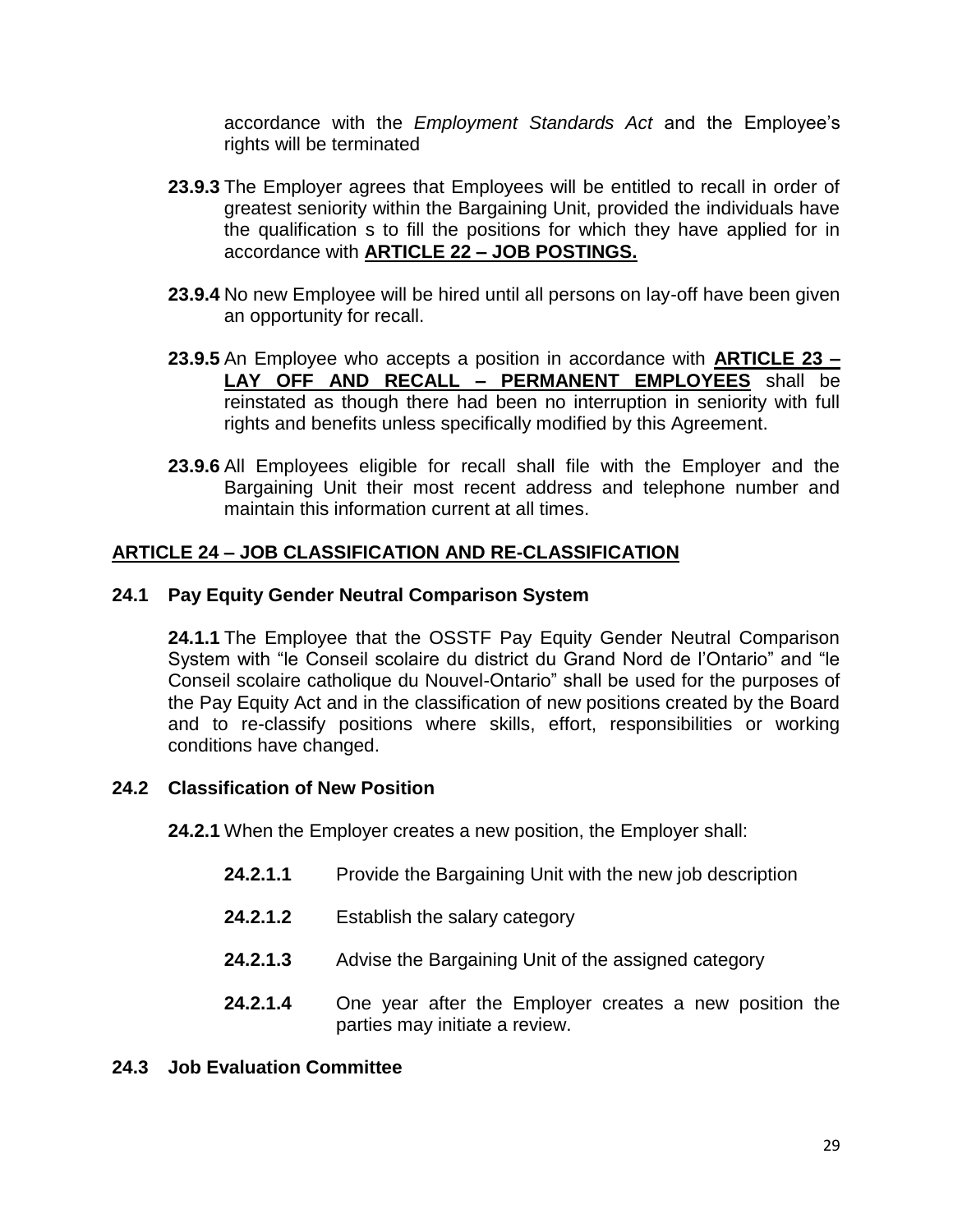accordance with the *Employment Standards Act* and the Employee's rights will be terminated

**23.9.3** The Employer agrees that Employees will be entitled to recall in order of greatest seniority within the Bargaining Unit, provided the individuals have the qualification s to fill the positions for which they have applied for in accordance with **ARTICLE 22 – JOB POSTINGS.**

**23.9.4** No new Employee will be hired until all persons on lay-off have been given an opportunity for recall.

**23.9.5** An Employee who accepts a position in accordance with **ARTICLE 23 – LAY OFF AND RECALL – PERMANENT EMPLOYEES** shall be reinstated as though there had been no interruption in seniority with full rights and benefits unless specifically modified by this Agreement.

**23.9.6** All Employees eligible for recall shall file with the Employer and the Bargaining Unit their most recent address and telephone number and maintain this information current at all times.

## ARTICLE 24 – JOB CLASSIFICATION AND RE-CLASSIFICATION

### 24.1 Pay Equity Gender Neutral Comparison System

**24.1.1** The Employee that the OSSTF Pay Equity Gender Neutral Comparison System with "le Conseil scolaire du district du Grand Nord de l'Ontario" and "le Conseil scolaire catholique du Nouvel-Ontario" shall be used for the purposes of the Pay Equity Act and in the classification of new positions created by the Board and to re-classify positions where skills, effort, responsibilities or working conditions have changed.

### 24.2 Classification of New Position

**24.2.1** When the Employer creates a new position, the Employer shall:

- **24.2.1.1** Provide the Bargaining Unit with the new job description
- **24.2.1.2** Establish the salary category
- **24.2.1.3** Advise the Bargaining Unit of the assigned category
- **24.2.1.4** One year after the Employer creates a new position the parties may initiate a review.

### 24.3 Job Evaluation Committee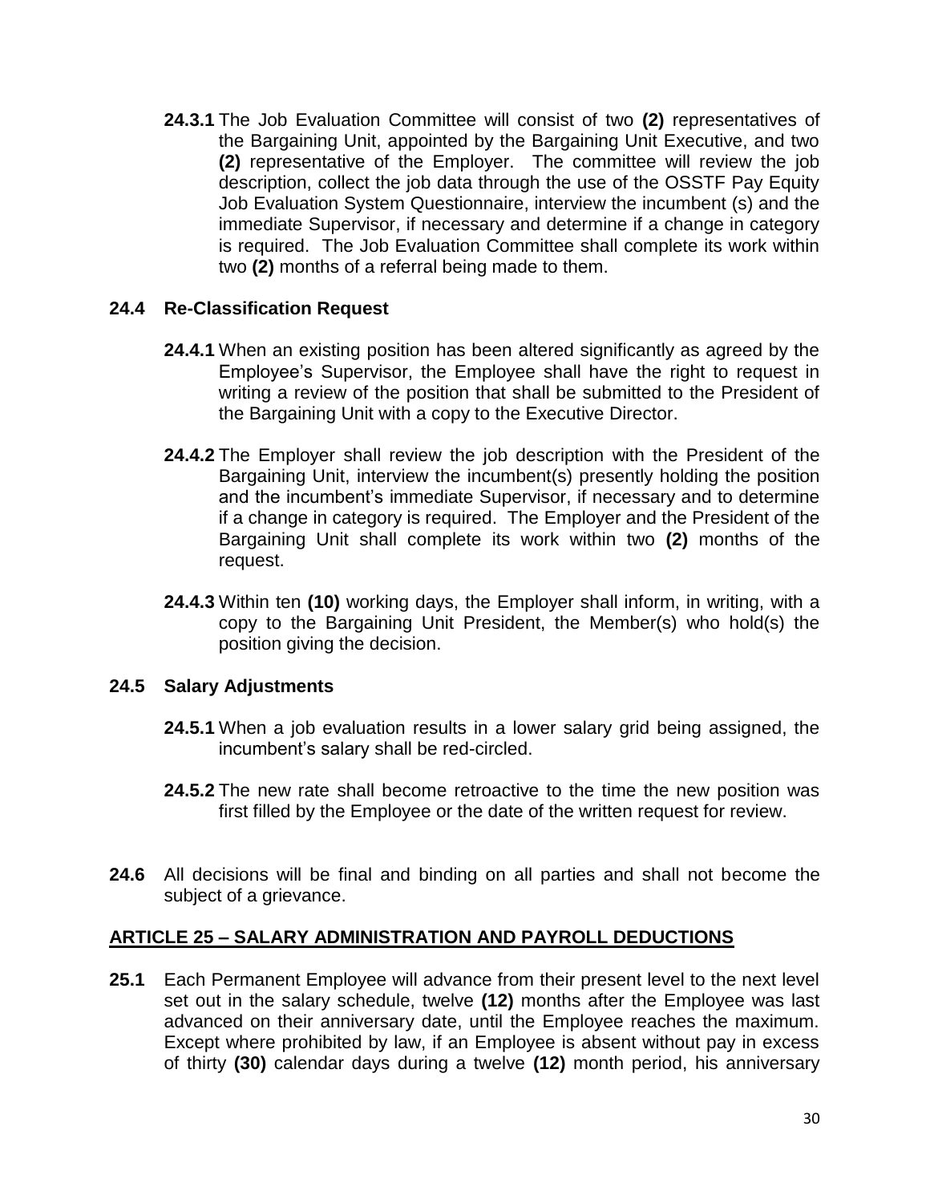**24.3.1** The Job Evaluation Committee will consist of two **(2)** representatives of the Bargaining Unit, appointed by the Bargaining Unit Executive, and two **(2)** representative of the Employer. The committee will review the job description, collect the job data through the use of the OSSTF Pay Equity Job Evaluation System Questionnaire, interview the incumbent (s) and the immediate Supervisor, if necessary and determine if a change in category is required. The Job Evaluation Committee shall complete its work within two **(2)** months of a referral being made to them.

### 24.4 Re-Classification Request

**24.4.1** When an existing position has been altered significantly as agreed by the Employee's Supervisor, the Employee shall have the right to request in writing a review of the position that shall be submitted to the President of the Bargaining Unit with a copy to the Executive Director.

**24.4.2** The Employer shall review the job description with the President of the Bargaining Unit, interview the incumbent(s) presently holding the position and the incumbent's immediate Supervisor, if necessary and to determine if a change in category is required. The Employer and the President of the Bargaining Unit shall complete its work within two **(2)** months of the request.

**24.4.3** Within ten **(10)** working days, the Employer shall inform, in writing, with a copy to the Bargaining Unit President, the Member(s) who hold(s) the position giving the decision.

### 24.5 Salary Adjustments

**24.5.1** When a job evaluation results in a lower salary grid being assigned, the incumbent's salary shall be red-circled.

**24.5.2** The new rate shall become retroactive to the time the new position was first filled by the Employee or the date of the written request for review.

**24.6** All decisions will be final and binding on all parties and shall not become the subject of a grievance.

## ARTICLE 25 – SALARY ADMINISTRATION AND PAYROLL DEDUCTIONS

**25.1** Each Permanent Employee will advance from their present level to the next level set out in the salary schedule, twelve **(12)** months after the Employee was last advanced on their anniversary date, until the Employee reaches the maximum. Except where prohibited by law, if an Employee is absent without pay in excess of thirty **(30)** calendar days during a twelve **(12)** month period, his anniversary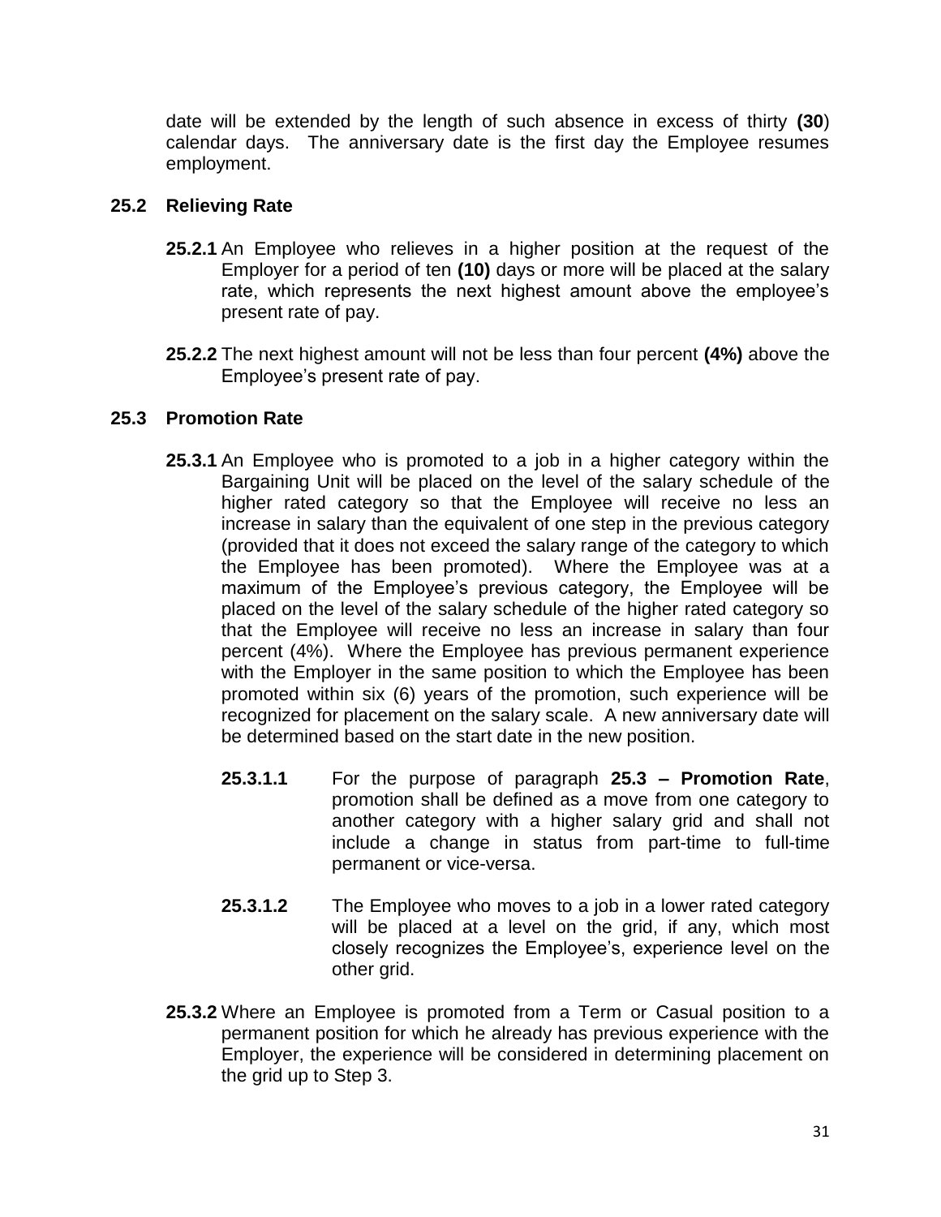date will be extended by the length of such absence in excess of thirty **(30**) calendar days. The anniversary date is the first day the Employee resumes employment.

### 25.2 Relieving Rate

**25.2.1** An Employee who relieves in a higher position at the request of the Employer for a period of ten **(10)** days or more will be placed at the salary rate, which represents the next highest amount above the employee's present rate of pay.

**25.2.2** The next highest amount will not be less than four percent **(4%)** above the Employee's present rate of pay.

### 25.3 Promotion Rate

**25.3.1** An Employee who is promoted to a job in a higher category within the Bargaining Unit will be placed on the level of the salary schedule of the higher rated category so that the Employee will receive no less an increase in salary than the equivalent of one step in the previous category (provided that it does not exceed the salary range of the category to which the Employee has been promoted). Where the Employee was at a maximum of the Employee's previous category, the Employee will be placed on the level of the salary schedule of the higher rated category so that the Employee will receive no less an increase in salary than four percent (4%). Where the Employee has previous permanent experience with the Employer in the same position to which the Employee has been promoted within six (6) years of the promotion, such experience will be recognized for placement on the salary scale. A new anniversary date will be determined based on the start date in the new position.

**25.3.1.1** For the purpose of paragraph **25.3 – Promotion Rate**, promotion shall be defined as a move from one category to another category with a higher salary grid and shall not include a change in status from part-time to full-time permanent or vice-versa.

**25.3.1.2** The Employee who moves to a job in a lower rated category will be placed at a level on the grid, if any, which most closely recognizes the Employee's, experience level on the other grid.

**25.3.2** Where an Employee is promoted from a Term or Casual position to a permanent position for which he already has previous experience with the Employer, the experience will be considered in determining placement on the grid up to Step 3.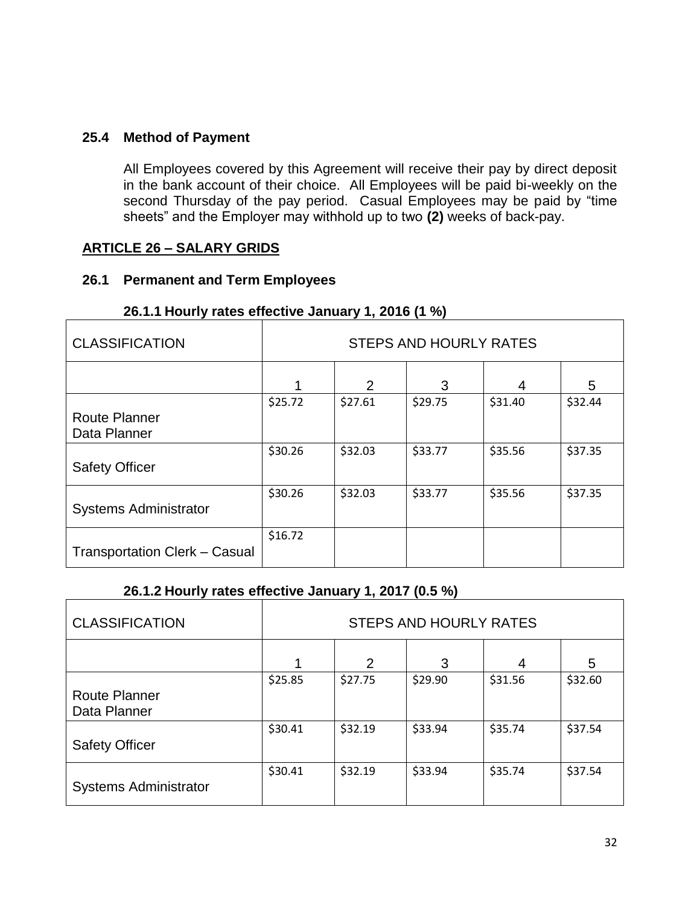### 25.4 Method of Payment

All Employees covered by this Agreement will receive their pay by direct deposit in the bank account of their choice. All Employees will be paid bi-weekly on the second Thursday of the pay period. Casual Employees may be paid by "time sheets" and the Employer may withhold up to two **(2)** weeks of back-pay.

## ARTICLE 26 – SALARY GRIDS

### 26.1 Permanent and Term Employees

#### 26.1.1 Hourly rates effective January 1, 2016 (1 %)

| CLASSIFICATION | STEPS AND HOURLY RATES | | | | |
|---|---|---|---|---|---|
| | 1 | 2 | 3 | 4 | 5 |
| Route Planner<br>Data Planner | $25.72 | $27.61 | $29.75 | $31.40 | $32.44 |
| Safety Officer | $30.26 | $32.03 | $33.77 | $35.56 | $37.35 |
| Systems Administrator | $30.26 | $32.03 | $33.77 | $35.56 | $37.35 |
| Transportation Clerk – Casual | $16.72 | | | | |

#### 26.1.2 Hourly rates effective January 1, 2017 (0.5 %)

| CLASSIFICATION | STEPS AND HOURLY RATES | | | | |
|---|---|---|---|---|---|
| | 1 | 2 | 3 | 4 | 5 |
| Route Planner<br>Data Planner | $25.85 | $27.75 | $29.90 | $31.56 | $32.60 |
| Safety Officer | $30.41 | $32.19 | $33.94 | $35.74 | $37.54 |
| Systems Administrator | $30.41 | $32.19 | $33.94 | $35.74 | $37.54 |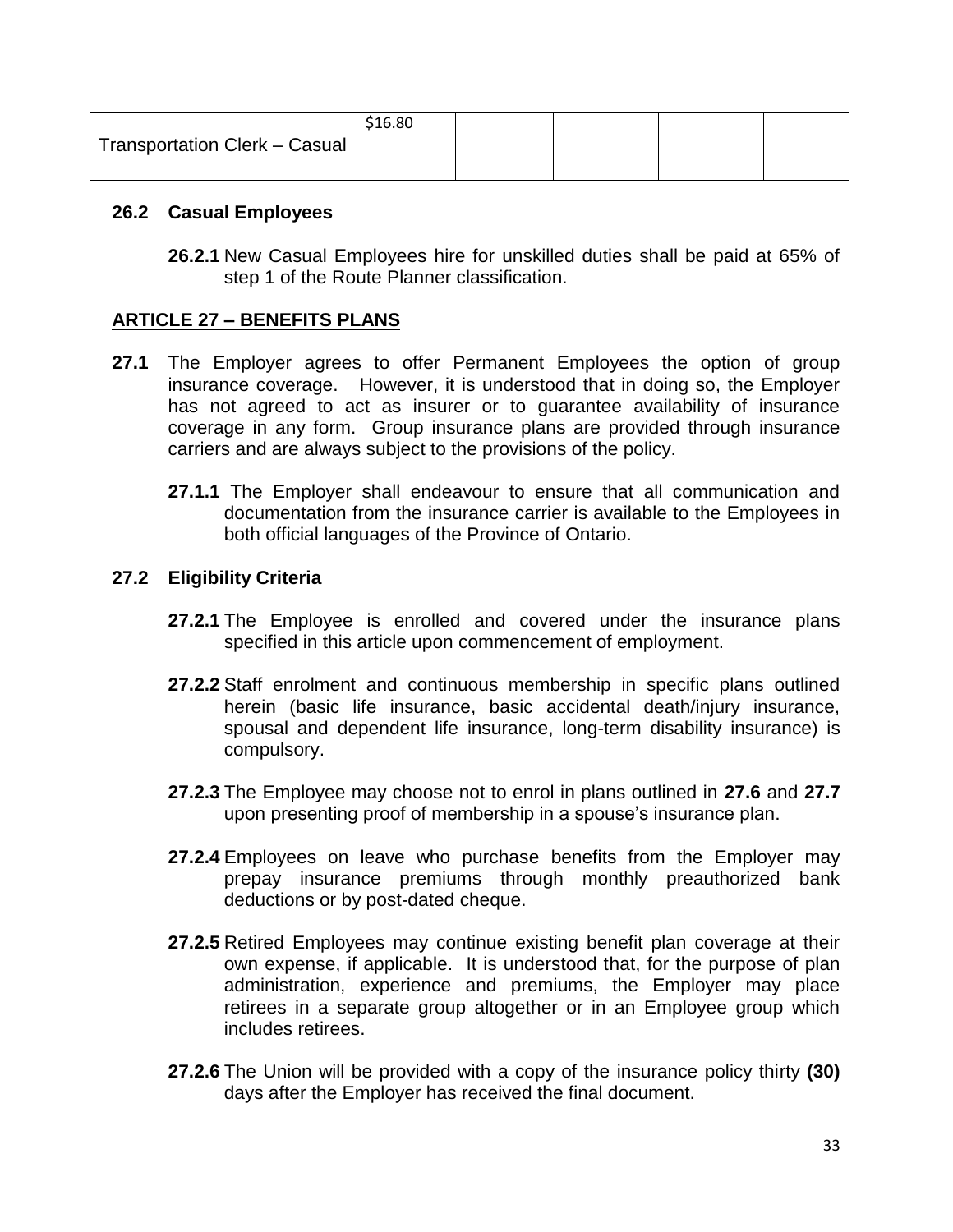| Transportation Clerk – Casual | $16.80 | | | | |
|---|---|---|---|---|---|

### 26.2 Casual Employees

**26.2.1** New Casual Employees hire for unskilled duties shall be paid at 65% of step 1 of the Route Planner classification.

## ARTICLE 27 – BENEFITS PLANS

**27.1** The Employer agrees to offer Permanent Employees the option of group insurance coverage. However, it is understood that in doing so, the Employer has not agreed to act as insurer or to guarantee availability of insurance coverage in any form. Group insurance plans are provided through insurance carriers and are always subject to the provisions of the policy.

**27.1.1** The Employer shall endeavour to ensure that all communication and documentation from the insurance carrier is available to the Employees in both official languages of the Province of Ontario.

### 27.2 Eligibility Criteria

**27.2.1** The Employee is enrolled and covered under the insurance plans specified in this article upon commencement of employment.

**27.2.2** Staff enrolment and continuous membership in specific plans outlined herein (basic life insurance, basic accidental death/injury insurance, spousal and dependent life insurance, long-term disability insurance) is compulsory.

**27.2.3** The Employee may choose not to enrol in plans outlined in **27.6** and **27.7** upon presenting proof of membership in a spouse's insurance plan.

**27.2.4** Employees on leave who purchase benefits from the Employer may prepay insurance premiums through monthly preauthorized bank deductions or by post-dated cheque.

**27.2.5** Retired Employees may continue existing benefit plan coverage at their own expense, if applicable. It is understood that, for the purpose of plan administration, experience and premiums, the Employer may place retirees in a separate group altogether or in an Employee group which includes retirees.

**27.2.6** The Union will be provided with a copy of the insurance policy thirty **(30)** days after the Employer has received the final document.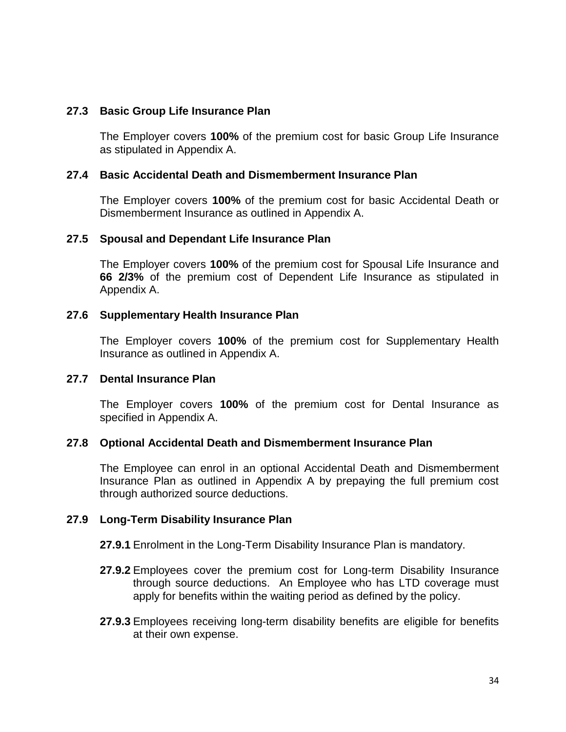### 27.3 Basic Group Life Insurance Plan

The Employer covers **100%** of the premium cost for basic Group Life Insurance as stipulated in Appendix A.

### 27.4 Basic Accidental Death and Dismemberment Insurance Plan

The Employer covers **100%** of the premium cost for basic Accidental Death or Dismemberment Insurance as outlined in Appendix A.

### 27.5 Spousal and Dependant Life Insurance Plan

The Employer covers **100%** of the premium cost for Spousal Life Insurance and **66 2/3%** of the premium cost of Dependent Life Insurance as stipulated in Appendix A.

### 27.6 Supplementary Health Insurance Plan

The Employer covers **100%** of the premium cost for Supplementary Health Insurance as outlined in Appendix A.

### 27.7 Dental Insurance Plan

The Employer covers **100%** of the premium cost for Dental Insurance as specified in Appendix A.

### 27.8 Optional Accidental Death and Dismemberment Insurance Plan

The Employee can enrol in an optional Accidental Death and Dismemberment Insurance Plan as outlined in Appendix A by prepaying the full premium cost through authorized source deductions.

### 27.9 Long-Term Disability Insurance Plan

**27.9.1** Enrolment in the Long-Term Disability Insurance Plan is mandatory.

**27.9.2** Employees cover the premium cost for Long-term Disability Insurance through source deductions. An Employee who has LTD coverage must apply for benefits within the waiting period as defined by the policy.

**27.9.3** Employees receiving long-term disability benefits are eligible for benefits at their own expense.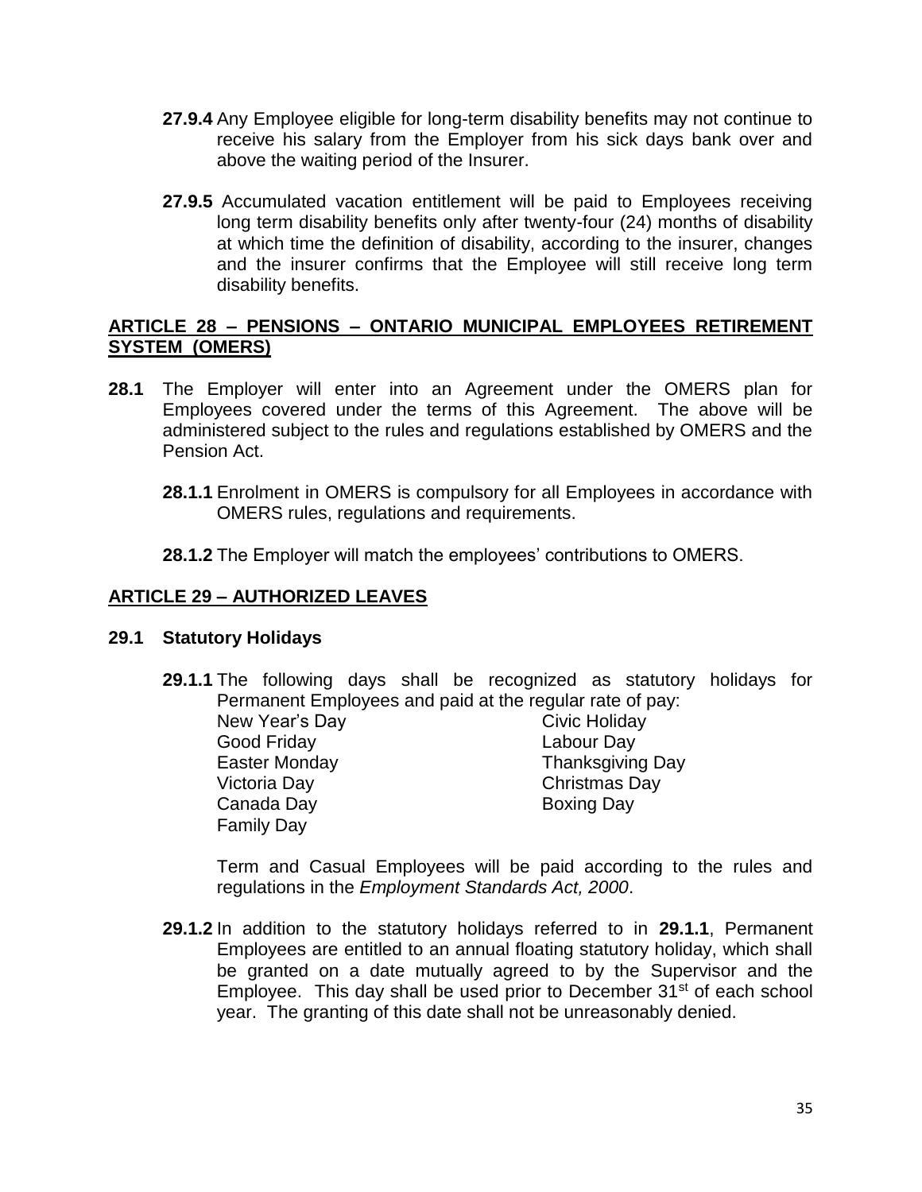**27.9.4** Any Employee eligible for long-term disability benefits may not continue to receive his salary from the Employer from his sick days bank over and above the waiting period of the Insurer.

**27.9.5** Accumulated vacation entitlement will be paid to Employees receiving long term disability benefits only after twenty-four (24) months of disability at which time the definition of disability, according to the insurer, changes and the insurer confirms that the Employee will still receive long term disability benefits.

## ARTICLE 28 – PENSIONS – ONTARIO MUNICIPAL EMPLOYEES RETIREMENT SYSTEM (OMERS)

**28.1** The Employer will enter into an Agreement under the OMERS plan for Employees covered under the terms of this Agreement. The above will be administered subject to the rules and regulations established by OMERS and the Pension Act.

**28.1.1** Enrolment in OMERS is compulsory for all Employees in accordance with OMERS rules, regulations and requirements.

**28.1.2** The Employer will match the employees' contributions to OMERS.

## ARTICLE 29 – AUTHORIZED LEAVES

### 29.1 Statutory Holidays

**29.1.1** The following days shall be recognized as statutory holidays for Permanent Employees and paid at the regular rate of pay:

- New Year's Day
- Good Friday
- Easter Monday
- Victoria Day
- Canada Day
- Family Day
- Civic Holiday
- Labour Day
- Thanksgiving Day
- Christmas Day
- Boxing Day

Term and Casual Employees will be paid according to the rules and regulations in the *Employment Standards Act, 2000*.

**29.1.2** In addition to the statutory holidays referred to in **29.1.1**, Permanent Employees are entitled to an annual floating statutory holiday, which shall be granted on a date mutually agreed to by the Supervisor and the Employee. This day shall be used prior to December 31st of each school year. The granting of this date shall not be unreasonably denied.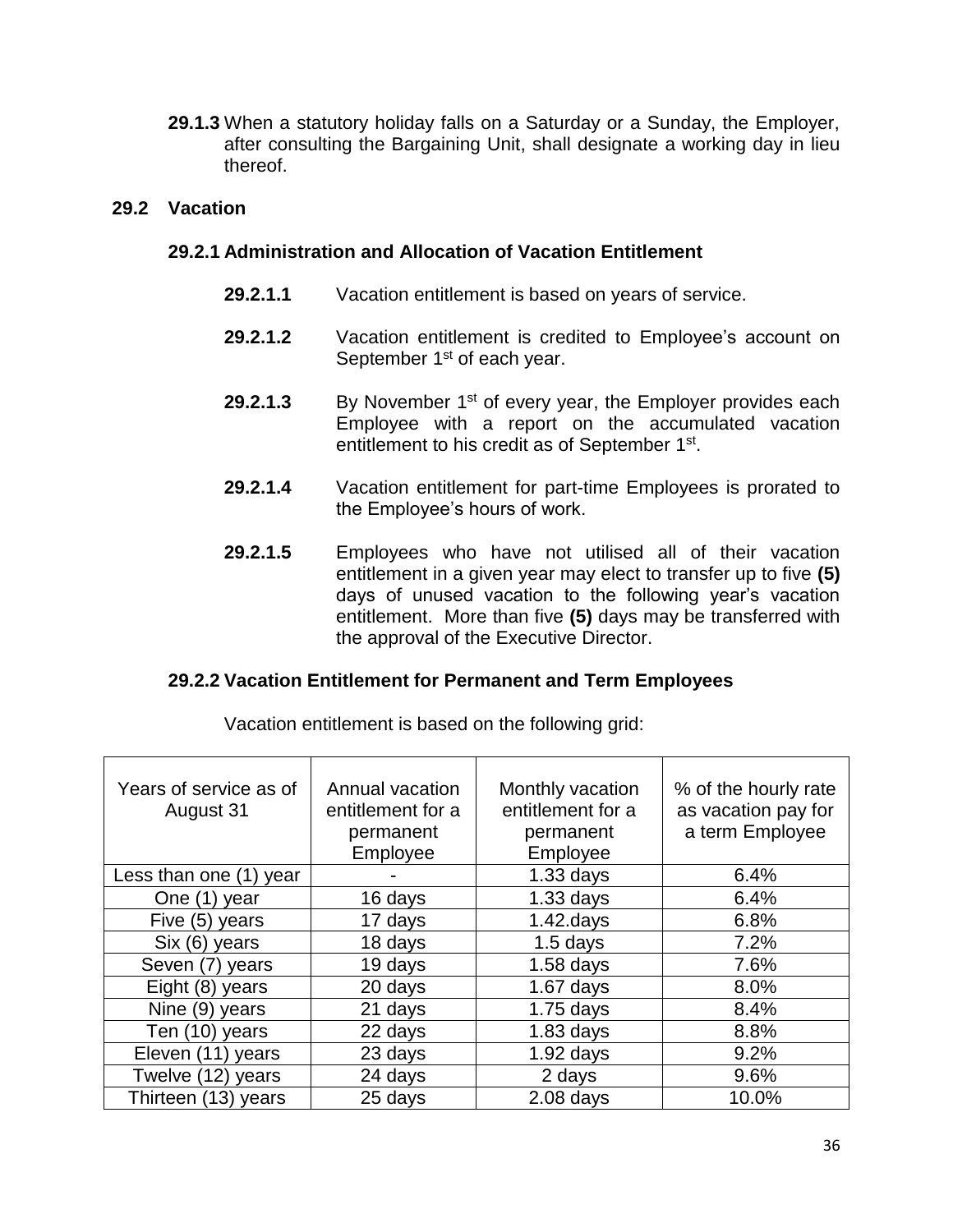**29.1.3** When a statutory holiday falls on a Saturday or a Sunday, the Employer, after consulting the Bargaining Unit, shall designate a working day in lieu thereof.

### 29.2 Vacation

#### 29.2.1 Administration and Allocation of Vacation Entitlement

**29.2.1.1** Vacation entitlement is based on years of service.

**29.2.1.2** Vacation entitlement is credited to Employee's account on September 1st of each year.

**29.2.1.3** By November 1st of every year, the Employer provides each Employee with a report on the accumulated vacation entitlement to his credit as of September 1st.

**29.2.1.4** Vacation entitlement for part-time Employees is prorated to the Employee's hours of work.

**29.2.1.5** Employees who have not utilised all of their vacation entitlement in a given year may elect to transfer up to five **(5)** days of unused vacation to the following year's vacation entitlement. More than five **(5)** days may be transferred with the approval of the Executive Director.

#### 29.2.2 Vacation Entitlement for Permanent and Term Employees

Vacation entitlement is based on the following grid:

| Years of service as of August 31 | Annual vacation entitlement for a permanent Employee | Monthly vacation entitlement for a permanent Employee | % of the hourly rate as vacation pay for a term Employee |
|---|---|---|---|
| Less than one (1) year | - | 1.33 days | 6.4% |
| One (1) year | 16 days | 1.33 days | 6.4% |
| Five (5) years | 17 days | 1.42.days | 6.8% |
| Six (6) years | 18 days | 1.5 days | 7.2% |
| Seven (7) years | 19 days | 1.58 days | 7.6% |
| Eight (8) years | 20 days | 1.67 days | 8.0% |
| Nine (9) years | 21 days | 1.75 days | 8.4% |
| Ten (10) years | 22 days | 1.83 days | 8.8% |
| Eleven (11) years | 23 days | 1.92 days | 9.2% |
| Twelve (12) years | 24 days | 2 days | 9.6% |
| Thirteen (13) years | 25 days | 2.08 days | 10.0% |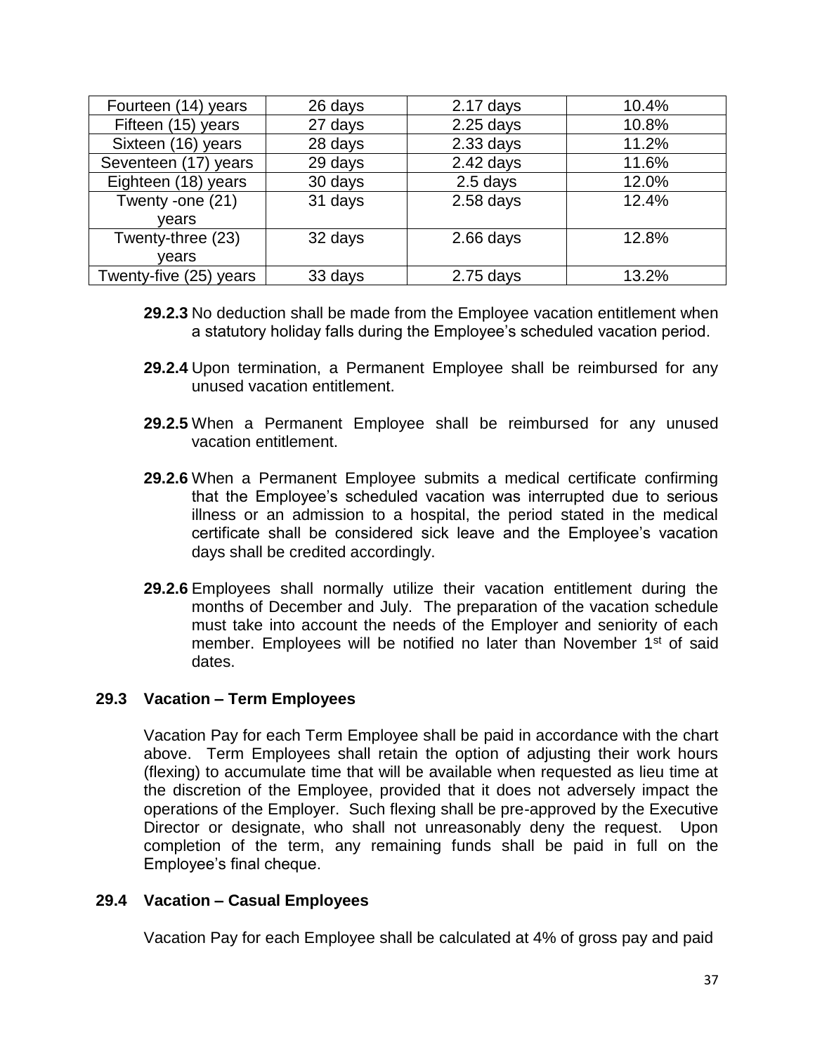| Fourteen (14) years | 26 days | 2.17 days | 10.4% |
|---|---|---|---|
| Fifteen (15) years | 27 days | 2.25 days | 10.8% |
| Sixteen (16) years | 28 days | 2.33 days | 11.2% |
| Seventeen (17) years | 29 days | 2.42 days | 11.6% |
| Eighteen (18) years | 30 days | 2.5 days | 12.0% |
| Twenty -one (21) years | 31 days | 2.58 days | 12.4% |
| Twenty-three (23) years | 32 days | 2.66 days | 12.8% |
| Twenty-five (25) years | 33 days | 2.75 days | 13.2% |

**29.2.3** No deduction shall be made from the Employee vacation entitlement when a statutory holiday falls during the Employee's scheduled vacation period.

**29.2.4** Upon termination, a Permanent Employee shall be reimbursed for any unused vacation entitlement.

**29.2.5** When a Permanent Employee shall be reimbursed for any unused vacation entitlement.

**29.2.6** When a Permanent Employee submits a medical certificate confirming that the Employee's scheduled vacation was interrupted due to serious illness or an admission to a hospital, the period stated in the medical certificate shall be considered sick leave and the Employee's vacation days shall be credited accordingly.

**29.2.6** Employees shall normally utilize their vacation entitlement during the months of December and July. The preparation of the vacation schedule must take into account the needs of the Employer and seniority of each member. Employees will be notified no later than November 1st of said dates.

### 29.3 Vacation – Term Employees

Vacation Pay for each Term Employee shall be paid in accordance with the chart above. Term Employees shall retain the option of adjusting their work hours (flexing) to accumulate time that will be available when requested as lieu time at the discretion of the Employee, provided that it does not adversely impact the operations of the Employer. Such flexing shall be pre-approved by the Executive Director or designate, who shall not unreasonably deny the request. Upon completion of the term, any remaining funds shall be paid in full on the Employee's final cheque.

### 29.4 Vacation – Casual Employees

Vacation Pay for each Employee shall be calculated at 4% of gross pay and paid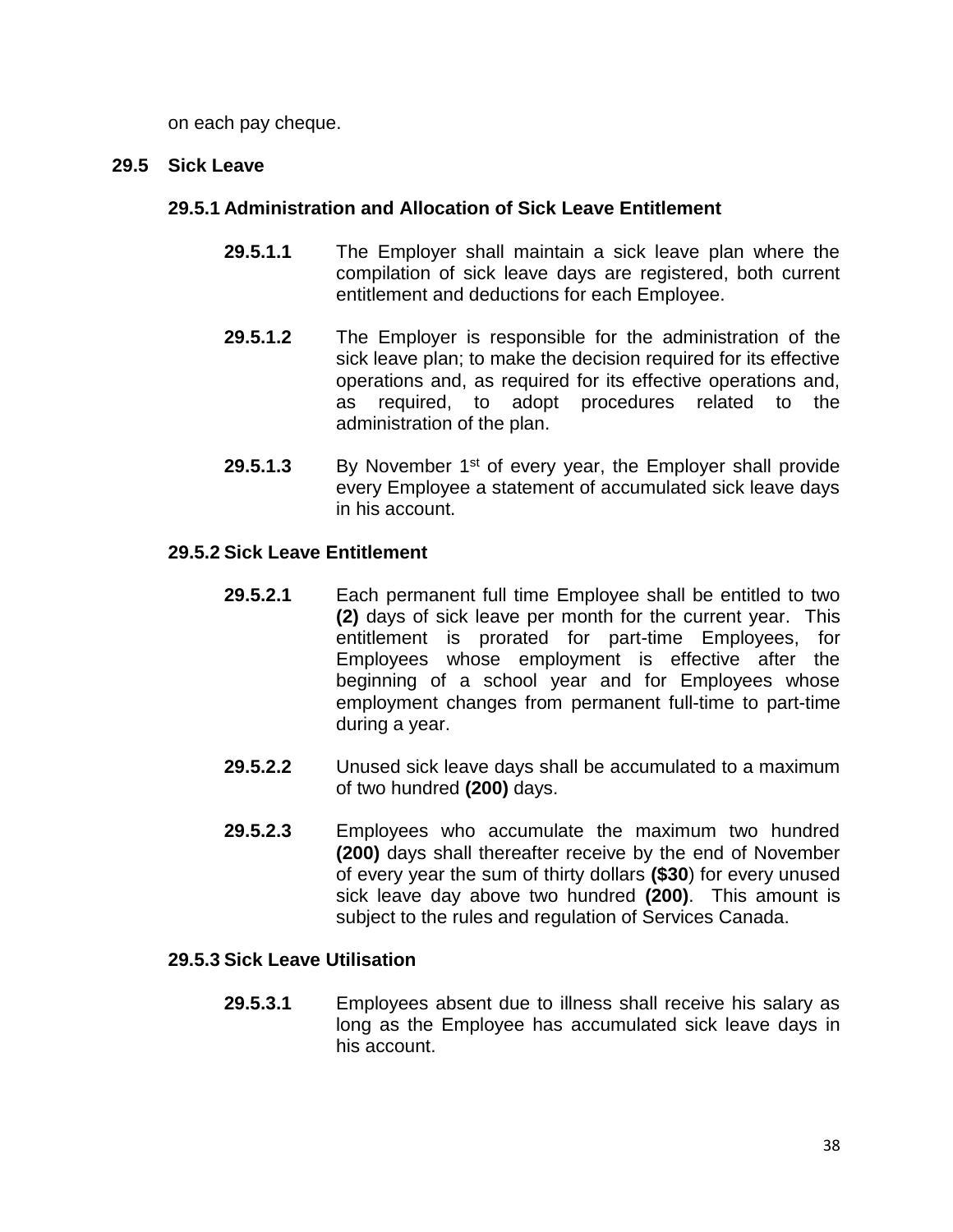on each pay cheque.

## 29.5 Sick Leave

### 29.5.1 Administration and Allocation of Sick Leave Entitlement

**29.5.1.1** The Employer shall maintain a sick leave plan where the compilation of sick leave days are registered, both current entitlement and deductions for each Employee.

**29.5.1.2** The Employer is responsible for the administration of the sick leave plan; to make the decision required for its effective operations and, as required for its effective operations and, as required, to adopt procedures related to the administration of the plan.

**29.5.1.3** By November 1st of every year, the Employer shall provide every Employee a statement of accumulated sick leave days in his account.

### 29.5.2 Sick Leave Entitlement

**29.5.2.1** Each permanent full time Employee shall be entitled to two **(2)** days of sick leave per month for the current year. This entitlement is prorated for part-time Employees, for Employees whose employment is effective after the beginning of a school year and for Employees whose employment changes from permanent full-time to part-time during a year.

**29.5.2.2** Unused sick leave days shall be accumulated to a maximum of two hundred **(200)** days.

**29.5.2.3** Employees who accumulate the maximum two hundred **(200)** days shall thereafter receive by the end of November of every year the sum of thirty dollars **($30**) for every unused sick leave day above two hundred **(200)**. This amount is subject to the rules and regulation of Services Canada.

### 29.5.3 Sick Leave Utilisation

**29.5.3.1** Employees absent due to illness shall receive his salary as long as the Employee has accumulated sick leave days in his account.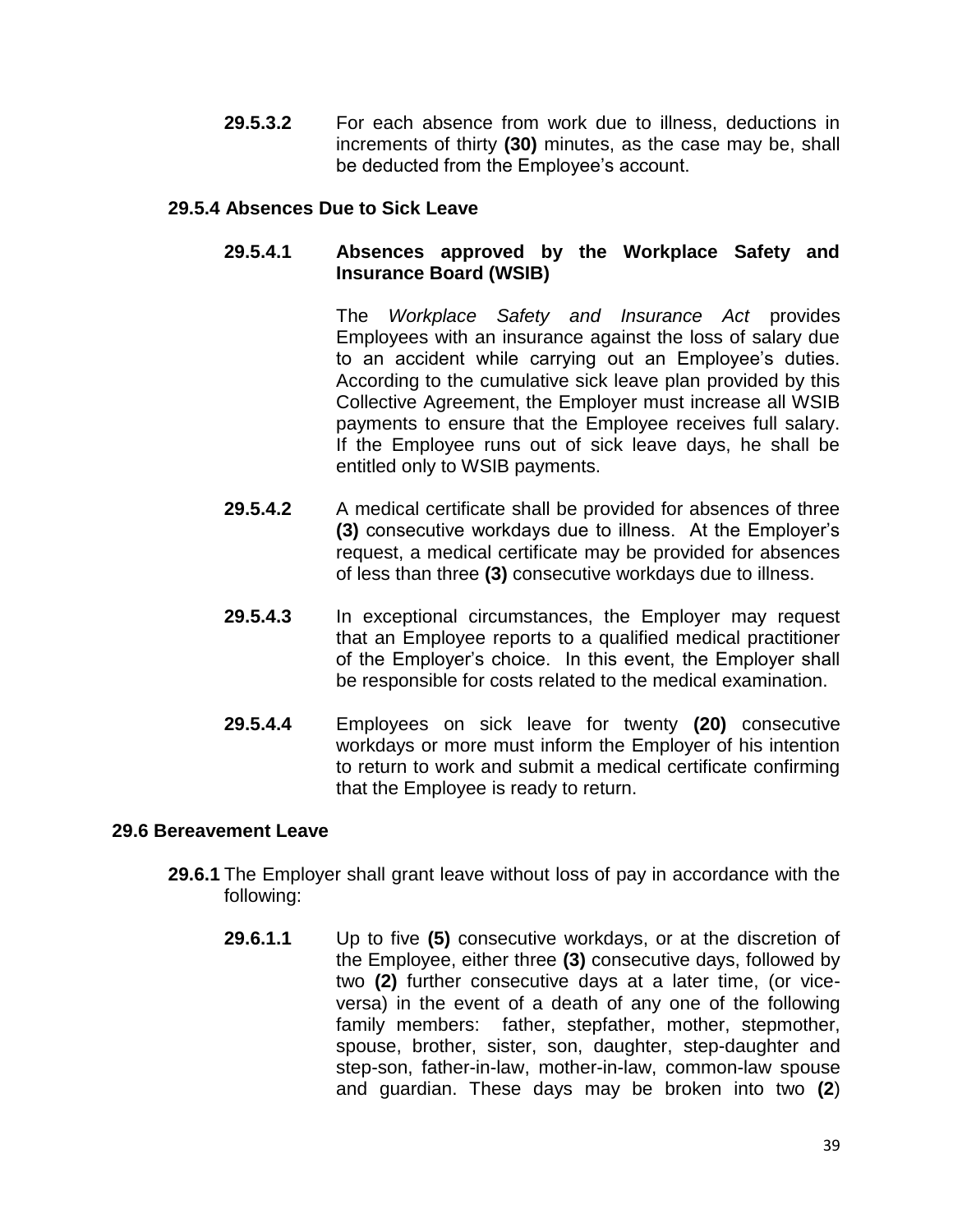**29.5.3.2** For each absence from work due to illness, deductions in increments of thirty **(30)** minutes, as the case may be, shall be deducted from the Employee's account.

### 29.5.4 Absences Due to Sick Leave

**29.5.4.1 Absences approved by the Workplace Safety and Insurance Board (WSIB)**

The *Workplace Safety and Insurance Act* provides Employees with an insurance against the loss of salary due to an accident while carrying out an Employee's duties. According to the cumulative sick leave plan provided by this Collective Agreement, the Employer must increase all WSIB payments to ensure that the Employee receives full salary. If the Employee runs out of sick leave days, he shall be entitled only to WSIB payments.

**29.5.4.2** A medical certificate shall be provided for absences of three **(3)** consecutive workdays due to illness. At the Employer's request, a medical certificate may be provided for absences of less than three **(3)** consecutive workdays due to illness.

**29.5.4.3** In exceptional circumstances, the Employer may request that an Employee reports to a qualified medical practitioner of the Employer's choice. In this event, the Employer shall be responsible for costs related to the medical examination.

**29.5.4.4** Employees on sick leave for twenty **(20)** consecutive workdays or more must inform the Employer of his intention to return to work and submit a medical certificate confirming that the Employee is ready to return.

## 29.6 Bereavement Leave

**29.6.1** The Employer shall grant leave without loss of pay in accordance with the following:

**29.6.1.1** Up to five **(5)** consecutive workdays, or at the discretion of the Employee, either three **(3)** consecutive days, followed by two **(2)** further consecutive days at a later time, (or vice-versa) in the event of a death of any one of the following family members: father, stepfather, mother, stepmother, spouse, brother, sister, son, daughter, step-daughter and step-son, father-in-law, mother-in-law, common-law spouse and guardian. These days may be broken into two **(2**)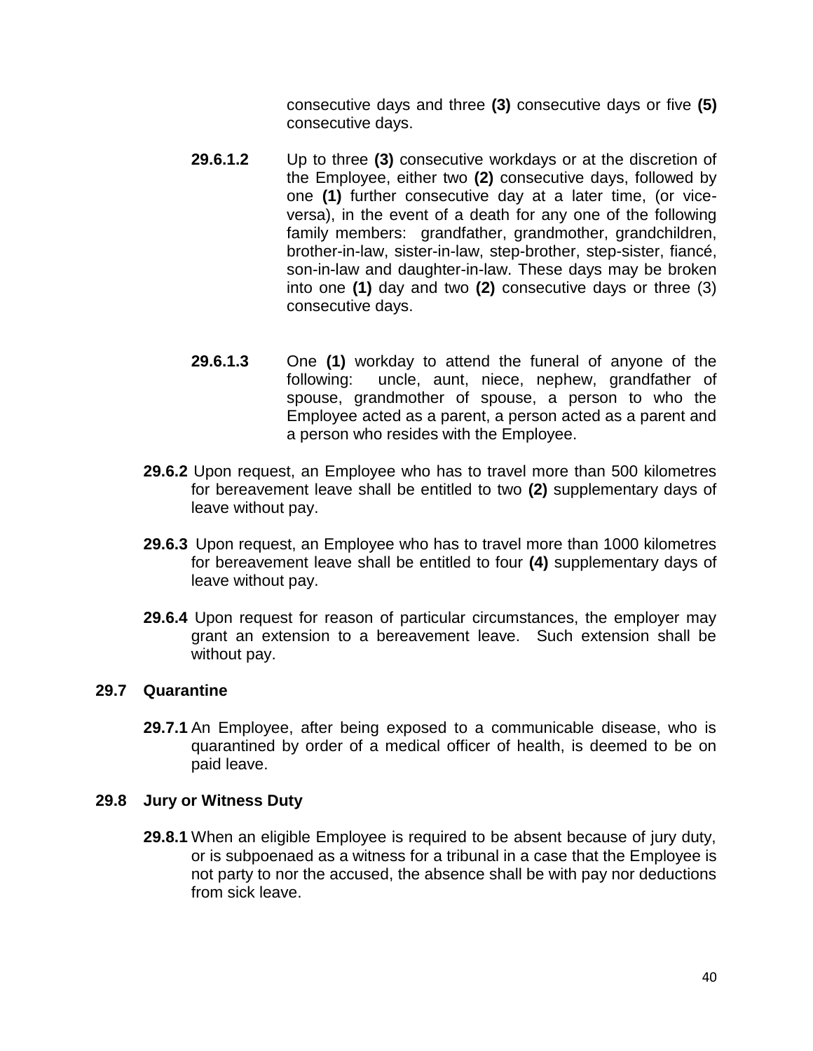consecutive days and three **(3)** consecutive days or five **(5)** consecutive days.

**29.6.1.2** Up to three **(3)** consecutive workdays or at the discretion of the Employee, either two **(2)** consecutive days, followed by one **(1)** further consecutive day at a later time, (or vice-versa), in the event of a death for any one of the following family members: grandfather, grandmother, grandchildren, brother-in-law, sister-in-law, step-brother, step-sister, fiancé, son-in-law and daughter-in-law. These days may be broken into one **(1)** day and two **(2)** consecutive days or three (3) consecutive days.

**29.6.1.3** One **(1)** workday to attend the funeral of anyone of the following: uncle, aunt, niece, nephew, grandfather of spouse, grandmother of spouse, a person to who the Employee acted as a parent, a person acted as a parent and a person who resides with the Employee.

**29.6.2** Upon request, an Employee who has to travel more than 500 kilometres for bereavement leave shall be entitled to two **(2)** supplementary days of leave without pay.

**29.6.3** Upon request, an Employee who has to travel more than 1000 kilometres for bereavement leave shall be entitled to four **(4)** supplementary days of leave without pay.

**29.6.4** Upon request for reason of particular circumstances, the employer may grant an extension to a bereavement leave. Such extension shall be without pay.

## 29.7 Quarantine

**29.7.1** An Employee, after being exposed to a communicable disease, who is quarantined by order of a medical officer of health, is deemed to be on paid leave.

## 29.8 Jury or Witness Duty

**29.8.1** When an eligible Employee is required to be absent because of jury duty, or is subpoenaed as a witness for a tribunal in a case that the Employee is not party to nor the accused, the absence shall be with pay nor deductions from sick leave.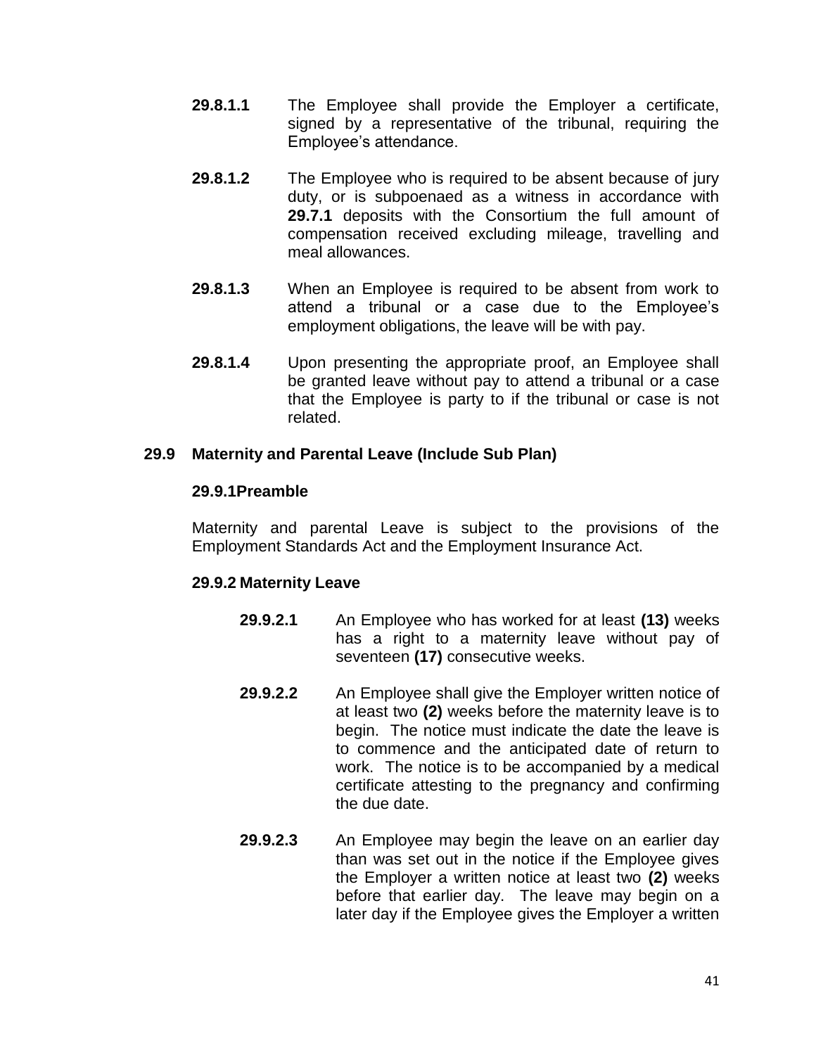**29.8.1.1** The Employee shall provide the Employer a certificate, signed by a representative of the tribunal, requiring the Employee's attendance.

**29.8.1.2** The Employee who is required to be absent because of jury duty, or is subpoenaed as a witness in accordance with **29.7.1** deposits with the Consortium the full amount of compensation received excluding mileage, travelling and meal allowances.

**29.8.1.3** When an Employee is required to be absent from work to attend a tribunal or a case due to the Employee's employment obligations, the leave will be with pay.

**29.8.1.4** Upon presenting the appropriate proof, an Employee shall be granted leave without pay to attend a tribunal or a case that the Employee is party to if the tribunal or case is not related.

## 29.9 Maternity and Parental Leave (Include Sub Plan)

### 29.9.1Preamble

Maternity and parental Leave is subject to the provisions of the Employment Standards Act and the Employment Insurance Act.

### 29.9.2 Maternity Leave

**29.9.2.1** An Employee who has worked for at least **(13)** weeks has a right to a maternity leave without pay of seventeen **(17)** consecutive weeks.

**29.9.2.2** An Employee shall give the Employer written notice of at least two **(2)** weeks before the maternity leave is to begin. The notice must indicate the date the leave is to commence and the anticipated date of return to work. The notice is to be accompanied by a medical certificate attesting to the pregnancy and confirming the due date.

**29.9.2.3** An Employee may begin the leave on an earlier day than was set out in the notice if the Employee gives the Employer a written notice at least two **(2)** weeks before that earlier day. The leave may begin on a later day if the Employee gives the Employer a written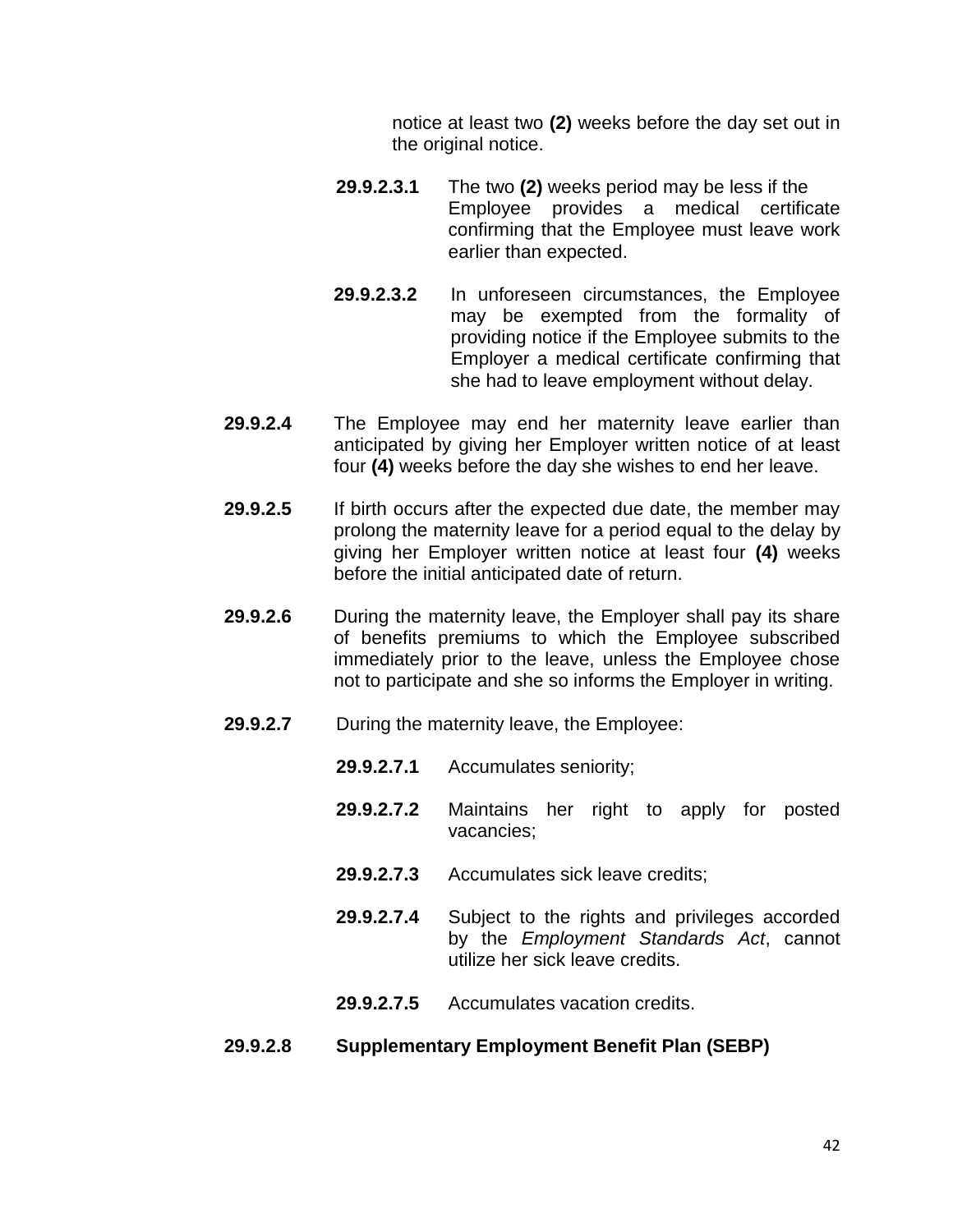notice at least two **(2)** weeks before the day set out in the original notice.

**29.9.2.3.1** The two **(2)** weeks period may be less if the Employee provides a medical certificate confirming that the Employee must leave work earlier than expected.

**29.9.2.3.2** In unforeseen circumstances, the Employee may be exempted from the formality of providing notice if the Employee submits to the Employer a medical certificate confirming that she had to leave employment without delay.

**29.9.2.4** The Employee may end her maternity leave earlier than anticipated by giving her Employer written notice of at least four **(4)** weeks before the day she wishes to end her leave.

**29.9.2.5** If birth occurs after the expected due date, the member may prolong the maternity leave for a period equal to the delay by giving her Employer written notice at least four **(4)** weeks before the initial anticipated date of return.

**29.9.2.6** During the maternity leave, the Employer shall pay its share of benefits premiums to which the Employee subscribed immediately prior to the leave, unless the Employee chose not to participate and she so informs the Employer in writing.

**29.9.2.7** During the maternity leave, the Employee:

**29.9.2.7.1** Accumulates seniority;

**29.9.2.7.2** Maintains her right to apply for posted vacancies;

**29.9.2.7.3** Accumulates sick leave credits;

**29.9.2.7.4** Subject to the rights and privileges accorded by the *Employment Standards Act*, cannot utilize her sick leave credits.

**29.9.2.7.5** Accumulates vacation credits.

**29.9.2.8 Supplementary Employment Benefit Plan (SEBP)**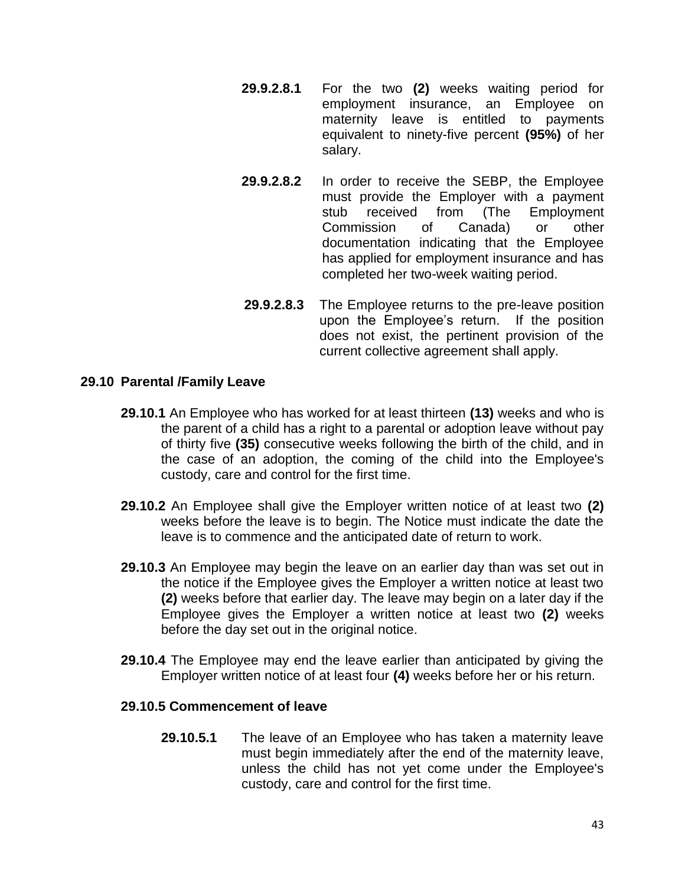**29.9.2.8.1** For the two **(2)** weeks waiting period for employment insurance, an Employee on maternity leave is entitled to payments equivalent to ninety-five percent **(95%)** of her salary.

**29.9.2.8.2** In order to receive the SEBP, the Employee must provide the Employer with a payment stub received from (The Employment Commission of Canada) or other documentation indicating that the Employee has applied for employment insurance and has completed her two-week waiting period.

**29.9.2.8.3** The Employee returns to the pre-leave position upon the Employee's return. If the position does not exist, the pertinent provision of the current collective agreement shall apply.

## 29.10 Parental /Family Leave

**29.10.1** An Employee who has worked for at least thirteen **(13)** weeks and who is the parent of a child has a right to a parental or adoption leave without pay of thirty five **(35)** consecutive weeks following the birth of the child, and in the case of an adoption, the coming of the child into the Employee's custody, care and control for the first time.

**29.10.2** An Employee shall give the Employer written notice of at least two **(2)** weeks before the leave is to begin. The Notice must indicate the date the leave is to commence and the anticipated date of return to work.

**29.10.3** An Employee may begin the leave on an earlier day than was set out in the notice if the Employee gives the Employer a written notice at least two **(2)** weeks before that earlier day. The leave may begin on a later day if the Employee gives the Employer a written notice at least two **(2)** weeks before the day set out in the original notice.

**29.10.4** The Employee may end the leave earlier than anticipated by giving the Employer written notice of at least four **(4)** weeks before her or his return.

### 29.10.5 Commencement of leave

**29.10.5.1** The leave of an Employee who has taken a maternity leave must begin immediately after the end of the maternity leave, unless the child has not yet come under the Employee's custody, care and control for the first time.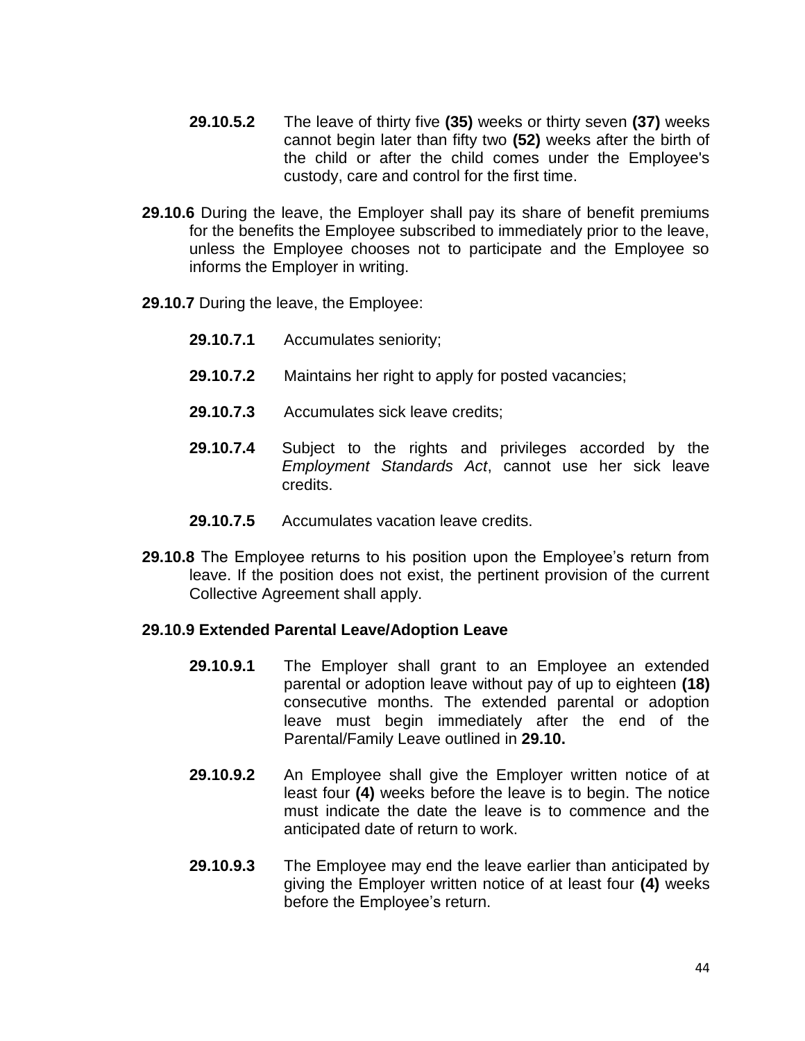**29.10.5.2** The leave of thirty five **(35)** weeks or thirty seven **(37)** weeks cannot begin later than fifty two **(52)** weeks after the birth of the child or after the child comes under the Employee's custody, care and control for the first time.

**29.10.6** During the leave, the Employer shall pay its share of benefit premiums for the benefits the Employee subscribed to immediately prior to the leave, unless the Employee chooses not to participate and the Employee so informs the Employer in writing.

**29.10.7** During the leave, the Employee:

**29.10.7.1** Accumulates seniority;

**29.10.7.2** Maintains her right to apply for posted vacancies;

**29.10.7.3** Accumulates sick leave credits;

**29.10.7.4** Subject to the rights and privileges accorded by the *Employment Standards Act*, cannot use her sick leave credits.

**29.10.7.5** Accumulates vacation leave credits.

**29.10.8** The Employee returns to his position upon the Employee's return from leave. If the position does not exist, the pertinent provision of the current Collective Agreement shall apply.

**29.10.9 Extended Parental Leave/Adoption Leave**

**29.10.9.1** The Employer shall grant to an Employee an extended parental or adoption leave without pay of up to eighteen **(18)** consecutive months. The extended parental or adoption leave must begin immediately after the end of the Parental/Family Leave outlined in **29.10.**

**29.10.9.2** An Employee shall give the Employer written notice of at least four **(4)** weeks before the leave is to begin. The notice must indicate the date the leave is to commence and the anticipated date of return to work.

**29.10.9.3** The Employee may end the leave earlier than anticipated by giving the Employer written notice of at least four **(4)** weeks before the Employee's return.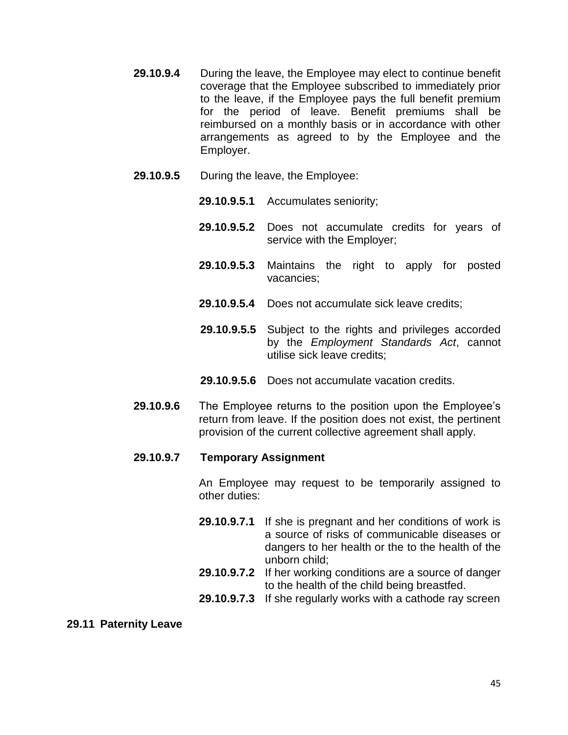**29.10.9.4** During the leave, the Employee may elect to continue benefit coverage that the Employee subscribed to immediately prior to the leave, if the Employee pays the full benefit premium for the period of leave. Benefit premiums shall be reimbursed on a monthly basis or in accordance with other arrangements as agreed to by the Employee and the Employer.

**29.10.9.5** During the leave, the Employee:

- **29.10.9.5.1** Accumulates seniority;
- **29.10.9.5.2** Does not accumulate credits for years of service with the Employer;
- **29.10.9.5.3** Maintains the right to apply for posted vacancies;
- **29.10.9.5.4** Does not accumulate sick leave credits;
- **29.10.9.5.5** Subject to the rights and privileges accorded by the *Employment Standards Act*, cannot utilise sick leave credits;
- **29.10.9.5.6** Does not accumulate vacation credits.

**29.10.9.6** The Employee returns to the position upon the Employee's return from leave. If the position does not exist, the pertinent provision of the current collective agreement shall apply.

**29.10.9.7 Temporary Assignment**

An Employee may request to be temporarily assigned to other duties:

- **29.10.9.7.1** If she is pregnant and her conditions of work is a source of risks of communicable diseases or dangers to her health or the to the health of the unborn child;
- **29.10.9.7.2** If her working conditions are a source of danger to the health of the child being breastfed.
- **29.10.9.7.3** If she regularly works with a cathode ray screen

## 29.11 Paternity Leave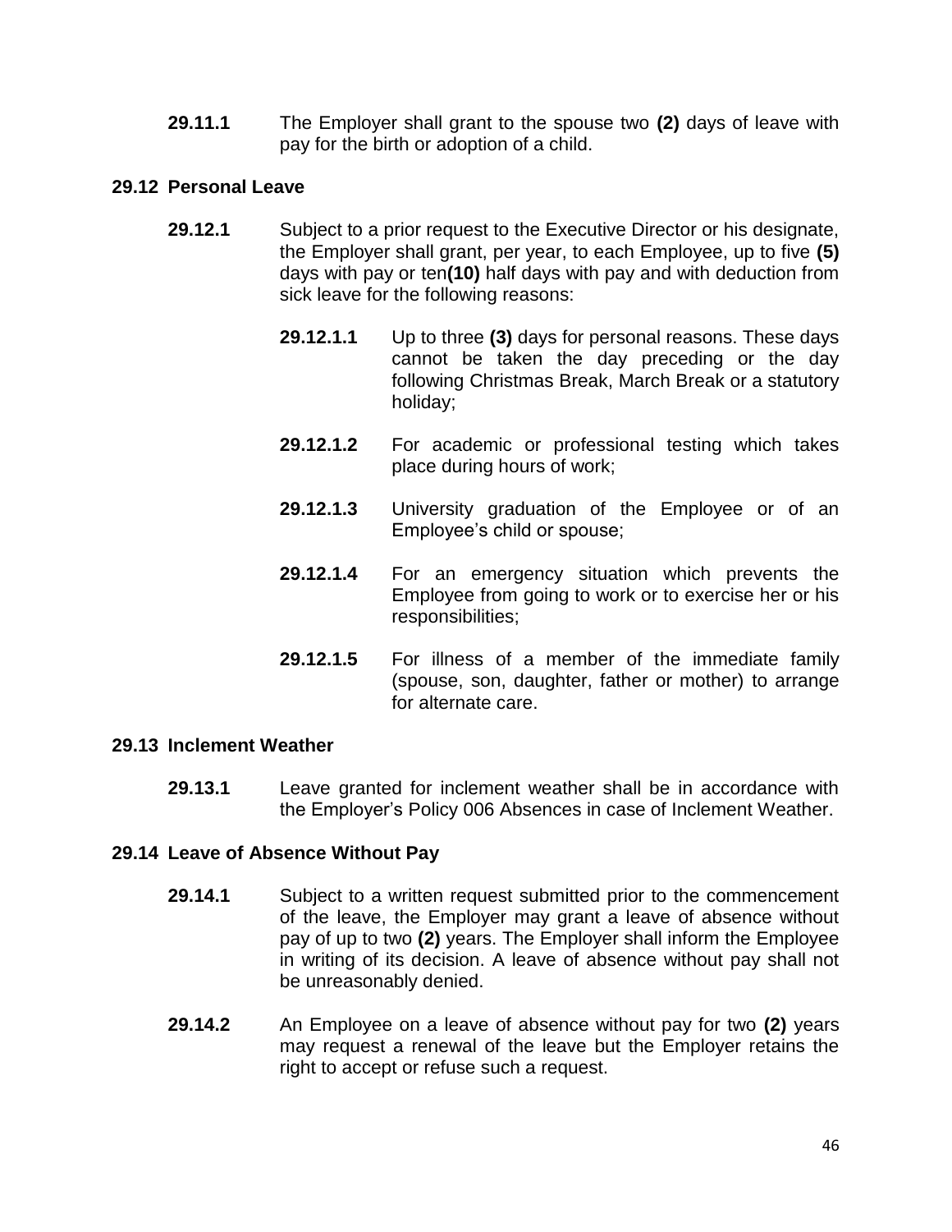**29.11.1** The Employer shall grant to the spouse two **(2)** days of leave with pay for the birth or adoption of a child.

### 29.12 Personal Leave

**29.12.1** Subject to a prior request to the Executive Director or his designate, the Employer shall grant, per year, to each Employee, up to five **(5)** days with pay or ten**(10)** half days with pay and with deduction from sick leave for the following reasons:

**29.12.1.1** Up to three **(3)** days for personal reasons. These days cannot be taken the day preceding or the day following Christmas Break, March Break or a statutory holiday;

**29.12.1.2** For academic or professional testing which takes place during hours of work;

**29.12.1.3** University graduation of the Employee or of an Employee's child or spouse;

**29.12.1.4** For an emergency situation which prevents the Employee from going to work or to exercise her or his responsibilities;

**29.12.1.5** For illness of a member of the immediate family (spouse, son, daughter, father or mother) to arrange for alternate care.

### 29.13 Inclement Weather

**29.13.1** Leave granted for inclement weather shall be in accordance with the Employer's Policy 006 Absences in case of Inclement Weather.

### 29.14 Leave of Absence Without Pay

**29.14.1** Subject to a written request submitted prior to the commencement of the leave, the Employer may grant a leave of absence without pay of up to two **(2)** years. The Employer shall inform the Employee in writing of its decision. A leave of absence without pay shall not be unreasonably denied.

**29.14.2** An Employee on a leave of absence without pay for two **(2)** years may request a renewal of the leave but the Employer retains the right to accept or refuse such a request.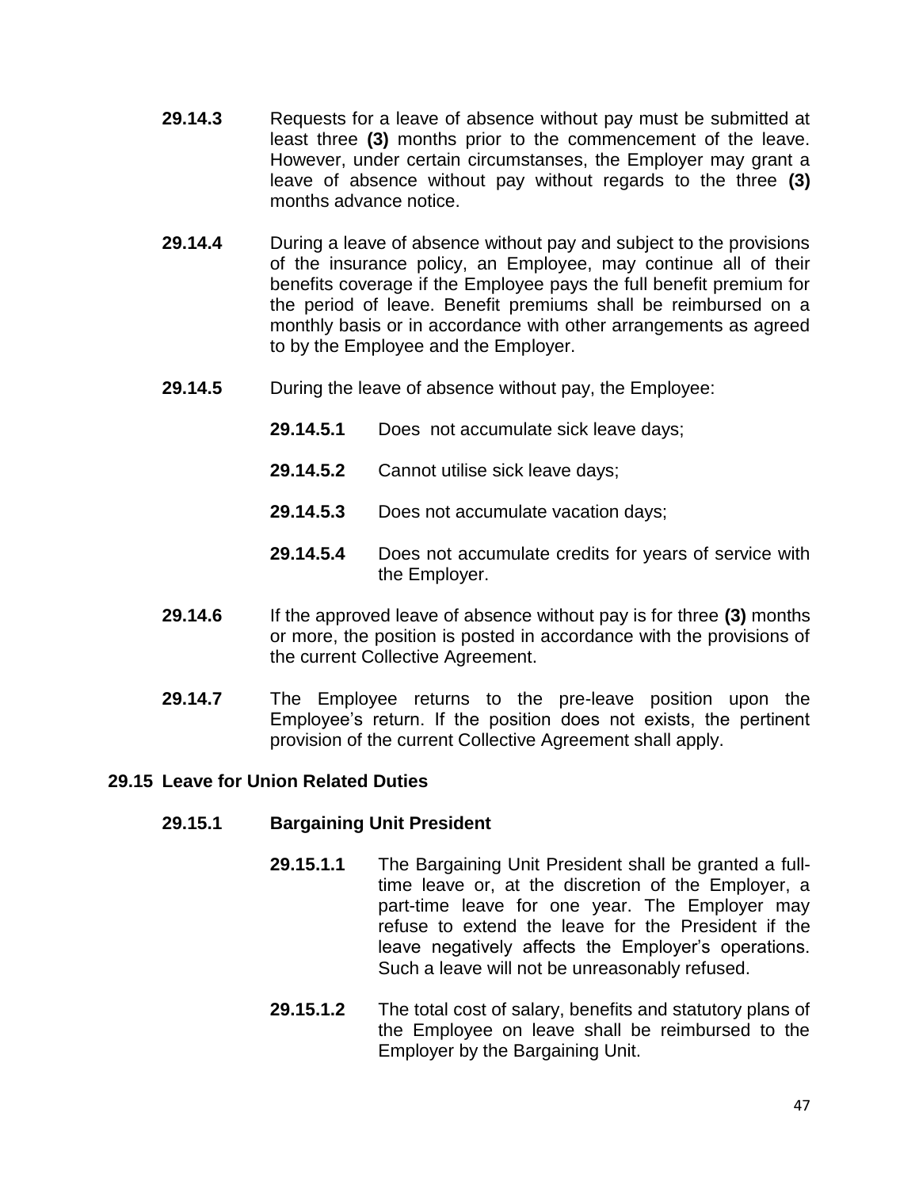**29.14.3** Requests for a leave of absence without pay must be submitted at least three **(3)** months prior to the commencement of the leave. However, under certain circumstanses, the Employer may grant a leave of absence without pay without regards to the three **(3)** months advance notice.

**29.14.4** During a leave of absence without pay and subject to the provisions of the insurance policy, an Employee, may continue all of their benefits coverage if the Employee pays the full benefit premium for the period of leave. Benefit premiums shall be reimbursed on a monthly basis or in accordance with other arrangements as agreed to by the Employee and the Employer.

**29.14.5** During the leave of absence without pay, the Employee:

- **29.14.5.1** Does not accumulate sick leave days;
- **29.14.5.2** Cannot utilise sick leave days;
- **29.14.5.3** Does not accumulate vacation days;
- **29.14.5.4** Does not accumulate credits for years of service with the Employer.

**29.14.6** If the approved leave of absence without pay is for three **(3)** months or more, the position is posted in accordance with the provisions of the current Collective Agreement.

**29.14.7** The Employee returns to the pre-leave position upon the Employee's return. If the position does not exists, the pertinent provision of the current Collective Agreement shall apply.

## 29.15 Leave for Union Related Duties

### 29.15.1 Bargaining Unit President

**29.15.1.1** The Bargaining Unit President shall be granted a full-time leave or, at the discretion of the Employer, a part-time leave for one year. The Employer may refuse to extend the leave for the President if the leave negatively affects the Employer's operations. Such a leave will not be unreasonably refused.

**29.15.1.2** The total cost of salary, benefits and statutory plans of the Employee on leave shall be reimbursed to the Employer by the Bargaining Unit.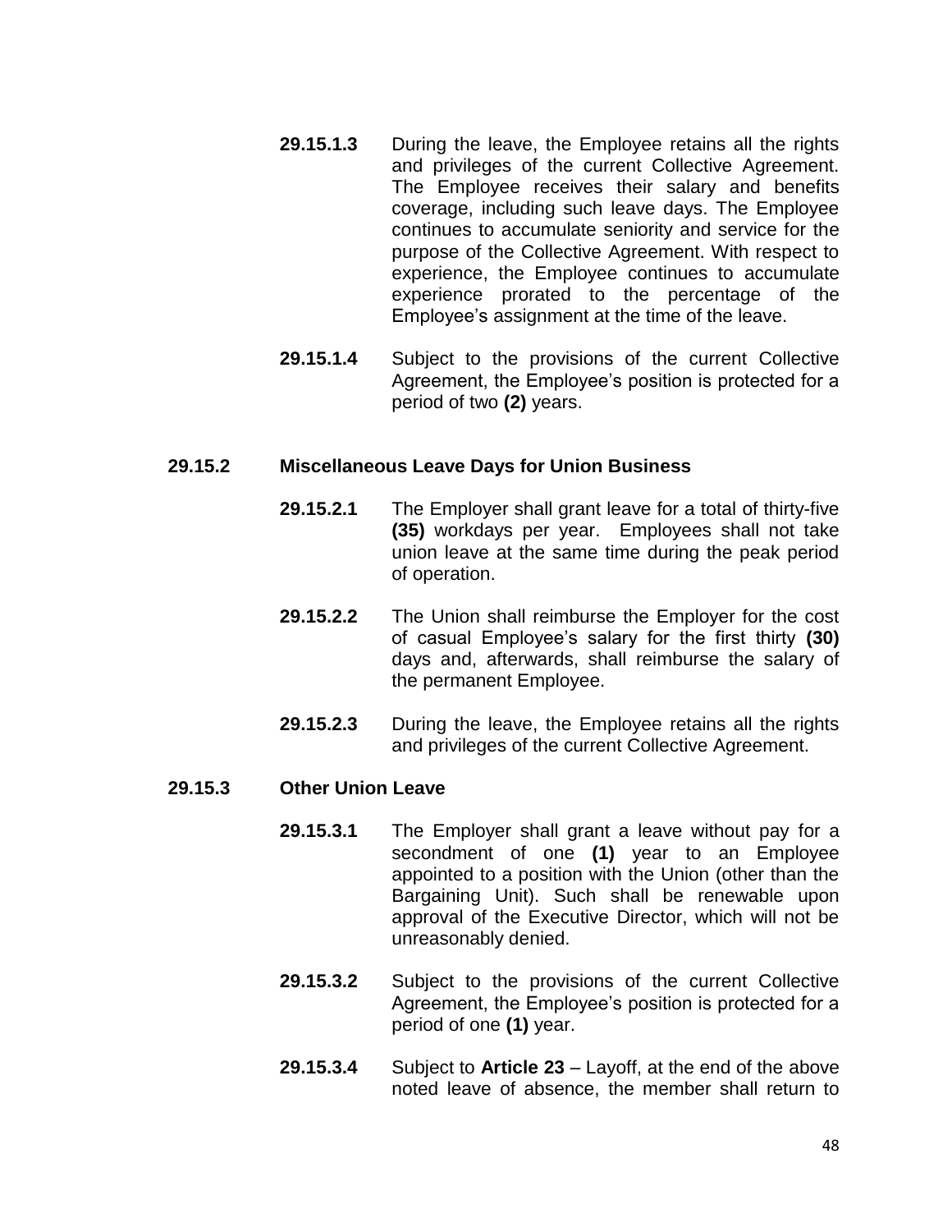**29.15.1.3** During the leave, the Employee retains all the rights and privileges of the current Collective Agreement. The Employee receives their salary and benefits coverage, including such leave days. The Employee continues to accumulate seniority and service for the purpose of the Collective Agreement. With respect to experience, the Employee continues to accumulate experience prorated to the percentage of the Employee's assignment at the time of the leave.

**29.15.1.4** Subject to the provisions of the current Collective Agreement, the Employee's position is protected for a period of two **(2)** years.

### 29.15.2 Miscellaneous Leave Days for Union Business

**29.15.2.1** The Employer shall grant leave for a total of thirty-five **(35)** workdays per year. Employees shall not take union leave at the same time during the peak period of operation.

**29.15.2.2** The Union shall reimburse the Employer for the cost of casual Employee's salary for the first thirty **(30)** days and, afterwards, shall reimburse the salary of the permanent Employee.

**29.15.2.3** During the leave, the Employee retains all the rights and privileges of the current Collective Agreement.

### 29.15.3 Other Union Leave

**29.15.3.1** The Employer shall grant a leave without pay for a secondment of one **(1)** year to an Employee appointed to a position with the Union (other than the Bargaining Unit). Such shall be renewable upon approval of the Executive Director, which will not be unreasonably denied.

**29.15.3.2** Subject to the provisions of the current Collective Agreement, the Employee's position is protected for a period of one **(1)** year.

**29.15.3.4** Subject to **Article 23** – Layoff, at the end of the above noted leave of absence, the member shall return to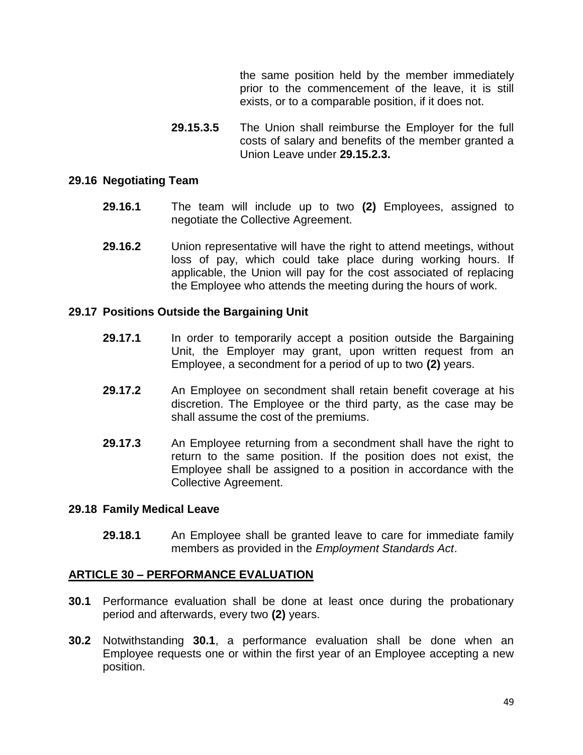the same position held by the member immediately prior to the commencement of the leave, it is still exists, or to a comparable position, if it does not.

**29.15.3.5** The Union shall reimburse the Employer for the full costs of salary and benefits of the member granted a Union Leave under **29.15.2.3.**

**29.16 Negotiating Team**

**29.16.1** The team will include up to two **(2)** Employees, assigned to negotiate the Collective Agreement.

**29.16.2** Union representative will have the right to attend meetings, without loss of pay, which could take place during working hours. If applicable, the Union will pay for the cost associated of replacing the Employee who attends the meeting during the hours of work.

**29.17 Positions Outside the Bargaining Unit**

**29.17.1** In order to temporarily accept a position outside the Bargaining Unit, the Employer may grant, upon written request from an Employee, a secondment for a period of up to two **(2)** years.

**29.17.2** An Employee on secondment shall retain benefit coverage at his discretion. The Employee or the third party, as the case may be shall assume the cost of the premiums.

**29.17.3** An Employee returning from a secondment shall have the right to return to the same position. If the position does not exist, the Employee shall be assigned to a position in accordance with the Collective Agreement.

**29.18 Family Medical Leave**

**29.18.1** An Employee shall be granted leave to care for immediate family members as provided in the *Employment Standards Act*.

## ARTICLE 30 – PERFORMANCE EVALUATION

**30.1** Performance evaluation shall be done at least once during the probationary period and afterwards, every two **(2)** years.

**30.2** Notwithstanding **30.1**, a performance evaluation shall be done when an Employee requests one or within the first year of an Employee accepting a new position.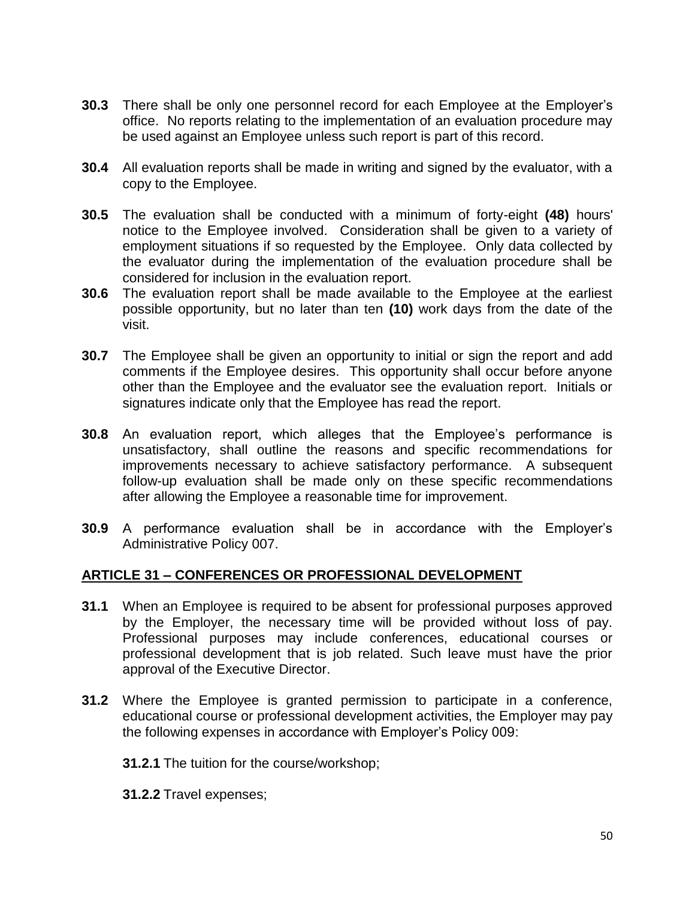**30.3** There shall be only one personnel record for each Employee at the Employer's office. No reports relating to the implementation of an evaluation procedure may be used against an Employee unless such report is part of this record.

**30.4** All evaluation reports shall be made in writing and signed by the evaluator, with a copy to the Employee.

**30.5** The evaluation shall be conducted with a minimum of forty-eight **(48)** hours' notice to the Employee involved. Consideration shall be given to a variety of employment situations if so requested by the Employee. Only data collected by the evaluator during the implementation of the evaluation procedure shall be considered for inclusion in the evaluation report.

**30.6** The evaluation report shall be made available to the Employee at the earliest possible opportunity, but no later than ten **(10)** work days from the date of the visit.

**30.7** The Employee shall be given an opportunity to initial or sign the report and add comments if the Employee desires. This opportunity shall occur before anyone other than the Employee and the evaluator see the evaluation report. Initials or signatures indicate only that the Employee has read the report.

**30.8** An evaluation report, which alleges that the Employee's performance is unsatisfactory, shall outline the reasons and specific recommendations for improvements necessary to achieve satisfactory performance. A subsequent follow-up evaluation shall be made only on these specific recommendations after allowing the Employee a reasonable time for improvement.

**30.9** A performance evaluation shall be in accordance with the Employer's Administrative Policy 007.

## ARTICLE 31 – CONFERENCES OR PROFESSIONAL DEVELOPMENT

**31.1** When an Employee is required to be absent for professional purposes approved by the Employer, the necessary time will be provided without loss of pay. Professional purposes may include conferences, educational courses or professional development that is job related. Such leave must have the prior approval of the Executive Director.

**31.2** Where the Employee is granted permission to participate in a conference, educational course or professional development activities, the Employer may pay the following expenses in accordance with Employer's Policy 009:

**31.2.1** The tuition for the course/workshop;

**31.2.2** Travel expenses;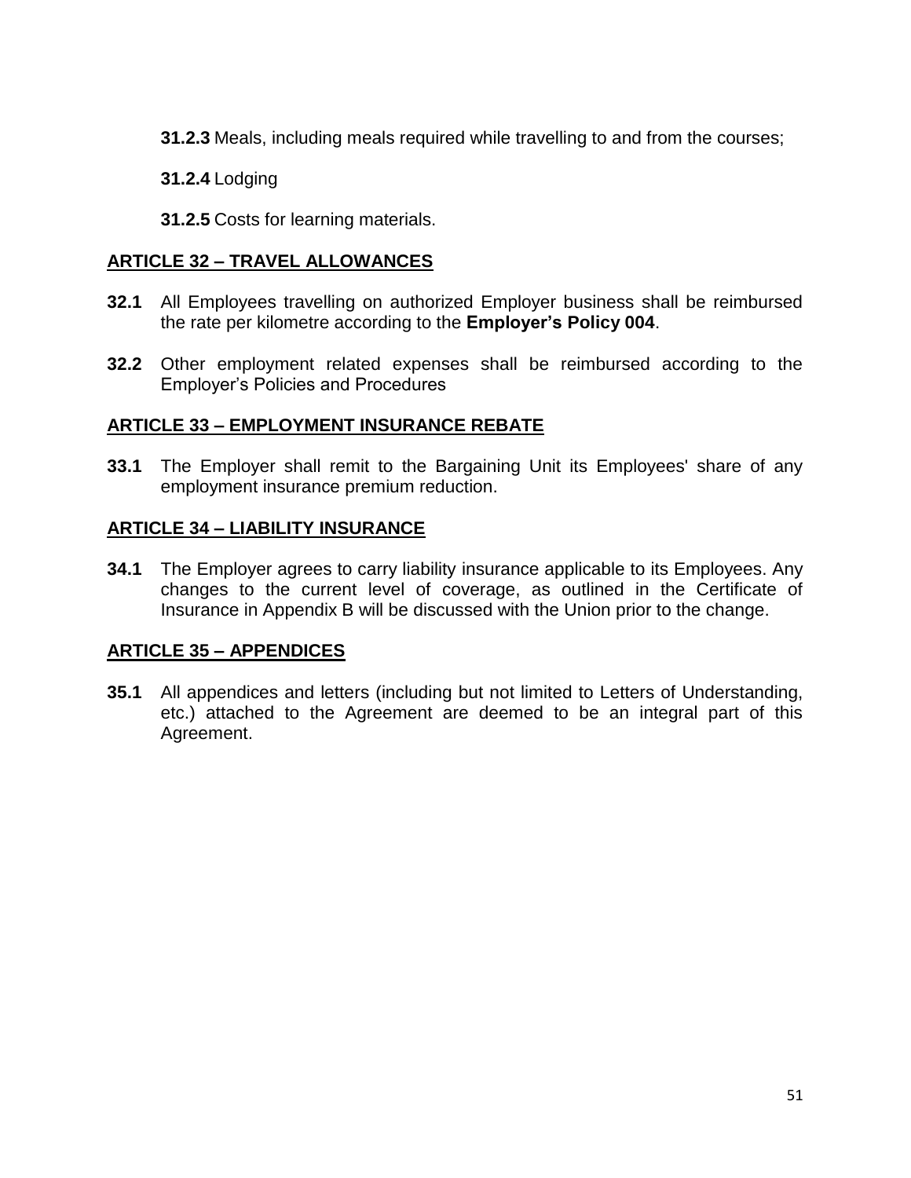**31.2.3** Meals, including meals required while travelling to and from the courses;

**31.2.4** Lodging

**31.2.5** Costs for learning materials.

## ARTICLE 32 – TRAVEL ALLOWANCES

**32.1** All Employees travelling on authorized Employer business shall be reimbursed the rate per kilometre according to the **Employer's Policy 004**.

**32.2** Other employment related expenses shall be reimbursed according to the Employer's Policies and Procedures

## ARTICLE 33 – EMPLOYMENT INSURANCE REBATE

**33.1** The Employer shall remit to the Bargaining Unit its Employees' share of any employment insurance premium reduction.

## ARTICLE 34 – LIABILITY INSURANCE

**34.1** The Employer agrees to carry liability insurance applicable to its Employees. Any changes to the current level of coverage, as outlined in the Certificate of Insurance in Appendix B will be discussed with the Union prior to the change.

## ARTICLE 35 – APPENDICES

**35.1** All appendices and letters (including but not limited to Letters of Understanding, etc.) attached to the Agreement are deemed to be an integral part of this Agreement.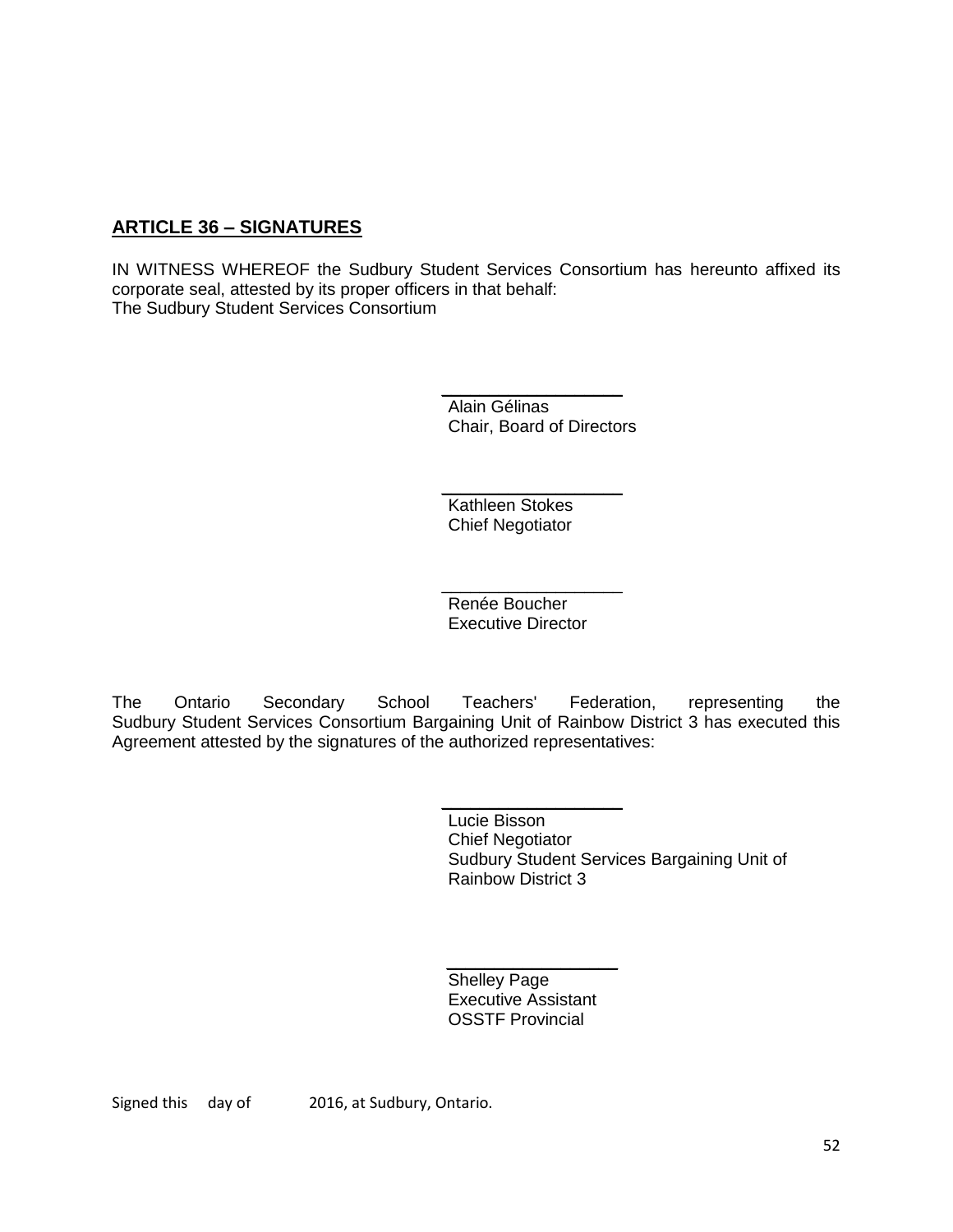## ARTICLE 36 – SIGNATURES

IN WITNESS WHEREOF the Sudbury Student Services Consortium has hereunto affixed its corporate seal, attested by its proper officers in that behalf:
The Sudbury Student Services Consortium

\_\_\_\_\_\_\_\_\_\_\_\_\_\_\_\_\_\_\_
Alain Gélinas
Chair, Board of Directors

\_\_\_\_\_\_\_\_\_\_\_\_\_\_\_\_\_\_\_
Kathleen Stokes
Chief Negotiator

\_\_\_\_\_\_\_\_\_\_\_\_\_\_\_\_\_\_\_
Renée Boucher
Executive Director

The Ontario Secondary School Teachers' Federation, representing the Sudbury Student Services Consortium Bargaining Unit of Rainbow District 3 has executed this Agreement attested by the signatures of the authorized representatives:

\_\_\_\_\_\_\_\_\_\_\_\_\_\_\_\_\_\_\_
Lucie Bisson
Chief Negotiator
Sudbury Student Services Bargaining Unit of Rainbow District 3

\_\_\_\_\_\_\_\_\_\_\_\_\_\_\_\_\_\_\_
Shelley Page
Executive Assistant
OSSTF Provincial

Signed this day of 2016, at Sudbury, Ontario.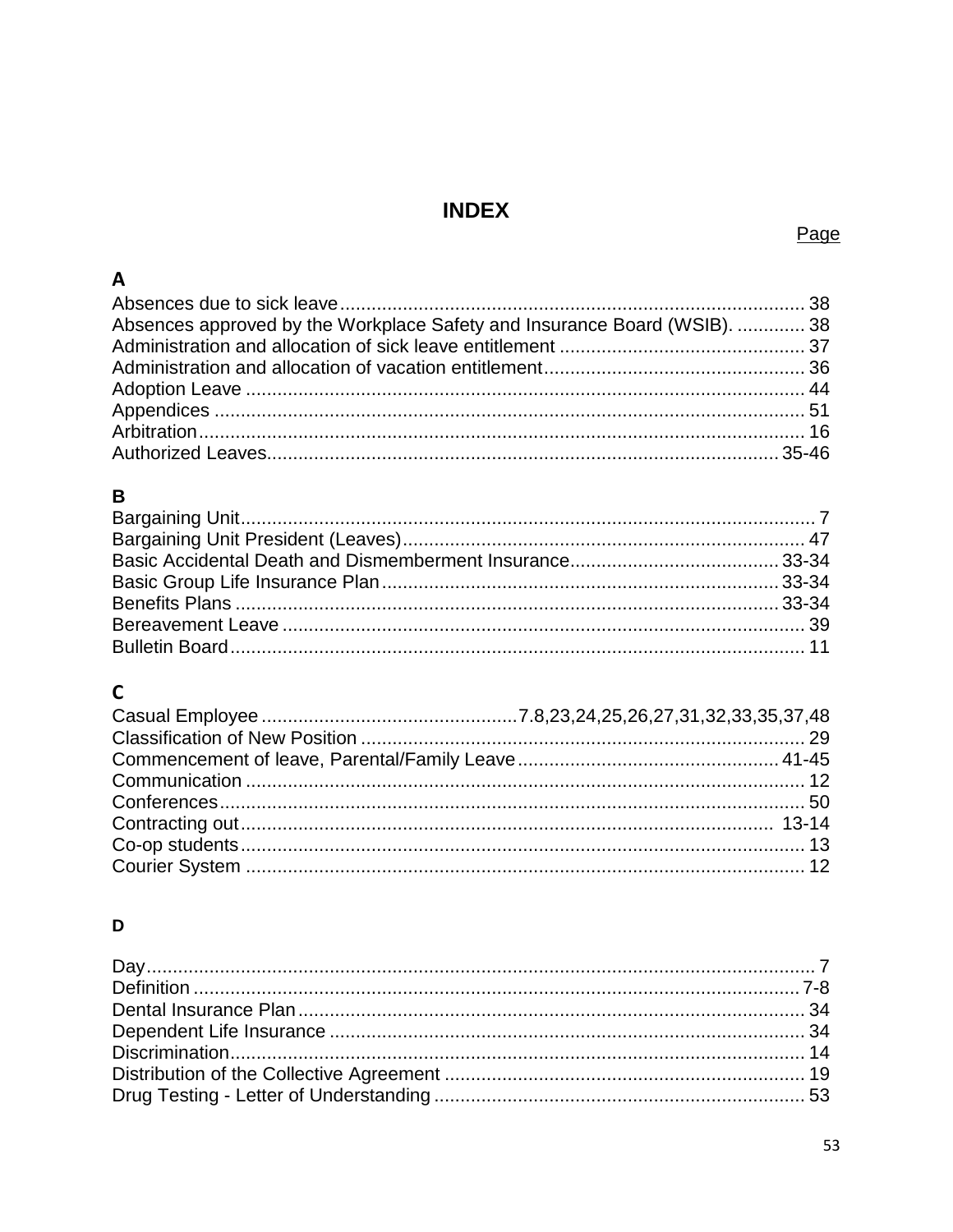# INDEX

Page

## A

Absences due to sick leave ... 38
Absences approved by the Workplace Safety and Insurance Board (WSIB). ... 38
Administration and allocation of sick leave entitlement ... 37
Administration and allocation of vacation entitlement ... 36
Adoption Leave ... 44
Appendices ... 51
Arbitration ... 16
Authorized Leaves ... 35-46

## B

Bargaining Unit ... 7
Bargaining Unit President (Leaves) ... 47
Basic Accidental Death and Dismemberment Insurance ... 33-34
Basic Group Life Insurance Plan ... 33-34
Benefits Plans ... 33-34
Bereavement Leave ... 39
Bulletin Board ... 11

## C

Casual Employee ... 7.8,23,24,25,26,27,31,32,33,35,37,48
Classification of New Position ... 29
Commencement of leave, Parental/Family Leave ... 41-45
Communication ... 12
Conferences ... 50
Contracting out ... 13-14
Co-op students ... 13
Courier System ... 12

## D

Day ... 7
Definition ... 7-8
Dental Insurance Plan ... 34
Dependent Life Insurance ... 34
Discrimination ... 14
Distribution of the Collective Agreement ... 19
Drug Testing - Letter of Understanding ... 53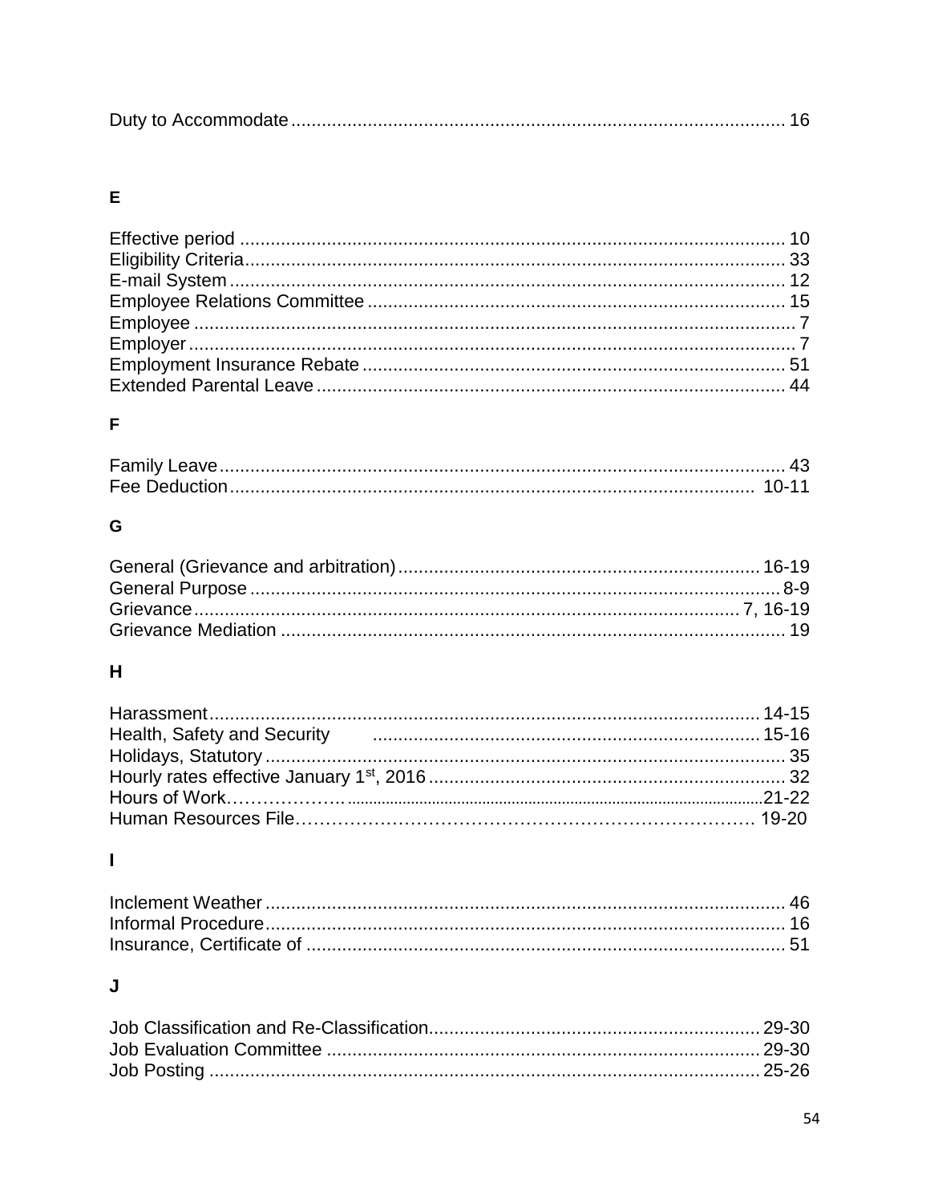Duty to Accommodate ................................................................................................ 16

## E

Effective period ........................................................................................................ 10
Eligibility Criteria ...................................................................................................... 33
E-mail System ........................................................................................................... 12
Employee Relations Committee ................................................................................ 15
Employee ..................................................................................................................... 7
Employer ...................................................................................................................... 7
Employment Insurance Rebate .................................................................................. 51
Extended Parental Leave ........................................................................................... 44

## F

Family Leave ............................................................................................................. 43
Fee Deduction ...................................................................................................... 10-11

## G

General (Grievance and arbitration) ....................................................................... 16-19
General Purpose ....................................................................................................... 8-9
Grievance ........................................................................................................ 7, 16-19
Grievance Mediation ................................................................................................. 19

## H

Harassment ........................................................................................................... 14-15
Health, Safety and Security ................................................................................... 15-16
Holidays, Statutory ..................................................................................................... 35
Hourly rates effective January 1st, 2016 ..................................................................... 32
Hours of Work………………. ................................................................................... 21-22
Human Resources File………………………………………………………………… 19-20

## I

Inclement Weather ..................................................................................................... 46
Informal Procedure ..................................................................................................... 16
Insurance, Certificate of ............................................................................................. 51

## J

Job Classification and Re-Classification ................................................................ 29-30
Job Evaluation Committee ..................................................................................... 29-30
Job Posting ............................................................................................................ 25-26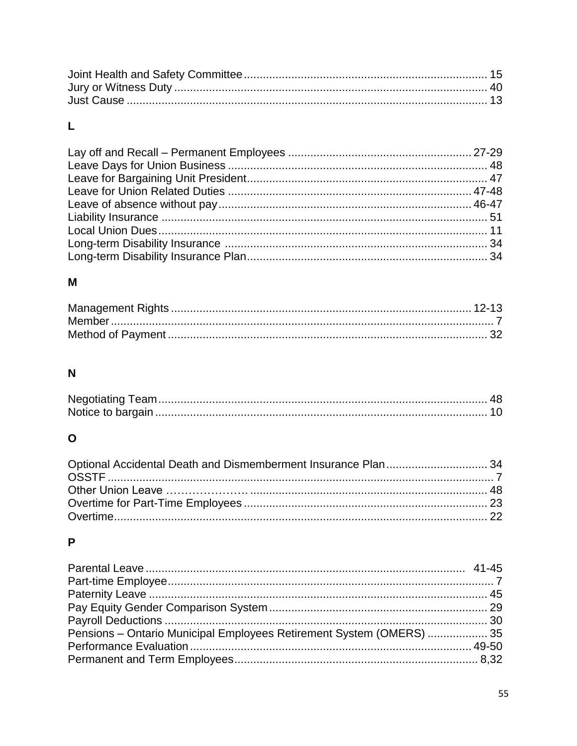Joint Health and Safety Committee ........................................................................... 15
Jury or Witness Duty ................................................................................................ 40
Just Cause ................................................................................................................ 13

**L**

Lay off and Recall – Permanent Employees ......................................................... 27-29
Leave Days for Union Business ................................................................................ 48
Leave for Bargaining Unit President.......................................................................... 47
Leave for Union Related Duties ............................................................................ 47-48
Leave of absence without pay................................................................................ 46-47
Liability Insurance .................................................................................................... 51
Local Union Dues...................................................................................................... 11
Long-term Disability Insurance ................................................................................ 34
Long-term Disability Insurance Plan.......................................................................... 34

**M**

Management Rights ............................................................................................... 12-13
Member ....................................................................................................................... 7
Method of Payment .................................................................................................. 32

**N**

Negotiating Team...................................................................................................... 48
Notice to bargain ....................................................................................................... 10

**O**

Optional Accidental Death and Dismemberment Insurance Plan ................................ 34
OSSTF ......................................................................................................................... 7
Other Union Leave …………………. ......................................................................... 48
Overtime for Part-Time Employees ........................................................................... 23
Overtime..................................................................................................................... 22

**P**

Parental Leave ..................................................................................................... 41-45
Part-time Employee...................................................................................................... 7
Paternity Leave .......................................................................................................... 45
Pay Equity Gender Comparison System .................................................................... 29
Payroll Deductions ..................................................................................................... 30
Pensions – Ontario Municipal Employees Retirement System (OMERS) ................... 35
Performance Evaluation ........................................................................................ 49-50
Permanent and Term Employees............................................................................ 8,32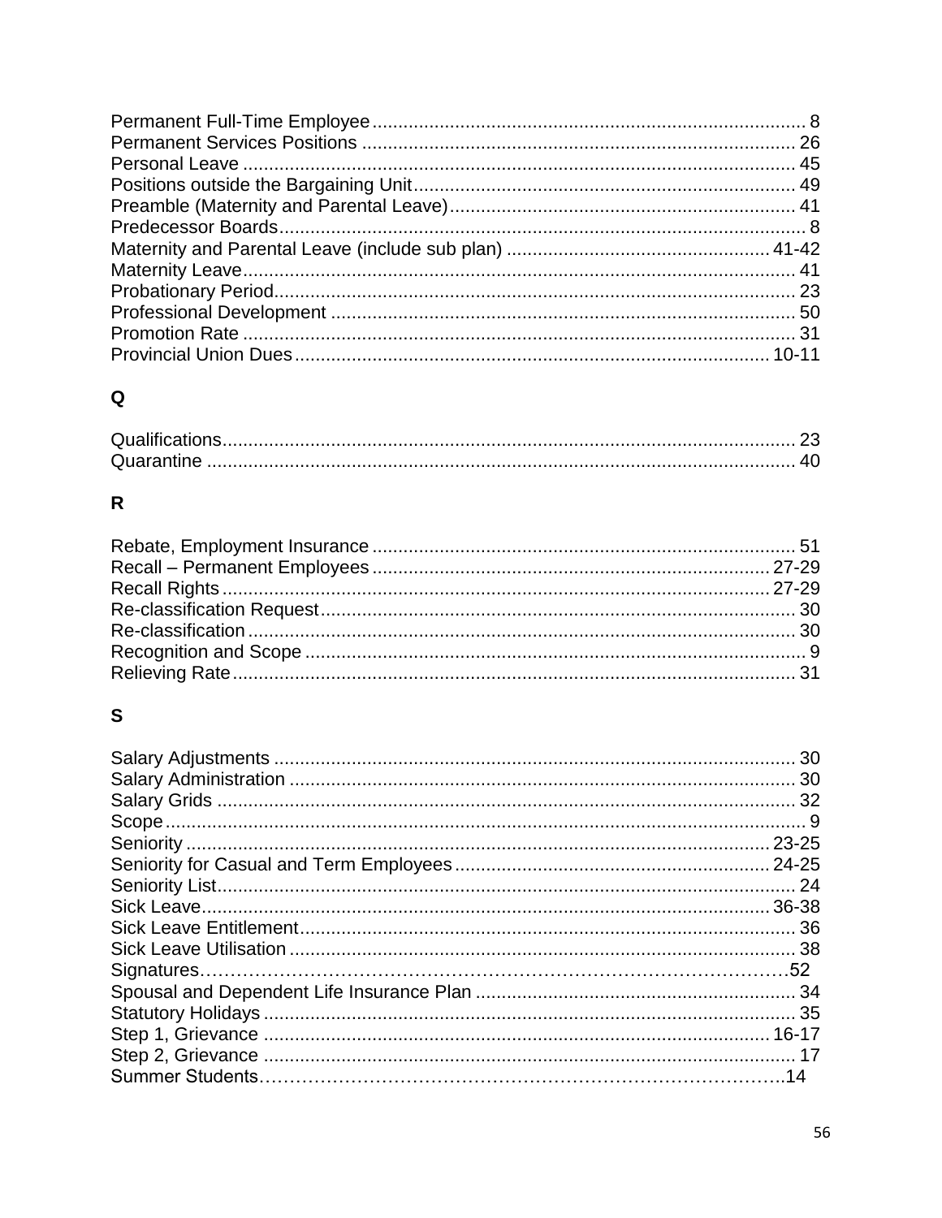Permanent Full-Time Employee .... 8
Permanent Services Positions .... 26
Personal Leave .... 45
Positions outside the Bargaining Unit .... 49
Preamble (Maternity and Parental Leave) .... 41
Predecessor Boards .... 8
Maternity and Parental Leave (include sub plan) .... 41-42
Maternity Leave .... 41
Probationary Period .... 23
Professional Development .... 50
Promotion Rate .... 31
Provincial Union Dues .... 10-11

## Q

Qualifications .... 23
Quarantine .... 40

## R

Rebate, Employment Insurance .... 51
Recall – Permanent Employees .... 27-29
Recall Rights .... 27-29
Re-classification Request .... 30
Re-classification .... 30
Recognition and Scope .... 9
Relieving Rate .... 31

## S

Salary Adjustments .... 30
Salary Administration .... 30
Salary Grids .... 32
Scope .... 9
Seniority .... 23-25
Seniority for Casual and Term Employees .... 24-25
Seniority List .... 24
Sick Leave .... 36-38
Sick Leave Entitlement .... 36
Sick Leave Utilisation .... 38
Signatures .... 52
Spousal and Dependent Life Insurance Plan .... 34
Statutory Holidays .... 35
Step 1, Grievance .... 16-17
Step 2, Grievance .... 17
Summer Students .... 14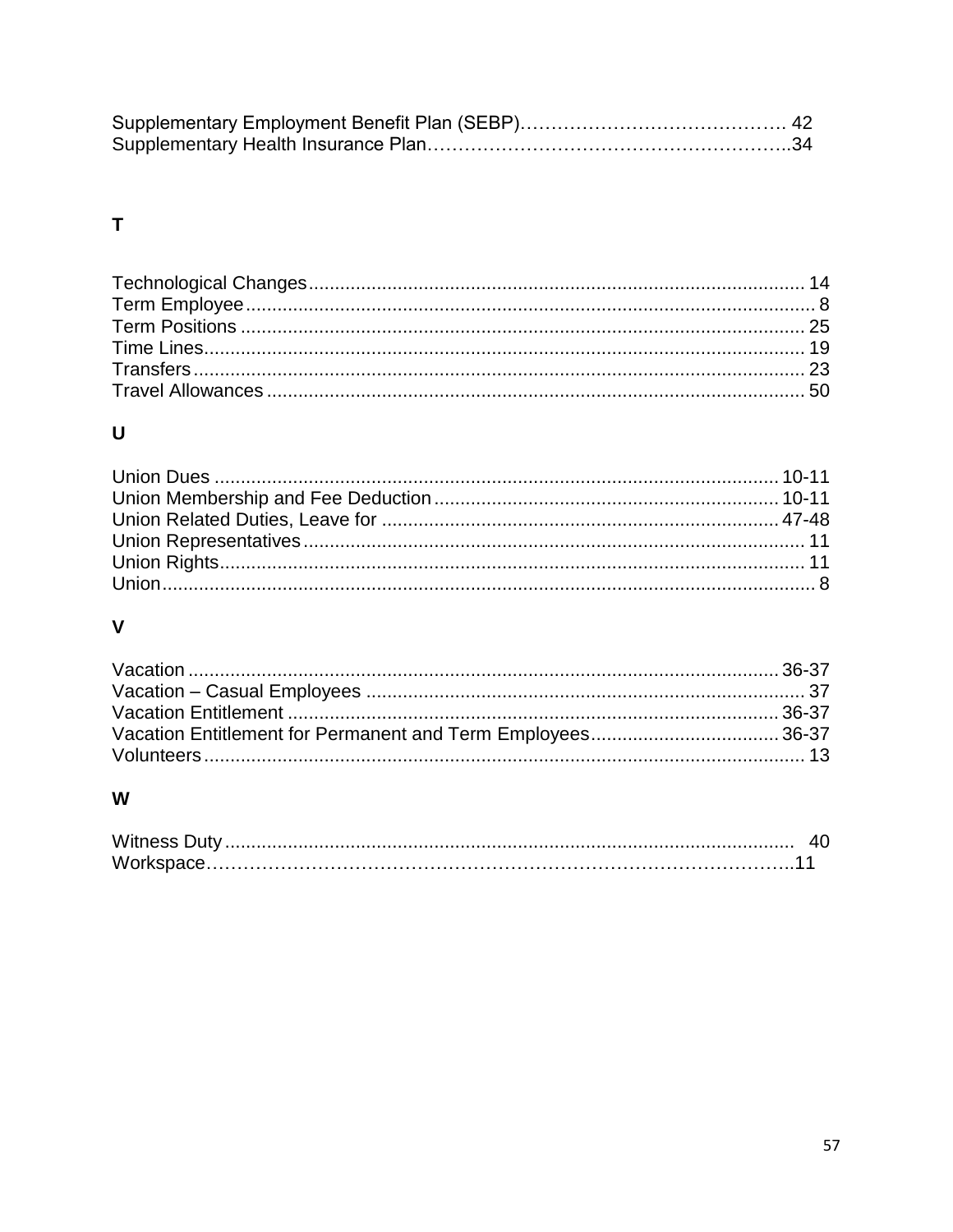Supplementary Employment Benefit Plan (SEBP)……………………………………. 42
Supplementary Health Insurance Plan…………………………………………………..34

## T

Technological Changes.............................................................................................. 14
Term Employee........................................................................................................... 8
Term Positions ........................................................................................................... 25
Time Lines.................................................................................................................. 19
Transfers.................................................................................................................... 23
Travel Allowances ...................................................................................................... 50

## U

Union Dues ............................................................................................................ 10-11
Union Membership and Fee Deduction ................................................................. 10-11
Union Related Duties, Leave for ............................................................................ 47-48
Union Representatives.............................................................................................. 11
Union Rights............................................................................................................... 11
Union........................................................................................................................... 8

## V

Vacation ................................................................................................................. 36-37
Vacation – Casual Employees .................................................................................. 37
Vacation Entitlement .............................................................................................. 36-37
Vacation Entitlement for Permanent and Term Employees.................................... 36-37
Volunteers.................................................................................................................. 13

## W

Witness Duty ............................................................................................................. 40
Workspace……………………………………………………………………………….11